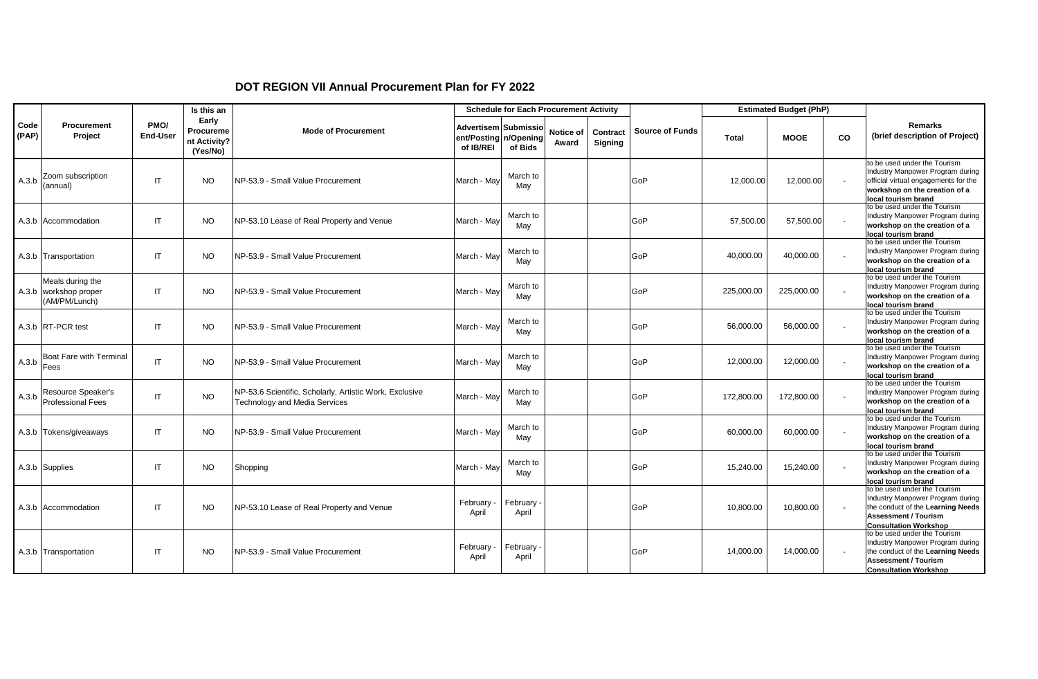# DOT REGION VII Annual Procurement Plan for FY 2022

| Code (PAP) | Procurement Project | PMO/ End-User | Is this an Early Procurement Activity? (Yes/No) | Mode of Procurement | Schedule for Each Procurement Activity | | | | Source of Funds | Estimated Budget (PhP) | | | Remarks (brief description of Project) |
|---|---|---|---|---|---|---|---|---|---|---|---|---|---|
| | | | | | Advertisement/Posting of IB/REI | Submission/Opening of Bids | Notice of Award | Contract Signing | | Total | MOOE | CO | |
| A.3.b | Zoom subscription (annual) | IT | NO | NP-53.9 - Small Value Procurement | March - May | March to May | | | GoP | 12,000.00 | 12,000.00 | - | to be used under the Tourism Industry Manpower Program during official virtual engagements for the **workshop on the creation of a local tourism brand** |
| A.3.b | Accommodation | IT | NO | NP-53.10 Lease of Real Property and Venue | March - May | March to May | | | GoP | 57,500.00 | 57,500.00 | - | to be used under the Tourism Industry Manpower Program during **workshop on the creation of a local tourism brand** |
| A.3.b | Transportation | IT | NO | NP-53.9 - Small Value Procurement | March - May | March to May | | | GoP | 40,000.00 | 40,000.00 | - | to be used under the Tourism Industry Manpower Program during **workshop on the creation of a local tourism brand** |
| A.3.b | Meals during the workshop proper (AM/PM/Lunch) | IT | NO | NP-53.9 - Small Value Procurement | March - May | March to May | | | GoP | 225,000.00 | 225,000.00 | - | to be used under the Tourism Industry Manpower Program during **workshop on the creation of a local tourism brand** |
| A.3.b | RT-PCR test | IT | NO | NP-53.9 - Small Value Procurement | March - May | March to May | | | GoP | 56,000.00 | 56,000.00 | - | to be used under the Tourism Industry Manpower Program during **workshop on the creation of a local tourism brand** |
| A.3.b | Boat Fare with Terminal Fees | IT | NO | NP-53.9 - Small Value Procurement | March - May | March to May | | | GoP | 12,000.00 | 12,000.00 | - | to be used under the Tourism Industry Manpower Program during **workshop on the creation of a local tourism brand** |
| A.3.b | Resource Speaker's Professional Fees | IT | NO | NP-53.6 Scientific, Scholarly, Artistic Work, Exclusive Technology and Media Services | March - May | March to May | | | GoP | 172,800.00 | 172,800.00 | - | to be used under the Tourism Industry Manpower Program during **workshop on the creation of a local tourism brand** |
| A.3.b | Tokens/giveaways | IT | NO | NP-53.9 - Small Value Procurement | March - May | March to May | | | GoP | 60,000.00 | 60,000.00 | - | to be used under the Tourism Industry Manpower Program during **workshop on the creation of a local tourism brand** |
| A.3.b | Supplies | IT | NO | Shopping | March - May | March to May | | | GoP | 15,240.00 | 15,240.00 | - | to be used under the Tourism Industry Manpower Program during **workshop on the creation of a local tourism brand** |
| A.3.b | Accommodation | IT | NO | NP-53.10 Lease of Real Property and Venue | February - April | February - April | | | GoP | 10,800.00 | 10,800.00 | - | to be used under the Tourism Industry Manpower Program during the conduct of the **Learning Needs Assessment / Tourism Consultation Workshop** |
| A.3.b | Transportation | IT | NO | NP-53.9 - Small Value Procurement | February - April | February - April | | | GoP | 14,000.00 | 14,000.00 | - | to be used under the Tourism Industry Manpower Program during the conduct of the **Learning Needs Assessment / Tourism Consultation Workshop** |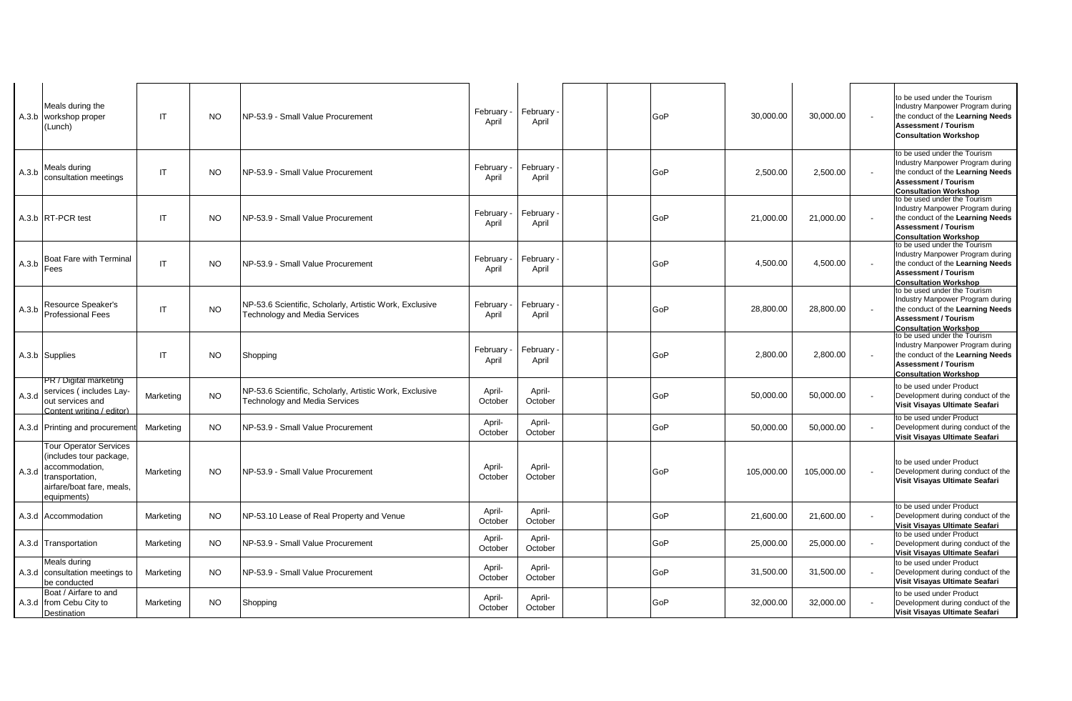| | | | | | | | | | | | | | |
|---|---|---|---|---|---|---|---|---|---|---|---|---|---|
| A.3.b | Meals during the workshop proper (Lunch) | IT | NO | NP-53.9 - Small Value Procurement | February - April | February - April | | | GoP | 30,000.00 | 30,000.00 | - | to be used under the Tourism Industry Manpower Program during the conduct of the **Learning Needs Assessment / Tourism Consultation Workshop** |
| A.3.b | Meals during consultation meetings | IT | NO | NP-53.9 - Small Value Procurement | February - April | February - April | | | GoP | 2,500.00 | 2,500.00 | - | to be used under the Tourism Industry Manpower Program during the conduct of the **Learning Needs Assessment / Tourism Consultation Workshop** |
| A.3.b | RT-PCR test | IT | NO | NP-53.9 - Small Value Procurement | February - April | February - April | | | GoP | 21,000.00 | 21,000.00 | - | to be used under the Tourism Industry Manpower Program during the conduct of the **Learning Needs Assessment / Tourism Consultation Workshop** |
| A.3.b | Boat Fare with Terminal Fees | IT | NO | NP-53.9 - Small Value Procurement | February - April | February - April | | | GoP | 4,500.00 | 4,500.00 | - | to be used under the Tourism Industry Manpower Program during the conduct of the **Learning Needs Assessment / Tourism Consultation Workshop** |
| A.3.b | Resource Speaker's Professional Fees | IT | NO | NP-53.6 Scientific, Scholarly, Artistic Work, Exclusive Technology and Media Services | February - April | February - April | | | GoP | 28,800.00 | 28,800.00 | - | to be used under the Tourism Industry Manpower Program during the conduct of the **Learning Needs Assessment / Tourism Consultation Workshop** |
| A.3.b | Supplies | IT | NO | Shopping | February - April | February - April | | | GoP | 2,800.00 | 2,800.00 | - | to be used under the Tourism Industry Manpower Program during the conduct of the **Learning Needs Assessment / Tourism Consultation Workshop** |
| A.3.d | PR / Digital marketing services ( includes Lay-out services and Content writing / editor) | Marketing | NO | NP-53.6 Scientific, Scholarly, Artistic Work, Exclusive Technology and Media Services | April-October | April-October | | | GoP | 50,000.00 | 50,000.00 | - | to be used under Product Development during conduct of the **Visit Visayas Ultimate Seafari** |
| A.3.d | Printing and procurement | Marketing | NO | NP-53.9 - Small Value Procurement | April-October | April-October | | | GoP | 50,000.00 | 50,000.00 | - | to be used under Product Development during conduct of the **Visit Visayas Ultimate Seafari** |
| A.3.d | Tour Operator Services (includes tour package, accommodation, transportation, airfare/boat fare, meals, equipments) | Marketing | NO | NP-53.9 - Small Value Procurement | April-October | April-October | | | GoP | 105,000.00 | 105,000.00 | - | to be used under Product Development during conduct of the **Visit Visayas Ultimate Seafari** |
| A.3.d | Accommodation | Marketing | NO | NP-53.10 Lease of Real Property and Venue | April-October | April-October | | | GoP | 21,600.00 | 21,600.00 | - | to be used under Product Development during conduct of the **Visit Visayas Ultimate Seafari** |
| A.3.d | Transportation | Marketing | NO | NP-53.9 - Small Value Procurement | April-October | April-October | | | GoP | 25,000.00 | 25,000.00 | - | to be used under Product Development during conduct of the **Visit Visayas Ultimate Seafari** |
| A.3.d | Meals during consultation meetings to be conducted | Marketing | NO | NP-53.9 - Small Value Procurement | April-October | April-October | | | GoP | 31,500.00 | 31,500.00 | - | to be used under Product Development during conduct of the **Visit Visayas Ultimate Seafari** |
| A.3.d | Boat / Airfare to and from Cebu City to Destination | Marketing | NO | Shopping | April-October | April-October | | | GoP | 32,000.00 | 32,000.00 | - | to be used under Product Development during conduct of the **Visit Visayas Ultimate Seafari** |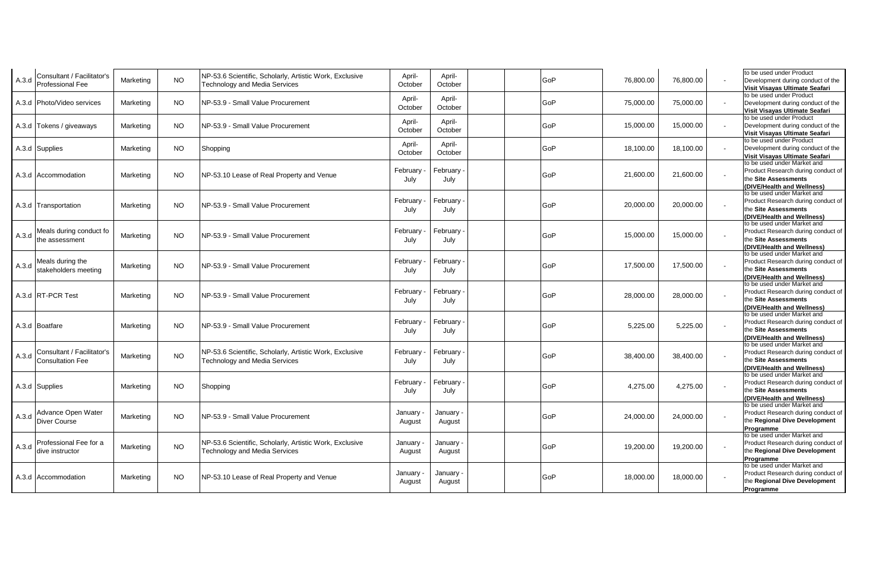| A.3.d | Consultant / Facilitator's Professional Fee | Marketing | NO | NP-53.6 Scientific, Scholarly, Artistic Work, Exclusive Technology and Media Services | April-October | April-October | | | GoP | 76,800.00 | 76,800.00 | - | to be used under Product Development during conduct of the **Visit Visayas Ultimate Seafari** |
|---|---|---|---|---|---|---|---|---|---|---|---|---|---|
| A.3.d | Photo/Video services | Marketing | NO | NP-53.9 - Small Value Procurement | April-October | April-October | | | GoP | 75,000.00 | 75,000.00 | - | to be used under Product Development during conduct of the **Visit Visayas Ultimate Seafari** |
| A.3.d | Tokens / giveaways | Marketing | NO | NP-53.9 - Small Value Procurement | April-October | April-October | | | GoP | 15,000.00 | 15,000.00 | - | to be used under Product Development during conduct of the **Visit Visayas Ultimate Seafari** |
| A.3.d | Supplies | Marketing | NO | Shopping | April-October | April-October | | | GoP | 18,100.00 | 18,100.00 | - | to be used under Product Development during conduct of the **Visit Visayas Ultimate Seafari** |
| A.3.d | Accommodation | Marketing | NO | NP-53.10 Lease of Real Property and Venue | February - July | February - July | | | GoP | 21,600.00 | 21,600.00 | - | to be used under Market and Product Research during conduct of the **Site Assessments (DIVE/Health and Wellness)** |
| A.3.d | Transportation | Marketing | NO | NP-53.9 - Small Value Procurement | February - July | February - July | | | GoP | 20,000.00 | 20,000.00 | - | to be used under Market and Product Research during conduct of the **Site Assessments (DIVE/Health and Wellness)** |
| A.3.d | Meals during conduct fo the assessment | Marketing | NO | NP-53.9 - Small Value Procurement | February - July | February - July | | | GoP | 15,000.00 | 15,000.00 | - | to be used under Market and Product Research during conduct of the **Site Assessments (DIVE/Health and Wellness)** |
| A.3.d | Meals during the stakeholders meeting | Marketing | NO | NP-53.9 - Small Value Procurement | February - July | February - July | | | GoP | 17,500.00 | 17,500.00 | - | to be used under Market and Product Research during conduct of the **Site Assessments (DIVE/Health and Wellness)** |
| A.3.d | RT-PCR Test | Marketing | NO | NP-53.9 - Small Value Procurement | February - July | February - July | | | GoP | 28,000.00 | 28,000.00 | - | to be used under Market and Product Research during conduct of the **Site Assessments (DIVE/Health and Wellness)** |
| A.3.d | Boatfare | Marketing | NO | NP-53.9 - Small Value Procurement | February - July | February - July | | | GoP | 5,225.00 | 5,225.00 | - | to be used under Market and Product Research during conduct of the **Site Assessments (DIVE/Health and Wellness)** |
| A.3.d | Consultant / Facilitator's Consultation Fee | Marketing | NO | NP-53.6 Scientific, Scholarly, Artistic Work, Exclusive Technology and Media Services | February - July | February - July | | | GoP | 38,400.00 | 38,400.00 | - | to be used under Market and Product Research during conduct of the **Site Assessments (DIVE/Health and Wellness)** |
| A.3.d | Supplies | Marketing | NO | Shopping | February - July | February - July | | | GoP | 4,275.00 | 4,275.00 | - | to be used under Market and Product Research during conduct of the **Site Assessments (DIVE/Health and Wellness)** |
| A.3.d | Advance Open Water Diver Course | Marketing | NO | NP-53.9 - Small Value Procurement | January - August | January - August | | | GoP | 24,000.00 | 24,000.00 | - | to be used under Market and Product Research during conduct of the **Regional Dive Development Programme** |
| A.3.d | Professional Fee for a dive instructor | Marketing | NO | NP-53.6 Scientific, Scholarly, Artistic Work, Exclusive Technology and Media Services | January - August | January - August | | | GoP | 19,200.00 | 19,200.00 | - | to be used under Market and Product Research during conduct of the **Regional Dive Development Programme** |
| A.3.d | Accommodation | Marketing | NO | NP-53.10 Lease of Real Property and Venue | January - August | January - August | | | GoP | 18,000.00 | 18,000.00 | - | to be used under Market and Product Research during conduct of the **Regional Dive Development Programme** |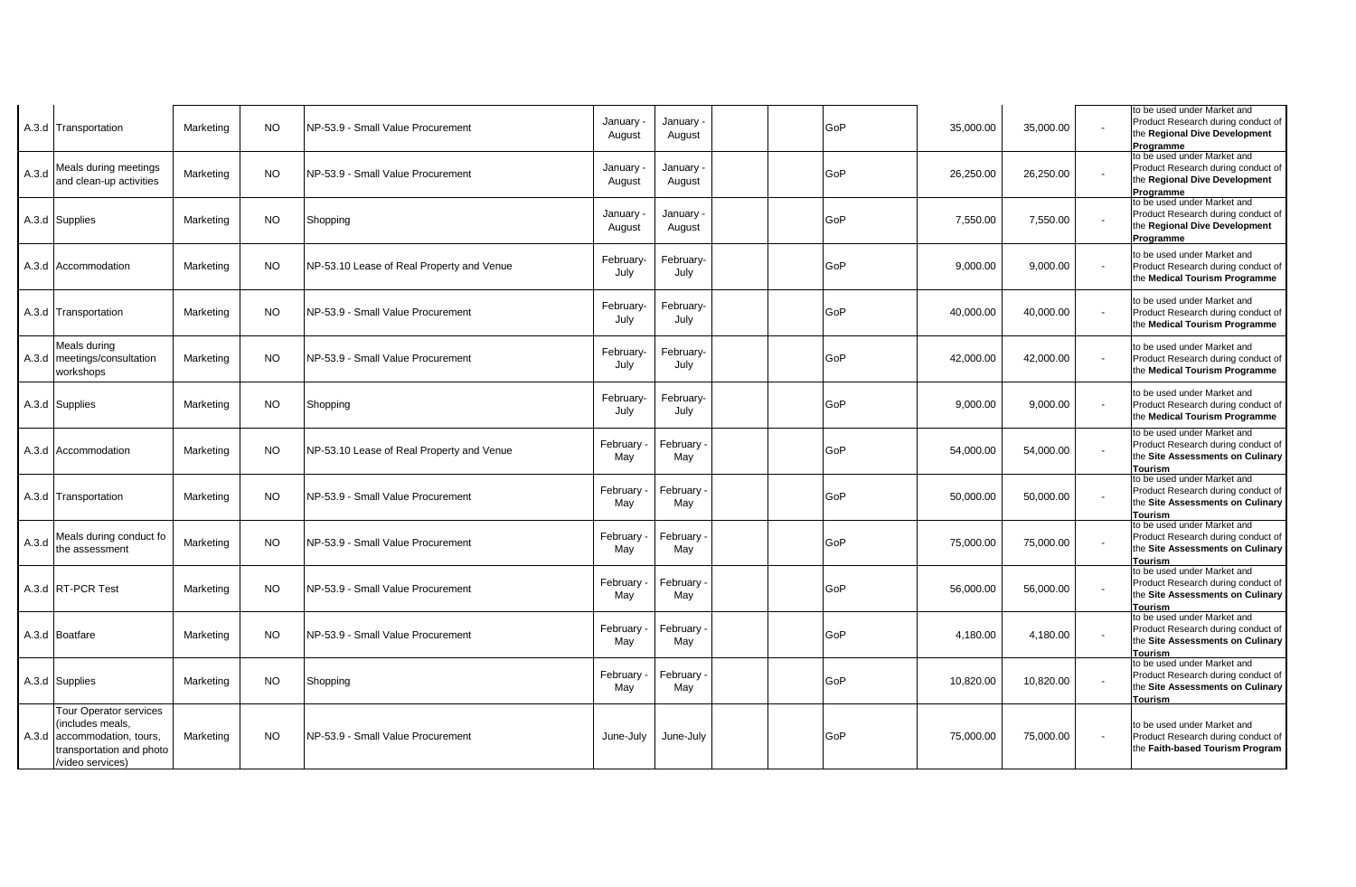| | | | | | | | | | | | | | |
|---|---|---|---|---|---|---|---|---|---|---|---|---|---|
| A.3.d | Transportation | Marketing | NO | NP-53.9 - Small Value Procurement | January - August | January - August | | | GoP | 35,000.00 | 35,000.00 | - | to be used under Market and Product Research during conduct of the **Regional Dive Development Programme** |
| A.3.d | Meals during meetings and clean-up activities | Marketing | NO | NP-53.9 - Small Value Procurement | January - August | January - August | | | GoP | 26,250.00 | 26,250.00 | - | to be used under Market and Product Research during conduct of the **Regional Dive Development Programme** |
| A.3.d | Supplies | Marketing | NO | Shopping | January - August | January - August | | | GoP | 7,550.00 | 7,550.00 | - | to be used under Market and Product Research during conduct of the **Regional Dive Development Programme** |
| A.3.d | Accommodation | Marketing | NO | NP-53.10 Lease of Real Property and Venue | February-July | February-July | | | GoP | 9,000.00 | 9,000.00 | - | to be used under Market and Product Research during conduct of the **Medical Tourism Programme** |
| A.3.d | Transportation | Marketing | NO | NP-53.9 - Small Value Procurement | February-July | February-July | | | GoP | 40,000.00 | 40,000.00 | - | to be used under Market and Product Research during conduct of the **Medical Tourism Programme** |
| A.3.d | Meals during meetings/consultation workshops | Marketing | NO | NP-53.9 - Small Value Procurement | February-July | February-July | | | GoP | 42,000.00 | 42,000.00 | - | to be used under Market and Product Research during conduct of the **Medical Tourism Programme** |
| A.3.d | Supplies | Marketing | NO | Shopping | February-July | February-July | | | GoP | 9,000.00 | 9,000.00 | - | to be used under Market and Product Research during conduct of the **Medical Tourism Programme** |
| A.3.d | Accommodation | Marketing | NO | NP-53.10 Lease of Real Property and Venue | February - May | February - May | | | GoP | 54,000.00 | 54,000.00 | - | to be used under Market and Product Research during conduct of the **Site Assessments on Culinary Tourism** |
| A.3.d | Transportation | Marketing | NO | NP-53.9 - Small Value Procurement | February - May | February - May | | | GoP | 50,000.00 | 50,000.00 | - | to be used under Market and Product Research during conduct of the **Site Assessments on Culinary Tourism** |
| A.3.d | Meals during conduct fo the assessment | Marketing | NO | NP-53.9 - Small Value Procurement | February - May | February - May | | | GoP | 75,000.00 | 75,000.00 | - | to be used under Market and Product Research during conduct of the **Site Assessments on Culinary Tourism** |
| A.3.d | RT-PCR Test | Marketing | NO | NP-53.9 - Small Value Procurement | February - May | February - May | | | GoP | 56,000.00 | 56,000.00 | - | to be used under Market and Product Research during conduct of the **Site Assessments on Culinary Tourism** |
| A.3.d | Boatfare | Marketing | NO | NP-53.9 - Small Value Procurement | February - May | February - May | | | GoP | 4,180.00 | 4,180.00 | - | to be used under Market and Product Research during conduct of the **Site Assessments on Culinary Tourism** |
| A.3.d | Supplies | Marketing | NO | Shopping | February - May | February - May | | | GoP | 10,820.00 | 10,820.00 | - | to be used under Market and Product Research during conduct of the **Site Assessments on Culinary Tourism** |
| A.3.d | Tour Operator services (includes meals, accommodation, tours, transportation and photo /video services) | Marketing | NO | NP-53.9 - Small Value Procurement | June-July | June-July | | | GoP | 75,000.00 | 75,000.00 | - | to be used under Market and Product Research during conduct of the **Faith-based Tourism Program** |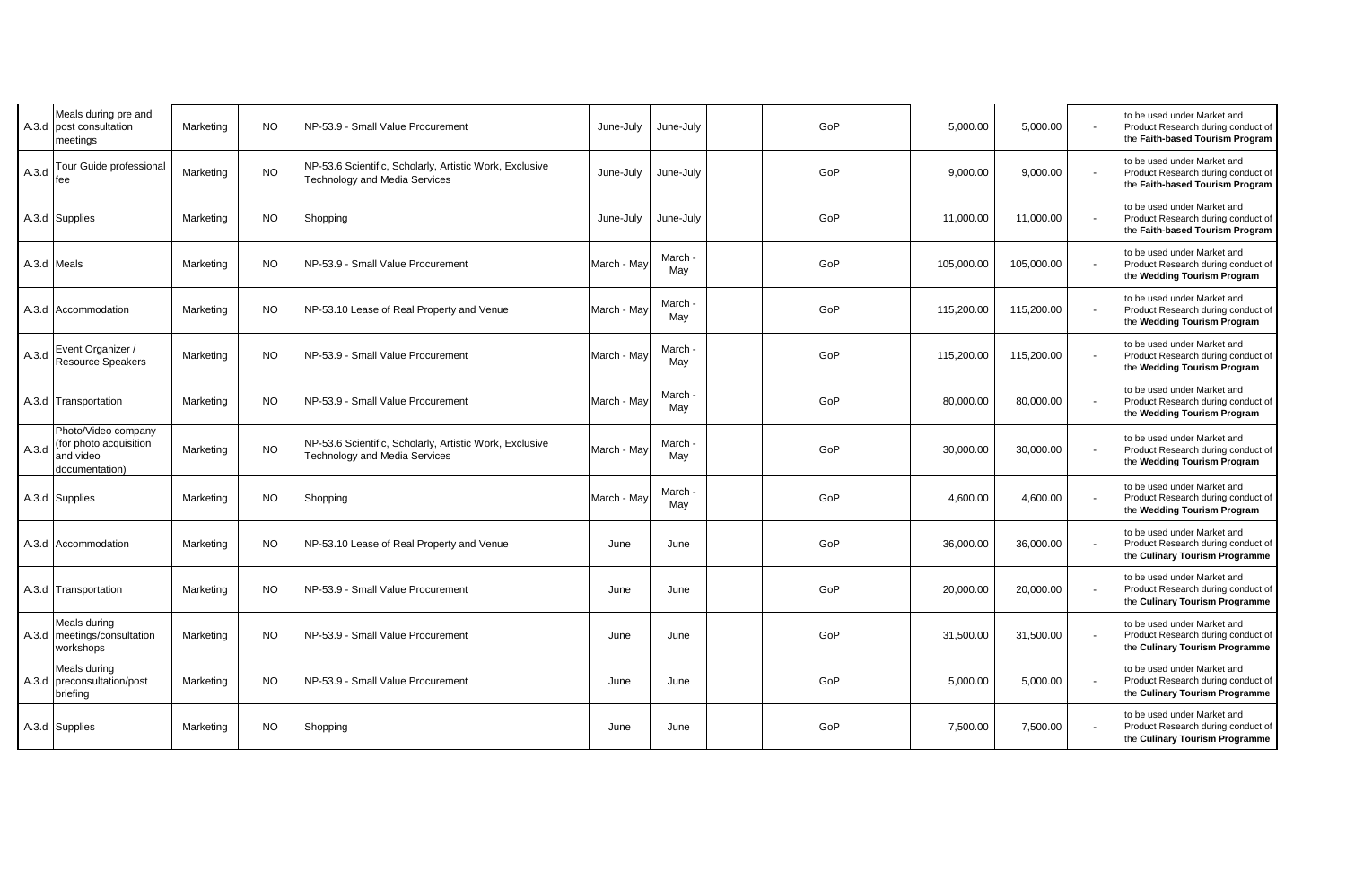| A.3.d | Meals during pre and post consultation meetings | Marketing | NO | NP-53.9 - Small Value Procurement | June-July | June-July | | | GoP | 5,000.00 | 5,000.00 | - | to be used under Market and Product Research during conduct of the **Faith-based Tourism Program** |
|---|---|---|---|---|---|---|---|---|---|---|---|---|---|
| A.3.d | Tour Guide professional fee | Marketing | NO | NP-53.6 Scientific, Scholarly, Artistic Work, Exclusive Technology and Media Services | June-July | June-July | | | GoP | 9,000.00 | 9,000.00 | - | to be used under Market and Product Research during conduct of the **Faith-based Tourism Program** |
| A.3.d | Supplies | Marketing | NO | Shopping | June-July | June-July | | | GoP | 11,000.00 | 11,000.00 | - | to be used under Market and Product Research during conduct of the **Faith-based Tourism Program** |
| A.3.d | Meals | Marketing | NO | NP-53.9 - Small Value Procurement | March - May | March - May | | | GoP | 105,000.00 | 105,000.00 | - | to be used under Market and Product Research during conduct of the **Wedding Tourism Program** |
| A.3.d | Accommodation | Marketing | NO | NP-53.10 Lease of Real Property and Venue | March - May | March - May | | | GoP | 115,200.00 | 115,200.00 | - | to be used under Market and Product Research during conduct of the **Wedding Tourism Program** |
| A.3.d | Event Organizer / Resource Speakers | Marketing | NO | NP-53.9 - Small Value Procurement | March - May | March - May | | | GoP | 115,200.00 | 115,200.00 | - | to be used under Market and Product Research during conduct of the **Wedding Tourism Program** |
| A.3.d | Transportation | Marketing | NO | NP-53.9 - Small Value Procurement | March - May | March - May | | | GoP | 80,000.00 | 80,000.00 | - | to be used under Market and Product Research during conduct of the **Wedding Tourism Program** |
| A.3.d | Photo/Video company (for photo acquisition and video documentation) | Marketing | NO | NP-53.6 Scientific, Scholarly, Artistic Work, Exclusive Technology and Media Services | March - May | March - May | | | GoP | 30,000.00 | 30,000.00 | - | to be used under Market and Product Research during conduct of the **Wedding Tourism Program** |
| A.3.d | Supplies | Marketing | NO | Shopping | March - May | March - May | | | GoP | 4,600.00 | 4,600.00 | - | to be used under Market and Product Research during conduct of the **Wedding Tourism Program** |
| A.3.d | Accommodation | Marketing | NO | NP-53.10 Lease of Real Property and Venue | June | June | | | GoP | 36,000.00 | 36,000.00 | - | to be used under Market and Product Research during conduct of the **Culinary Tourism Programme** |
| A.3.d | Transportation | Marketing | NO | NP-53.9 - Small Value Procurement | June | June | | | GoP | 20,000.00 | 20,000.00 | - | to be used under Market and Product Research during conduct of the **Culinary Tourism Programme** |
| A.3.d | Meals during meetings/consultation workshops | Marketing | NO | NP-53.9 - Small Value Procurement | June | June | | | GoP | 31,500.00 | 31,500.00 | - | to be used under Market and Product Research during conduct of the **Culinary Tourism Programme** |
| A.3.d | Meals during preconsultation/post briefing | Marketing | NO | NP-53.9 - Small Value Procurement | June | June | | | GoP | 5,000.00 | 5,000.00 | - | to be used under Market and Product Research during conduct of the **Culinary Tourism Programme** |
| A.3.d | Supplies | Marketing | NO | Shopping | June | June | | | GoP | 7,500.00 | 7,500.00 | - | to be used under Market and Product Research during conduct of the **Culinary Tourism Programme** |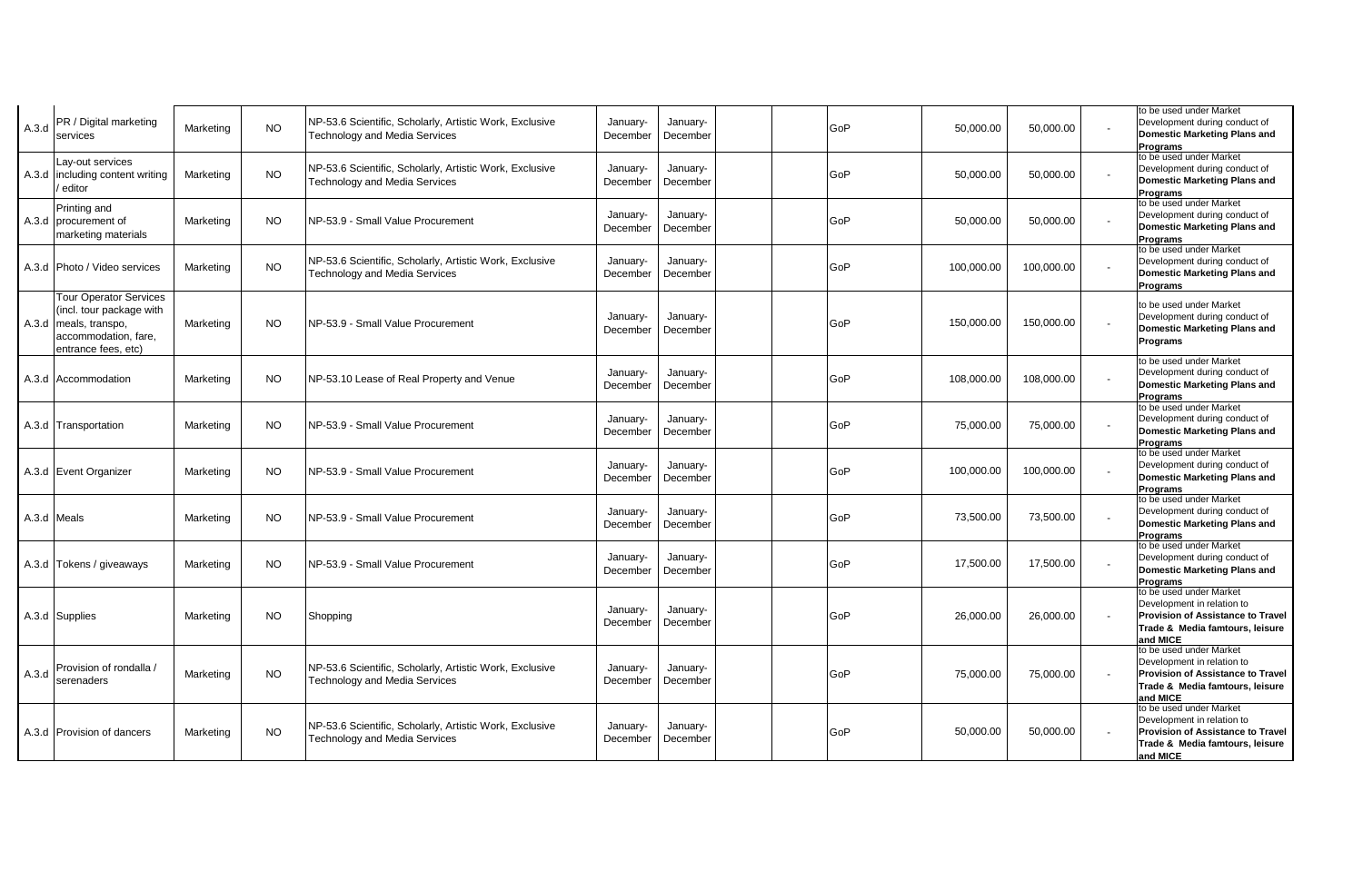| | | | | | | | | | | | | | |
|---|---|---|---|---|---|---|---|---|---|---|---|---|---|
| A.3.d | PR / Digital marketing services | Marketing | NO | NP-53.6 Scientific, Scholarly, Artistic Work, Exclusive Technology and Media Services | January-December | January-December | | | GoP | 50,000.00 | 50,000.00 | - | to be used under Market Development during conduct of **Domestic Marketing Plans and Programs** |
| A.3.d | Lay-out services including content writing / editor | Marketing | NO | NP-53.6 Scientific, Scholarly, Artistic Work, Exclusive Technology and Media Services | January-December | January-December | | | GoP | 50,000.00 | 50,000.00 | - | to be used under Market Development during conduct of **Domestic Marketing Plans and Programs** |
| A.3.d | Printing and procurement of marketing materials | Marketing | NO | NP-53.9 - Small Value Procurement | January-December | January-December | | | GoP | 50,000.00 | 50,000.00 | - | to be used under Market Development during conduct of **Domestic Marketing Plans and Programs** |
| A.3.d | Photo / Video services | Marketing | NO | NP-53.6 Scientific, Scholarly, Artistic Work, Exclusive Technology and Media Services | January-December | January-December | | | GoP | 100,000.00 | 100,000.00 | - | to be used under Market Development during conduct of **Domestic Marketing Plans and Programs** |
| A.3.d | Tour Operator Services (incl. tour package with meals, transpo, accommodation, fare, entrance fees, etc) | Marketing | NO | NP-53.9 - Small Value Procurement | January-December | January-December | | | GoP | 150,000.00 | 150,000.00 | - | to be used under Market Development during conduct of **Domestic Marketing Plans and Programs** |
| A.3.d | Accommodation | Marketing | NO | NP-53.10 Lease of Real Property and Venue | January-December | January-December | | | GoP | 108,000.00 | 108,000.00 | - | to be used under Market Development during conduct of **Domestic Marketing Plans and Programs** |
| A.3.d | Transportation | Marketing | NO | NP-53.9 - Small Value Procurement | January-December | January-December | | | GoP | 75,000.00 | 75,000.00 | - | to be used under Market Development during conduct of **Domestic Marketing Plans and Programs** |
| A.3.d | Event Organizer | Marketing | NO | NP-53.9 - Small Value Procurement | January-December | January-December | | | GoP | 100,000.00 | 100,000.00 | - | to be used under Market Development during conduct of **Domestic Marketing Plans and Programs** |
| A.3.d | Meals | Marketing | NO | NP-53.9 - Small Value Procurement | January-December | January-December | | | GoP | 73,500.00 | 73,500.00 | - | to be used under Market Development during conduct of **Domestic Marketing Plans and Programs** |
| A.3.d | Tokens / giveaways | Marketing | NO | NP-53.9 - Small Value Procurement | January-December | January-December | | | GoP | 17,500.00 | 17,500.00 | - | to be used under Market Development during conduct of **Domestic Marketing Plans and Programs** |
| A.3.d | Supplies | Marketing | NO | Shopping | January-December | January-December | | | GoP | 26,000.00 | 26,000.00 | - | to be used under Market Development in relation to **Provision of Assistance to Travel Trade & Media famtours, leisure and MICE** |
| A.3.d | Provision of rondalla / serenaders | Marketing | NO | NP-53.6 Scientific, Scholarly, Artistic Work, Exclusive Technology and Media Services | January-December | January-December | | | GoP | 75,000.00 | 75,000.00 | - | to be used under Market Development in relation to **Provision of Assistance to Travel Trade & Media famtours, leisure and MICE** |
| A.3.d | Provision of dancers | Marketing | NO | NP-53.6 Scientific, Scholarly, Artistic Work, Exclusive Technology and Media Services | January-December | January-December | | | GoP | 50,000.00 | 50,000.00 | - | to be used under Market Development in relation to **Provision of Assistance to Travel Trade & Media famtours, leisure and MICE** |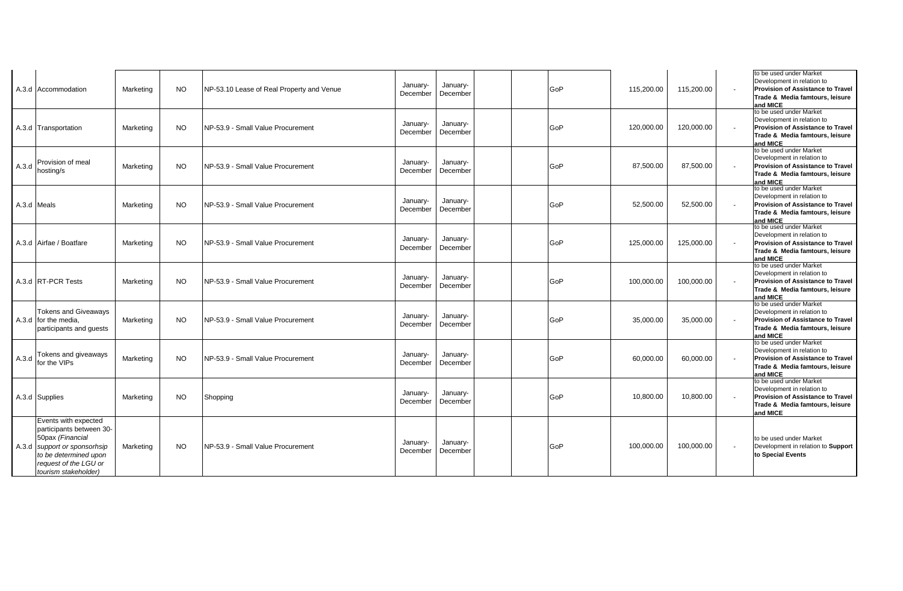| | | | | | | | | | | | | | |
|---|---|---|---|---|---|---|---|---|---|---|---|---|---|
| A.3.d | Accommodation | Marketing | NO | NP-53.10 Lease of Real Property and Venue | January-December | January-December | | | GoP | 115,200.00 | 115,200.00 | - | to be used under Market Development in relation to **Provision of Assistance to Travel Trade & Media famtours, leisure and MICE** |
| A.3.d | Transportation | Marketing | NO | NP-53.9 - Small Value Procurement | January-December | January-December | | | GoP | 120,000.00 | 120,000.00 | - | to be used under Market Development in relation to **Provision of Assistance to Travel Trade & Media famtours, leisure and MICE** |
| A.3.d | Provision of meal hosting/s | Marketing | NO | NP-53.9 - Small Value Procurement | January-December | January-December | | | GoP | 87,500.00 | 87,500.00 | - | to be used under Market Development in relation to **Provision of Assistance to Travel Trade & Media famtours, leisure and MICE** |
| A.3.d | Meals | Marketing | NO | NP-53.9 - Small Value Procurement | January-December | January-December | | | GoP | 52,500.00 | 52,500.00 | - | to be used under Market Development in relation to **Provision of Assistance to Travel Trade & Media famtours, leisure and MICE** |
| A.3.d | Airfae / Boatfare | Marketing | NO | NP-53.9 - Small Value Procurement | January-December | January-December | | | GoP | 125,000.00 | 125,000.00 | - | to be used under Market Development in relation to **Provision of Assistance to Travel Trade & Media famtours, leisure and MICE** |
| A.3.d | RT-PCR Tests | Marketing | NO | NP-53.9 - Small Value Procurement | January-December | January-December | | | GoP | 100,000.00 | 100,000.00 | - | to be used under Market Development in relation to **Provision of Assistance to Travel Trade & Media famtours, leisure and MICE** |
| A.3.d | Tokens and Giveaways for the media, participants and guests | Marketing | NO | NP-53.9 - Small Value Procurement | January-December | January-December | | | GoP | 35,000.00 | 35,000.00 | - | to be used under Market Development in relation to **Provision of Assistance to Travel Trade & Media famtours, leisure and MICE** |
| A.3.d | Tokens and giveaways for the VIPs | Marketing | NO | NP-53.9 - Small Value Procurement | January-December | January-December | | | GoP | 60,000.00 | 60,000.00 | - | to be used under Market Development in relation to **Provision of Assistance to Travel Trade & Media famtours, leisure and MICE** |
| A.3.d | Supplies | Marketing | NO | Shopping | January-December | January-December | | | GoP | 10,800.00 | 10,800.00 | - | to be used under Market Development in relation to **Provision of Assistance to Travel Trade & Media famtours, leisure and MICE** |
| A.3.d | Events with expected participants between 30-50pax *(Financial support or sponsorhsip to be determined upon request of the LGU or tourism stakeholder)* | Marketing | NO | NP-53.9 - Small Value Procurement | January-December | January-December | | | GoP | 100,000.00 | 100,000.00 | - | to be used under Market Development in relation to **Support to Special Events** |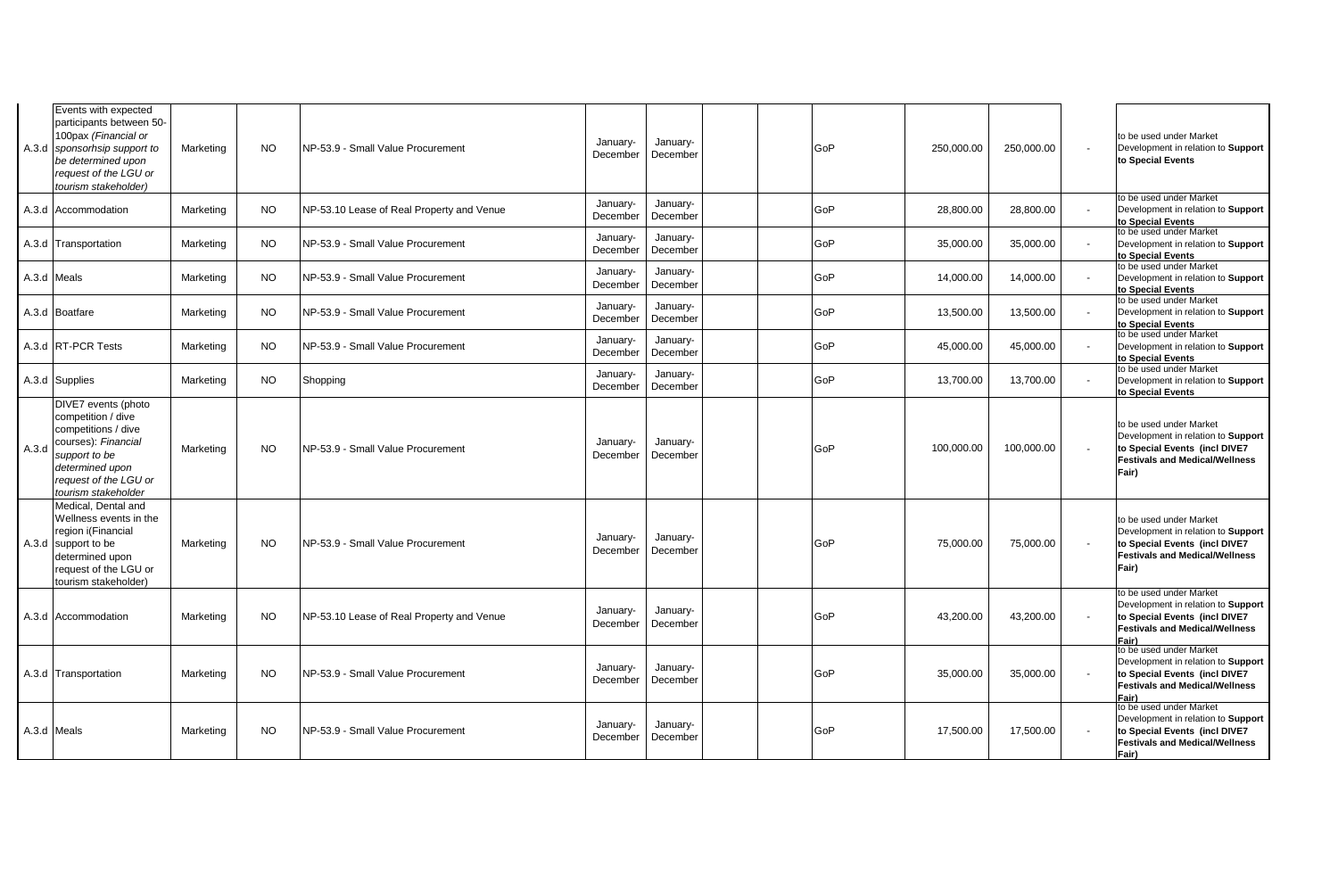| | | | | | | | | | | | | | |
|---|---|---|---|---|---|---|---|---|---|---|---|---|---|
| A.3.d | Events with expected participants between 50-100pax *(Financial or sponsorhsip support to be determined upon request of the LGU or tourism stakeholder)* | Marketing | NO | NP-53.9 - Small Value Procurement | January-December | January-December | | | GoP | 250,000.00 | 250,000.00 | - | to be used under Market Development in relation to **Support to Special Events** |
| A.3.d | Accommodation | Marketing | NO | NP-53.10 Lease of Real Property and Venue | January-December | January-December | | | GoP | 28,800.00 | 28,800.00 | - | to be used under Market Development in relation to **Support to Special Events** |
| A.3.d | Transportation | Marketing | NO | NP-53.9 - Small Value Procurement | January-December | January-December | | | GoP | 35,000.00 | 35,000.00 | - | to be used under Market Development in relation to **Support to Special Events** |
| A.3.d | Meals | Marketing | NO | NP-53.9 - Small Value Procurement | January-December | January-December | | | GoP | 14,000.00 | 14,000.00 | - | to be used under Market Development in relation to **Support to Special Events** |
| A.3.d | Boatfare | Marketing | NO | NP-53.9 - Small Value Procurement | January-December | January-December | | | GoP | 13,500.00 | 13,500.00 | - | to be used under Market Development in relation to **Support to Special Events** |
| A.3.d | RT-PCR Tests | Marketing | NO | NP-53.9 - Small Value Procurement | January-December | January-December | | | GoP | 45,000.00 | 45,000.00 | - | to be used under Market Development in relation to **Support to Special Events** |
| A.3.d | Supplies | Marketing | NO | Shopping | January-December | January-December | | | GoP | 13,700.00 | 13,700.00 | - | to be used under Market Development in relation to **Support to Special Events** |
| A.3.d | DIVE7 events (photo competition / dive competitions / dive courses): *Financial support to be determined upon request of the LGU or tourism stakeholder* | Marketing | NO | NP-53.9 - Small Value Procurement | January-December | January-December | | | GoP | 100,000.00 | 100,000.00 | - | to be used under Market Development in relation to **Support to Special Events (incl DIVE7 Festivals and Medical/Wellness Fair)** |
| A.3.d | Medical, Dental and Wellness events in the region i(Financial support to be determined upon request of the LGU or tourism stakeholder) | Marketing | NO | NP-53.9 - Small Value Procurement | January-December | January-December | | | GoP | 75,000.00 | 75,000.00 | - | to be used under Market Development in relation to **Support to Special Events (incl DIVE7 Festivals and Medical/Wellness Fair)** |
| A.3.d | Accommodation | Marketing | NO | NP-53.10 Lease of Real Property and Venue | January-December | January-December | | | GoP | 43,200.00 | 43,200.00 | - | to be used under Market Development in relation to **Support to Special Events (incl DIVE7 Festivals and Medical/Wellness Fair)** |
| A.3.d | Transportation | Marketing | NO | NP-53.9 - Small Value Procurement | January-December | January-December | | | GoP | 35,000.00 | 35,000.00 | - | to be used under Market Development in relation to **Support to Special Events (incl DIVE7 Festivals and Medical/Wellness Fair)** |
| A.3.d | Meals | Marketing | NO | NP-53.9 - Small Value Procurement | January-December | January-December | | | GoP | 17,500.00 | 17,500.00 | - | to be used under Market Development in relation to **Support to Special Events (incl DIVE7 Festivals and Medical/Wellness Fair)** |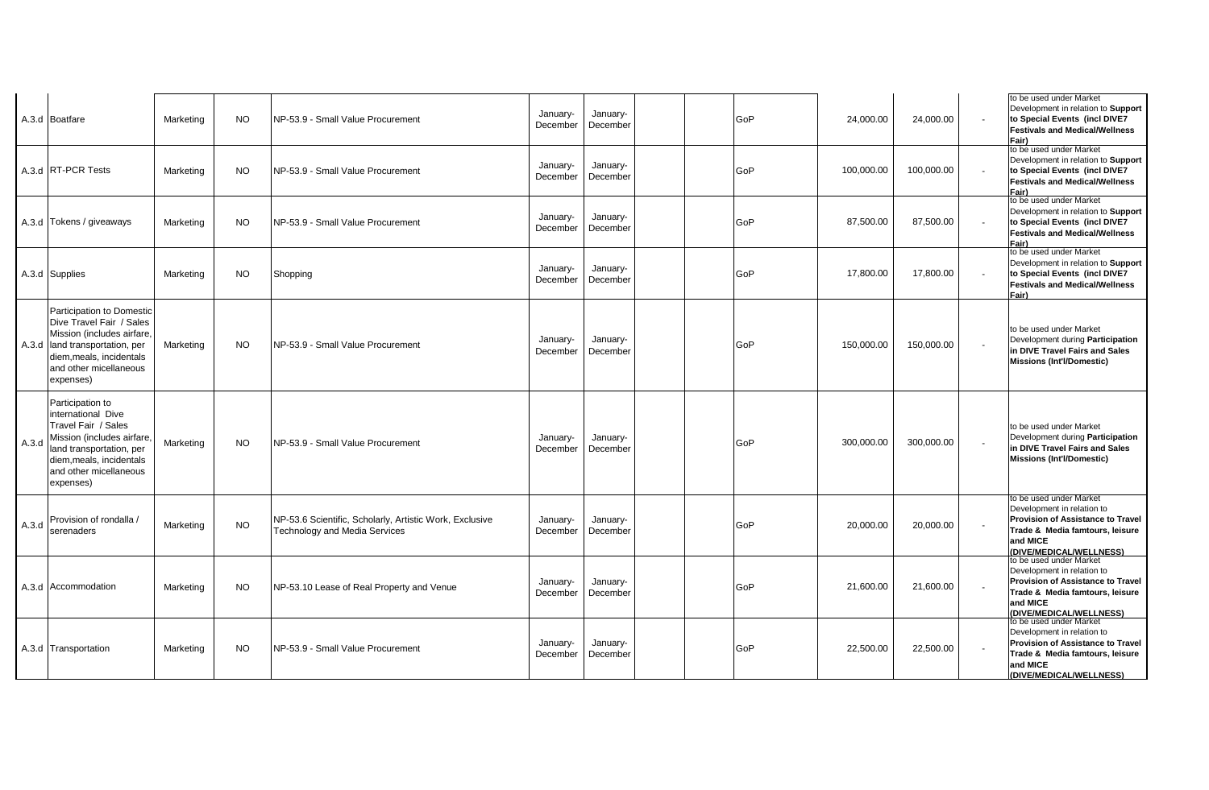| | | | | | | | | | | | | | |
|---|---|---|---|---|---|---|---|---|---|---|---|---|---|
| A.3.d | Boatfare | Marketing | NO | NP-53.9 - Small Value Procurement | January-December | January-December | | | GoP | 24,000.00 | 24,000.00 | - | to be used under Market Development in relation to **Support to Special Events (incl DIVE7 Festivals and Medical/Wellness Fair)** |
| A.3.d | RT-PCR Tests | Marketing | NO | NP-53.9 - Small Value Procurement | January-December | January-December | | | GoP | 100,000.00 | 100,000.00 | - | to be used under Market Development in relation to **Support to Special Events (incl DIVE7 Festivals and Medical/Wellness Fair)** |
| A.3.d | Tokens / giveaways | Marketing | NO | NP-53.9 - Small Value Procurement | January-December | January-December | | | GoP | 87,500.00 | 87,500.00 | - | to be used under Market Development in relation to **Support to Special Events (incl DIVE7 Festivals and Medical/Wellness Fair)** |
| A.3.d | Supplies | Marketing | NO | Shopping | January-December | January-December | | | GoP | 17,800.00 | 17,800.00 | - | to be used under Market Development in relation to **Support to Special Events (incl DIVE7 Festivals and Medical/Wellness Fair)** |
| A.3.d | Participation to Domestic Dive Travel Fair / Sales Mission (includes airfare, land transportation, per diem,meals, incidentals and other micellaneous expenses) | Marketing | NO | NP-53.9 - Small Value Procurement | January-December | January-December | | | GoP | 150,000.00 | 150,000.00 | - | to be used under Market Development during **Participation in DIVE Travel Fairs and Sales Missions (Int'l/Domestic)** |
| A.3.d | Participation to international Dive Travel Fair / Sales Mission (includes airfare, land transportation, per diem,meals, incidentals and other micellaneous expenses) | Marketing | NO | NP-53.9 - Small Value Procurement | January-December | January-December | | | GoP | 300,000.00 | 300,000.00 | - | to be used under Market Development during **Participation in DIVE Travel Fairs and Sales Missions (Int'l/Domestic)** |
| A.3.d | Provision of rondalla / serenaders | Marketing | NO | NP-53.6 Scientific, Scholarly, Artistic Work, Exclusive Technology and Media Services | January-December | January-December | | | GoP | 20,000.00 | 20,000.00 | - | to be used under Market Development in relation to **Provision of Assistance to Travel Trade & Media famtours, leisure and MICE (DIVE/MEDICAL/WELLNESS)** |
| A.3.d | Accommodation | Marketing | NO | NP-53.10 Lease of Real Property and Venue | January-December | January-December | | | GoP | 21,600.00 | 21,600.00 | - | to be used under Market Development in relation to **Provision of Assistance to Travel Trade & Media famtours, leisure and MICE (DIVE/MEDICAL/WELLNESS)** |
| A.3.d | Transportation | Marketing | NO | NP-53.9 - Small Value Procurement | January-December | January-December | | | GoP | 22,500.00 | 22,500.00 | - | to be used under Market Development in relation to **Provision of Assistance to Travel Trade & Media famtours, leisure and MICE (DIVE/MEDICAL/WELLNESS)** |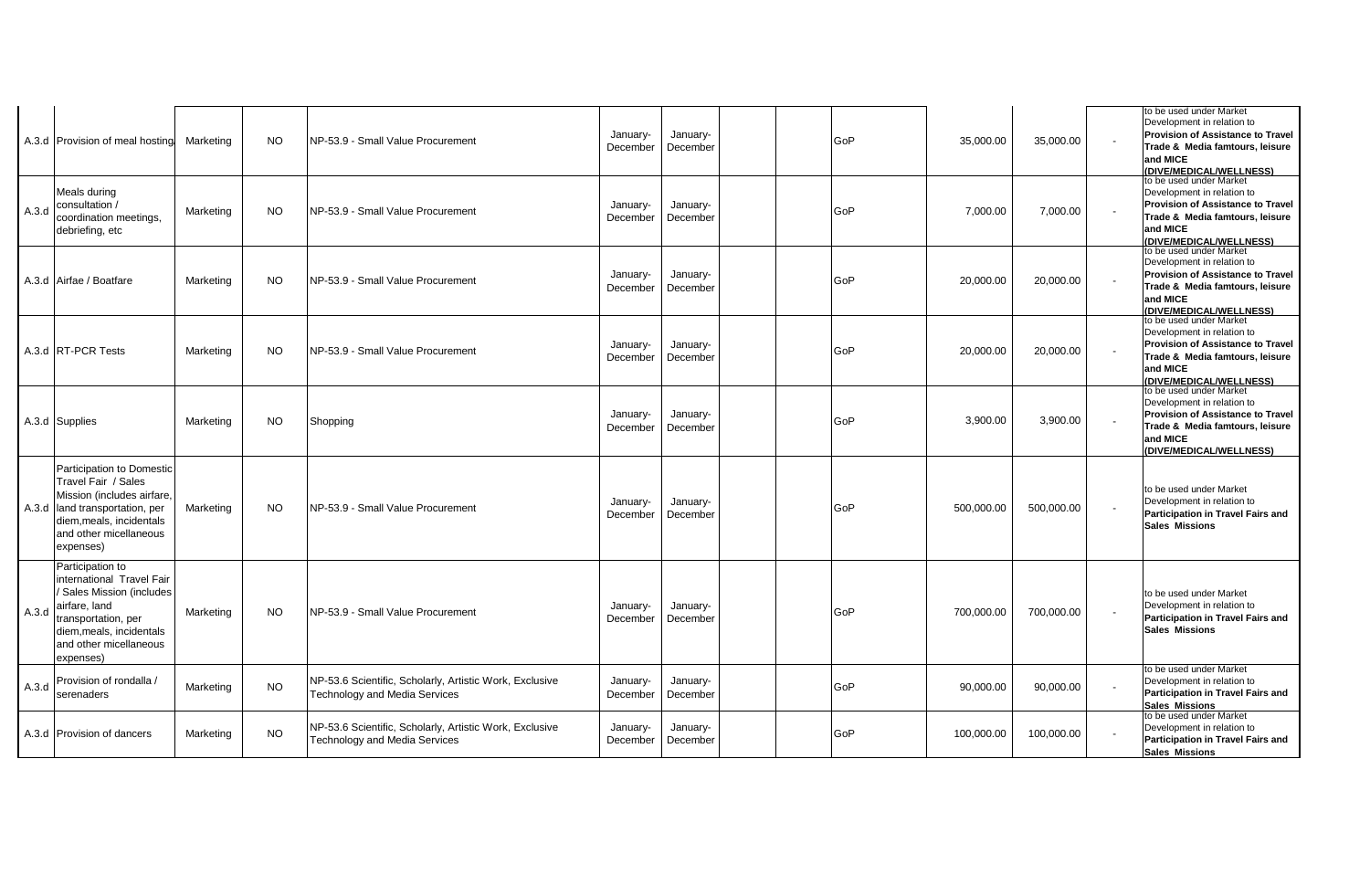| | | | | | | | | | | | | | |
|---|---|---|---|---|---|---|---|---|---|---|---|---|---|
| A.3.d | Provision of meal hosting | Marketing | NO | NP-53.9 - Small Value Procurement | January-December | January-December | | | GoP | 35,000.00 | 35,000.00 | - | to be used under Market Development in relation to **Provision of Assistance to Travel Trade & Media famtours, leisure and MICE (DIVE/MEDICAL/WELLNESS)** |
| A.3.d | Meals during consultation / coordination meetings, debriefing, etc | Marketing | NO | NP-53.9 - Small Value Procurement | January-December | January-December | | | GoP | 7,000.00 | 7,000.00 | - | to be used under Market Development in relation to **Provision of Assistance to Travel Trade & Media famtours, leisure and MICE (DIVE/MEDICAL/WELLNESS)** |
| A.3.d | Airfae / Boatfare | Marketing | NO | NP-53.9 - Small Value Procurement | January-December | January-December | | | GoP | 20,000.00 | 20,000.00 | - | to be used under Market Development in relation to **Provision of Assistance to Travel Trade & Media famtours, leisure and MICE (DIVE/MEDICAL/WELLNESS)** |
| A.3.d | RT-PCR Tests | Marketing | NO | NP-53.9 - Small Value Procurement | January-December | January-December | | | GoP | 20,000.00 | 20,000.00 | - | to be used under Market Development in relation to **Provision of Assistance to Travel Trade & Media famtours, leisure and MICE (DIVE/MEDICAL/WELLNESS)** |
| A.3.d | Supplies | Marketing | NO | Shopping | January-December | January-December | | | GoP | 3,900.00 | 3,900.00 | - | to be used under Market Development in relation to **Provision of Assistance to Travel Trade & Media famtours, leisure and MICE (DIVE/MEDICAL/WELLNESS)** |
| A.3.d | Participation to Domestic Travel Fair / Sales Mission (includes airfare, land transportation, per diem,meals, incidentals and other micellaneous expenses) | Marketing | NO | NP-53.9 - Small Value Procurement | January-December | January-December | | | GoP | 500,000.00 | 500,000.00 | - | to be used under Market Development in relation to **Participation in Travel Fairs and Sales Missions** |
| A.3.d | Participation to international Travel Fair / Sales Mission (includes airfare, land transportation, per diem,meals, incidentals and other micellaneous expenses) | Marketing | NO | NP-53.9 - Small Value Procurement | January-December | January-December | | | GoP | 700,000.00 | 700,000.00 | - | to be used under Market Development in relation to **Participation in Travel Fairs and Sales Missions** |
| A.3.d | Provision of rondalla / serenaders | Marketing | NO | NP-53.6 Scientific, Scholarly, Artistic Work, Exclusive Technology and Media Services | January-December | January-December | | | GoP | 90,000.00 | 90,000.00 | - | to be used under Market Development in relation to **Participation in Travel Fairs and Sales Missions** |
| A.3.d | Provision of dancers | Marketing | NO | NP-53.6 Scientific, Scholarly, Artistic Work, Exclusive Technology and Media Services | January-December | January-December | | | GoP | 100,000.00 | 100,000.00 | - | to be used under Market Development in relation to **Participation in Travel Fairs and Sales Missions** |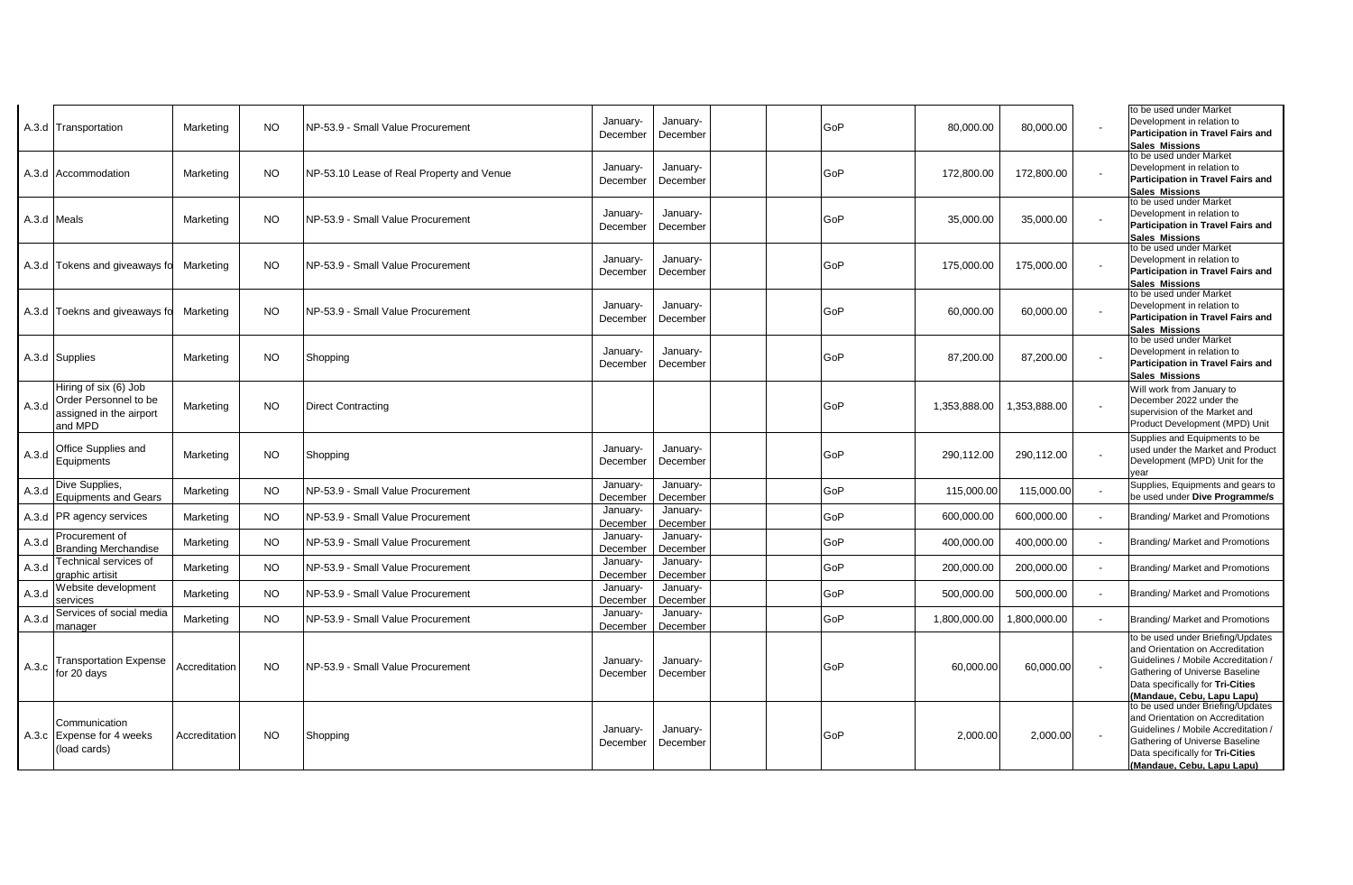| | | | | | | | | | | | | | |
|---|---|---|---|---|---|---|---|---|---|---|---|---|---|
| A.3.d | Transportation | Marketing | NO | NP-53.9 - Small Value Procurement | January-December | January-December | | | GoP | 80,000.00 | 80,000.00 | - | to be used under Market Development in relation to **Participation in Travel Fairs and Sales Missions** |
| A.3.d | Accommodation | Marketing | NO | NP-53.10 Lease of Real Property and Venue | January-December | January-December | | | GoP | 172,800.00 | 172,800.00 | - | to be used under Market Development in relation to **Participation in Travel Fairs and Sales Missions** |
| A.3.d | Meals | Marketing | NO | NP-53.9 - Small Value Procurement | January-December | January-December | | | GoP | 35,000.00 | 35,000.00 | - | to be used under Market Development in relation to **Participation in Travel Fairs and Sales Missions** |
| A.3.d | Tokens and giveaways fo | Marketing | NO | NP-53.9 - Small Value Procurement | January-December | January-December | | | GoP | 175,000.00 | 175,000.00 | - | to be used under Market Development in relation to **Participation in Travel Fairs and Sales Missions** |
| A.3.d | Toekns and giveaways fo | Marketing | NO | NP-53.9 - Small Value Procurement | January-December | January-December | | | GoP | 60,000.00 | 60,000.00 | - | to be used under Market Development in relation to **Participation in Travel Fairs and Sales Missions** |
| A.3.d | Supplies | Marketing | NO | Shopping | January-December | January-December | | | GoP | 87,200.00 | 87,200.00 | - | to be used under Market Development in relation to **Participation in Travel Fairs and Sales Missions** |
| A.3.d | Hiring of six (6) Job Order Personnel to be assigned in the airport and MPD | Marketing | NO | Direct Contracting | | | | | GoP | 1,353,888.00 | 1,353,888.00 | - | Will work from January to December 2022 under the supervision of the Market and Product Development (MPD) Unit |
| A.3.d | Office Supplies and Equipments | Marketing | NO | Shopping | January-December | January-December | | | GoP | 290,112.00 | 290,112.00 | - | Supplies and Equipments to be used under the Market and Product Development (MPD) Unit for the year |
| A.3.d | Dive Supplies, Equipments and Gears | Marketing | NO | NP-53.9 - Small Value Procurement | January-December | January-December | | | GoP | 115,000.00 | 115,000.00 | - | Supplies, Equipments and gears to be used under **Dive Programme/s** |
| A.3.d | PR agency services | Marketing | NO | NP-53.9 - Small Value Procurement | January-December | January-December | | | GoP | 600,000.00 | 600,000.00 | - | Branding/ Market and Promotions |
| A.3.d | Procurement of Branding Merchandise | Marketing | NO | NP-53.9 - Small Value Procurement | January-December | January-December | | | GoP | 400,000.00 | 400,000.00 | - | Branding/ Market and Promotions |
| A.3.d | Technical services of graphic artisit | Marketing | NO | NP-53.9 - Small Value Procurement | January-December | January-December | | | GoP | 200,000.00 | 200,000.00 | - | Branding/ Market and Promotions |
| A.3.d | Website development services | Marketing | NO | NP-53.9 - Small Value Procurement | January-December | January-December | | | GoP | 500,000.00 | 500,000.00 | - | Branding/ Market and Promotions |
| A.3.d | Services of social media manager | Marketing | NO | NP-53.9 - Small Value Procurement | January-December | January-December | | | GoP | 1,800,000.00 | 1,800,000.00 | - | Branding/ Market and Promotions |
| A.3.c | Transportation Expense for 20 days | Accreditation | NO | NP-53.9 - Small Value Procurement | January-December | January-December | | | GoP | 60,000.00 | 60,000.00 | - | to be used under Briefing/Updates and Orientation on Accreditation Guidelines / Mobile Accreditation / Gathering of Universe Baseline Data specifically for **Tri-Cities (Mandaue, Cebu, Lapu Lapu)** |
| A.3.c | Communication Expense for 4 weeks (load cards) | Accreditation | NO | Shopping | January-December | January-December | | | GoP | 2,000.00 | 2,000.00 | - | to be used under Briefing/Updates and Orientation on Accreditation Guidelines / Mobile Accreditation / Gathering of Universe Baseline Data specifically for **Tri-Cities (Mandaue, Cebu, Lapu Lapu)** |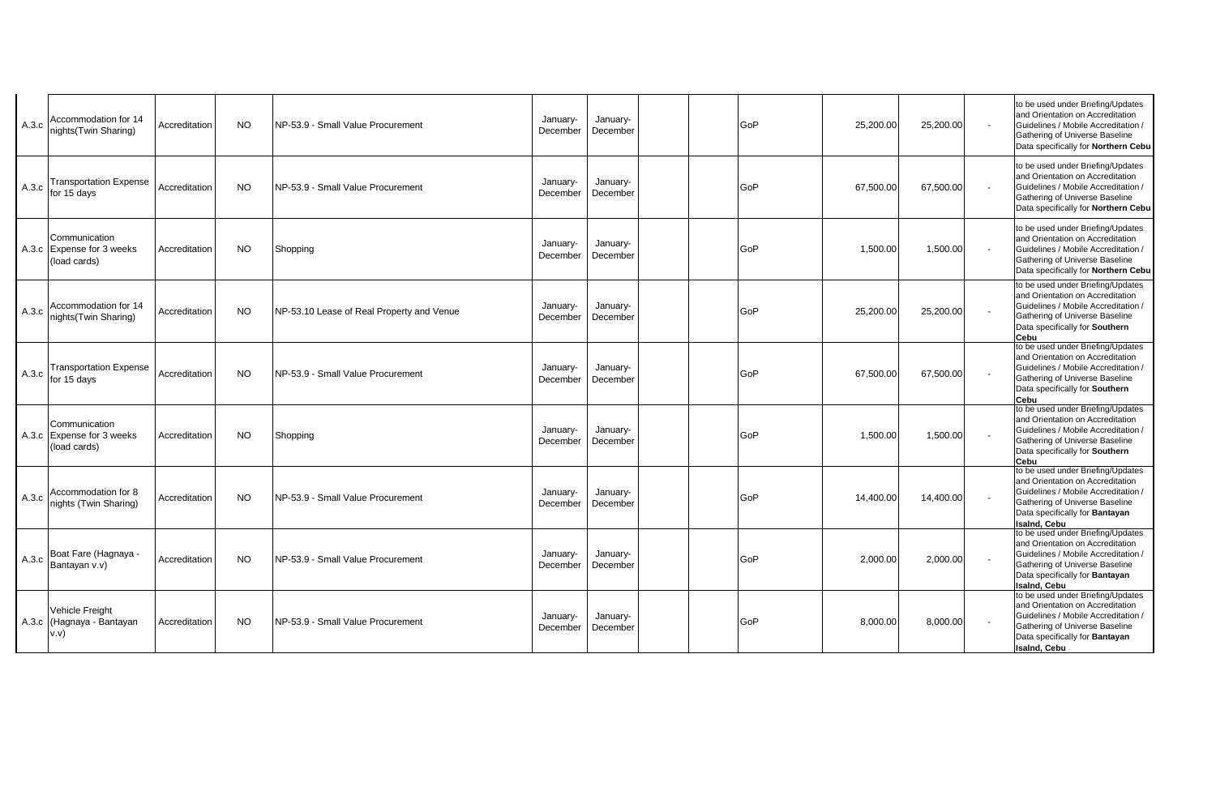| | | | | | | | | | | | | | |
|---|---|---|---|---|---|---|---|---|---|---|---|---|---|
| A.3.c | Accommodation for 14 nights(Twin Sharing) | Accreditation | NO | NP-53.9 - Small Value Procurement | January-December | January-December | | | GoP | 25,200.00 | 25,200.00 | - | to be used under Briefing/Updates and Orientation on Accreditation Guidelines / Mobile Accreditation / Gathering of Universe Baseline Data specifically for **Northern Cebu** |
| A.3.c | Transportation Expense for 15 days | Accreditation | NO | NP-53.9 - Small Value Procurement | January-December | January-December | | | GoP | 67,500.00 | 67,500.00 | - | to be used under Briefing/Updates and Orientation on Accreditation Guidelines / Mobile Accreditation / Gathering of Universe Baseline Data specifically for **Northern Cebu** |
| A.3.c | Communication Expense for 3 weeks (load cards) | Accreditation | NO | Shopping | January-December | January-December | | | GoP | 1,500.00 | 1,500.00 | - | to be used under Briefing/Updates and Orientation on Accreditation Guidelines / Mobile Accreditation / Gathering of Universe Baseline Data specifically for **Northern Cebu** |
| A.3.c | Accommodation for 14 nights(Twin Sharing) | Accreditation | NO | NP-53.10 Lease of Real Property and Venue | January-December | January-December | | | GoP | 25,200.00 | 25,200.00 | - | to be used under Briefing/Updates and Orientation on Accreditation Guidelines / Mobile Accreditation / Gathering of Universe Baseline Data specifically for **Southern Cebu** |
| A.3.c | Transportation Expense for 15 days | Accreditation | NO | NP-53.9 - Small Value Procurement | January-December | January-December | | | GoP | 67,500.00 | 67,500.00 | - | to be used under Briefing/Updates and Orientation on Accreditation Guidelines / Mobile Accreditation / Gathering of Universe Baseline Data specifically for **Southern Cebu** |
| A.3.c | Communication Expense for 3 weeks (load cards) | Accreditation | NO | Shopping | January-December | January-December | | | GoP | 1,500.00 | 1,500.00 | - | to be used under Briefing/Updates and Orientation on Accreditation Guidelines / Mobile Accreditation / Gathering of Universe Baseline Data specifically for **Southern Cebu** |
| A.3.c | Accommodation for 8 nights (Twin Sharing) | Accreditation | NO | NP-53.9 - Small Value Procurement | January-December | January-December | | | GoP | 14,400.00 | 14,400.00 | - | to be used under Briefing/Updates and Orientation on Accreditation Guidelines / Mobile Accreditation / Gathering of Universe Baseline Data specifically for **Bantayan Isalnd, Cebu** |
| A.3.c | Boat Fare (Hagnaya - Bantayan v.v) | Accreditation | NO | NP-53.9 - Small Value Procurement | January-December | January-December | | | GoP | 2,000.00 | 2,000.00 | - | to be used under Briefing/Updates and Orientation on Accreditation Guidelines / Mobile Accreditation / Gathering of Universe Baseline Data specifically for **Bantayan Isalnd, Cebu** |
| A.3.c | Vehicle Freight (Hagnaya - Bantayan v.v) | Accreditation | NO | NP-53.9 - Small Value Procurement | January-December | January-December | | | GoP | 8,000.00 | 8,000.00 | - | to be used under Briefing/Updates and Orientation on Accreditation Guidelines / Mobile Accreditation / Gathering of Universe Baseline Data specifically for **Bantayan Isalnd, Cebu** |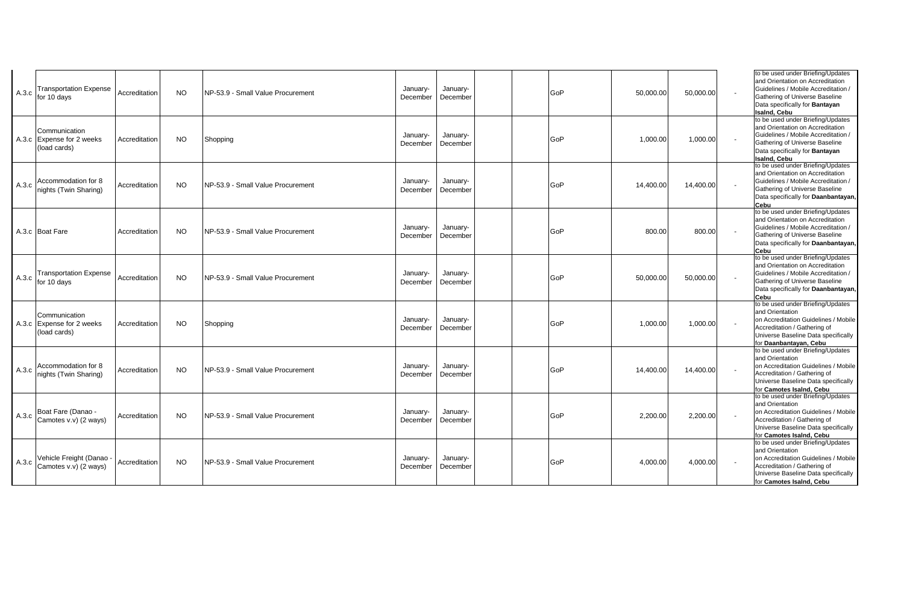| | | | | | | | | | | | | | |
|---|---|---|---|---|---|---|---|---|---|---|---|---|---|
| A.3.c | Transportation Expense for 10 days | Accreditation | NO | NP-53.9 - Small Value Procurement | January-December | January-December | | | GoP | 50,000.00 | 50,000.00 | - | to be used under Briefing/Updates and Orientation on Accreditation Guidelines / Mobile Accreditation / Gathering of Universe Baseline Data specifically for **Bantayan Isalnd, Cebu** |
| A.3.c | Communication Expense for 2 weeks (load cards) | Accreditation | NO | Shopping | January-December | January-December | | | GoP | 1,000.00 | 1,000.00 | - | to be used under Briefing/Updates and Orientation on Accreditation Guidelines / Mobile Accreditation / Gathering of Universe Baseline Data specifically for **Bantayan Isalnd, Cebu** |
| A.3.c | Accommodation for 8 nights (Twin Sharing) | Accreditation | NO | NP-53.9 - Small Value Procurement | January-December | January-December | | | GoP | 14,400.00 | 14,400.00 | - | to be used under Briefing/Updates and Orientation on Accreditation Guidelines / Mobile Accreditation / Gathering of Universe Baseline Data specifically for **Daanbantayan, Cebu** |
| A.3.c | Boat Fare | Accreditation | NO | NP-53.9 - Small Value Procurement | January-December | January-December | | | GoP | 800.00 | 800.00 | - | to be used under Briefing/Updates and Orientation on Accreditation Guidelines / Mobile Accreditation / Gathering of Universe Baseline Data specifically for **Daanbantayan, Cebu** |
| A.3.c | Transportation Expense for 10 days | Accreditation | NO | NP-53.9 - Small Value Procurement | January-December | January-December | | | GoP | 50,000.00 | 50,000.00 | - | to be used under Briefing/Updates and Orientation on Accreditation Guidelines / Mobile Accreditation / Gathering of Universe Baseline Data specifically for **Daanbantayan, Cebu** |
| A.3.c | Communication Expense for 2 weeks (load cards) | Accreditation | NO | Shopping | January-December | January-December | | | GoP | 1,000.00 | 1,000.00 | - | to be used under Briefing/Updates and Orientation on Accreditation Guidelines / Mobile Accreditation / Gathering of Universe Baseline Data specifically for **Daanbantayan, Cebu** |
| A.3.c | Accommodation for 8 nights (Twin Sharing) | Accreditation | NO | NP-53.9 - Small Value Procurement | January-December | January-December | | | GoP | 14,400.00 | 14,400.00 | - | to be used under Briefing/Updates and Orientation on Accreditation Guidelines / Mobile Accreditation / Gathering of Universe Baseline Data specifically for **Camotes Isalnd, Cebu** |
| A.3.c | Boat Fare (Danao - Camotes v.v) (2 ways) | Accreditation | NO | NP-53.9 - Small Value Procurement | January-December | January-December | | | GoP | 2,200.00 | 2,200.00 | - | to be used under Briefing/Updates and Orientation on Accreditation Guidelines / Mobile Accreditation / Gathering of Universe Baseline Data specifically for **Camotes Isalnd, Cebu** |
| A.3.c | Vehicle Freight (Danao - Camotes v.v) (2 ways) | Accreditation | NO | NP-53.9 - Small Value Procurement | January-December | January-December | | | GoP | 4,000.00 | 4,000.00 | - | to be used under Briefing/Updates and Orientation on Accreditation Guidelines / Mobile Accreditation / Gathering of Universe Baseline Data specifically for **Camotes Isalnd, Cebu** |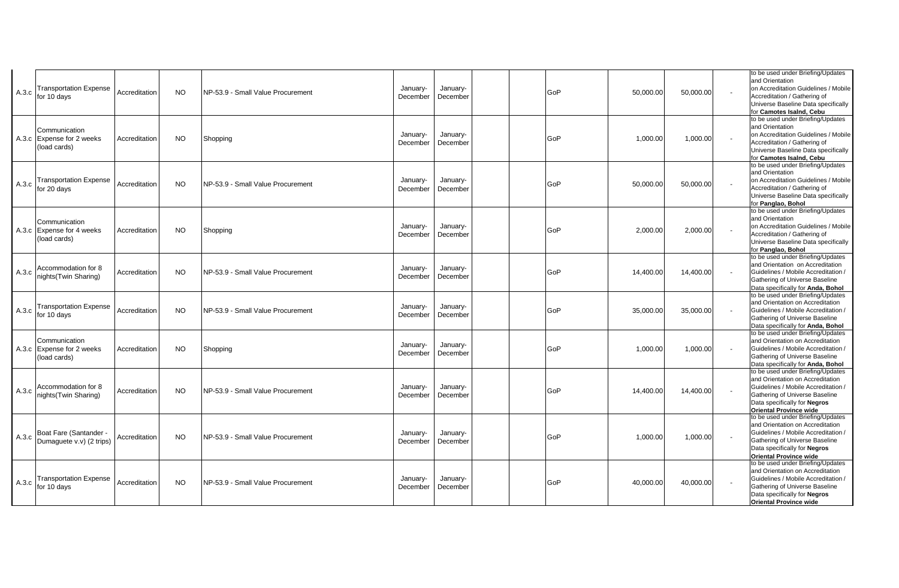| | | | | | | | | | | | | | |
|---|---|---|---|---|---|---|---|---|---|---|---|---|---|
| A.3.c | Transportation Expense for 10 days | Accreditation | NO | NP-53.9 - Small Value Procurement | January-December | January-December | | | GoP | 50,000.00 | 50,000.00 | - | to be used under Briefing/Updates and Orientation on Accreditation Guidelines / Mobile Accreditation / Gathering of Universe Baseline Data specifically for **Camotes Isalnd, Cebu** |
| A.3.c | Communication Expense for 2 weeks (load cards) | Accreditation | NO | Shopping | January-December | January-December | | | GoP | 1,000.00 | 1,000.00 | - | to be used under Briefing/Updates and Orientation on Accreditation Guidelines / Mobile Accreditation / Gathering of Universe Baseline Data specifically for **Camotes Isalnd, Cebu** |
| A.3.c | Transportation Expense for 20 days | Accreditation | NO | NP-53.9 - Small Value Procurement | January-December | January-December | | | GoP | 50,000.00 | 50,000.00 | - | to be used under Briefing/Updates and Orientation on Accreditation Guidelines / Mobile Accreditation / Gathering of Universe Baseline Data specifically for **Panglao, Bohol** |
| A.3.c | Communication Expense for 4 weeks (load cards) | Accreditation | NO | Shopping | January-December | January-December | | | GoP | 2,000.00 | 2,000.00 | - | to be used under Briefing/Updates and Orientation on Accreditation Guidelines / Mobile Accreditation / Gathering of Universe Baseline Data specifically for **Panglao, Bohol** |
| A.3.c | Accommodation for 8 nights(Twin Sharing) | Accreditation | NO | NP-53.9 - Small Value Procurement | January-December | January-December | | | GoP | 14,400.00 | 14,400.00 | - | to be used under Briefing/Updates and Orientation on Accreditation Guidelines / Mobile Accreditation / Gathering of Universe Baseline Data specifically for **Anda, Bohol** |
| A.3.c | Transportation Expense for 10 days | Accreditation | NO | NP-53.9 - Small Value Procurement | January-December | January-December | | | GoP | 35,000.00 | 35,000.00 | - | to be used under Briefing/Updates and Orientation on Accreditation Guidelines / Mobile Accreditation / Gathering of Universe Baseline Data specifically for **Anda, Bohol** |
| A.3.c | Communication Expense for 2 weeks (load cards) | Accreditation | NO | Shopping | January-December | January-December | | | GoP | 1,000.00 | 1,000.00 | - | to be used under Briefing/Updates and Orientation on Accreditation Guidelines / Mobile Accreditation / Gathering of Universe Baseline Data specifically for **Anda, Bohol** |
| A.3.c | Accommodation for 8 nights(Twin Sharing) | Accreditation | NO | NP-53.9 - Small Value Procurement | January-December | January-December | | | GoP | 14,400.00 | 14,400.00 | - | to be used under Briefing/Updates and Orientation on Accreditation Guidelines / Mobile Accreditation / Gathering of Universe Baseline Data specifically for **Negros Oriental Province wide** |
| A.3.c | Boat Fare (Santander - Dumaguete v.v) (2 trips) | Accreditation | NO | NP-53.9 - Small Value Procurement | January-December | January-December | | | GoP | 1,000.00 | 1,000.00 | - | to be used under Briefing/Updates and Orientation on Accreditation Guidelines / Mobile Accreditation / Gathering of Universe Baseline Data specifically for **Negros Oriental Province wide** |
| A.3.c | Transportation Expense for 10 days | Accreditation | NO | NP-53.9 - Small Value Procurement | January-December | January-December | | | GoP | 40,000.00 | 40,000.00 | - | to be used under Briefing/Updates and Orientation on Accreditation Guidelines / Mobile Accreditation / Gathering of Universe Baseline Data specifically for **Negros Oriental Province wide** |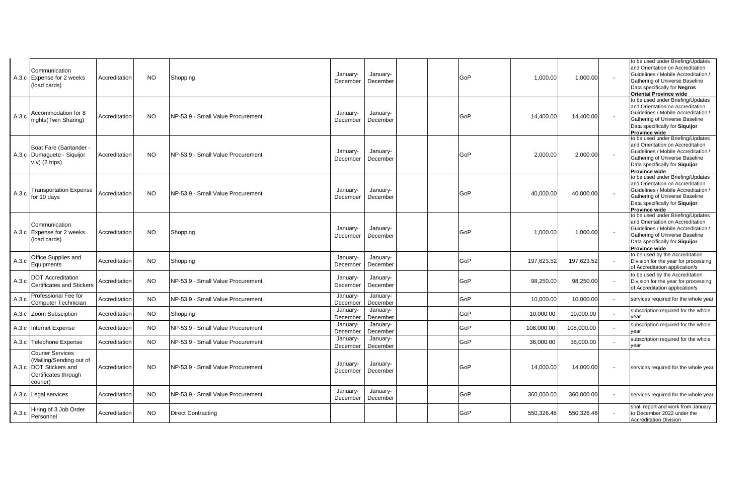| | | | | | | | | | | | | | |
|---|---|---|---|---|---|---|---|---|---|---|---|---|---|
| A.3.c | Communication Expense for 2 weeks (load cards) | Accreditation | NO | Shopping | January-December | January-December | | | GoP | 1,000.00 | 1,000.00 | - | to be used under Briefing/Updates and Orientation on Accreditation Guidelines / Mobile Accreditation / Gathering of Universe Baseline Data specifically for **Negros Oriental Province wide** |
| A.3.c | Accommodation for 8 nights(Twin Sharing) | Accreditation | NO | NP-53.9 - Small Value Procurement | January-December | January-December | | | GoP | 14,400.00 | 14,400.00 | - | to be used under Briefing/Updates and Orientation on Accreditation Guidelines / Mobile Accreditation / Gathering of Universe Baseline Data specifically for **Siquijor Province wide** |
| A.3.c | Boat Fare (Santander - Dumaguete - Siquijor v.v) (2 trips) | Accreditation | NO | NP-53.9 - Small Value Procurement | January-December | January-December | | | GoP | 2,000.00 | 2,000.00 | - | to be used under Briefing/Updates and Orientation on Accreditation Guidelines / Mobile Accreditation / Gathering of Universe Baseline Data specifically for **Siquijor Province wide** |
| A.3.c | Transportation Expense for 10 days | Accreditation | NO | NP-53.9 - Small Value Procurement | January-December | January-December | | | GoP | 40,000.00 | 40,000.00 | - | to be used under Briefing/Updates and Orientation on Accreditation Guidelines / Mobile Accreditation / Gathering of Universe Baseline Data specifically for **Siquijor Province wide** |
| A.3.c | Communication Expense for 2 weeks (load cards) | Accreditation | NO | Shopping | January-December | January-December | | | GoP | 1,000.00 | 1,000.00 | - | to be used under Briefing/Updates and Orientation on Accreditation Guidelines / Mobile Accreditation / Gathering of Universe Baseline Data specifically for **Siquijor Province wide** |
| A.3.c | Office Supplies and Equipments | Accreditation | NO | Shopping | January-December | January-December | | | GoP | 197,623.52 | 197,623.52 | - | to be used by the Accreditation Division for the year for processing of Accreditation application/s |
| A.3.c | DOT Accreditation Certificates and Stickers | Accreditation | NO | NP-53.9 - Small Value Procurement | January-December | January-December | | | GoP | 98,250.00 | 98,250.00 | - | to be used by the Accreditation Division for the year for processing of Accreditation application/s |
| A.3.c | Professional Fee for Computer Technician | Accreditation | NO | NP-53.9 - Small Value Procurement | January-December | January-December | | | GoP | 10,000.00 | 10,000.00 | - | services required for the whole year |
| A.3.c | Zoom Subsciption | Accreditation | NO | Shopping | January-December | January-December | | | GoP | 10,000.00 | 10,000.00 | - | subscription required for the whole year |
| A.3.c | Internet Expense | Accreditation | NO | NP-53.9 - Small Value Procurement | January-December | January-December | | | GoP | 108,000.00 | 108,000.00 | - | subscription required for the whole year |
| A.3.c | Telephone Expense | Accreditation | NO | NP-53.9 - Small Value Procurement | January-December | January-December | | | GoP | 36,000.00 | 36,000.00 | - | subscription required for the whole year |
| A.3.c | Courier Services (Mailing/Sending out of DOT Stickers and Certificates through courier) | Accreditation | NO | NP-53.9 - Small Value Procurement | January-December | January-December | | | GoP | 14,000.00 | 14,000.00 | - | services required for the whole year |
| A.3.c | Legal services | Accreditation | NO | NP-53.9 - Small Value Procurement | January-December | January-December | | | GoP | 360,000.00 | 360,000.00 | - | services required for the whole year |
| A.3.c | Hiring of 3 Job Order Personnel | Accreditation | NO | Direct Contracting | | | | | GoP | 550,326.48 | 550,326.48 | - | shall report and work from January to December 2022 under the Accreditation Division |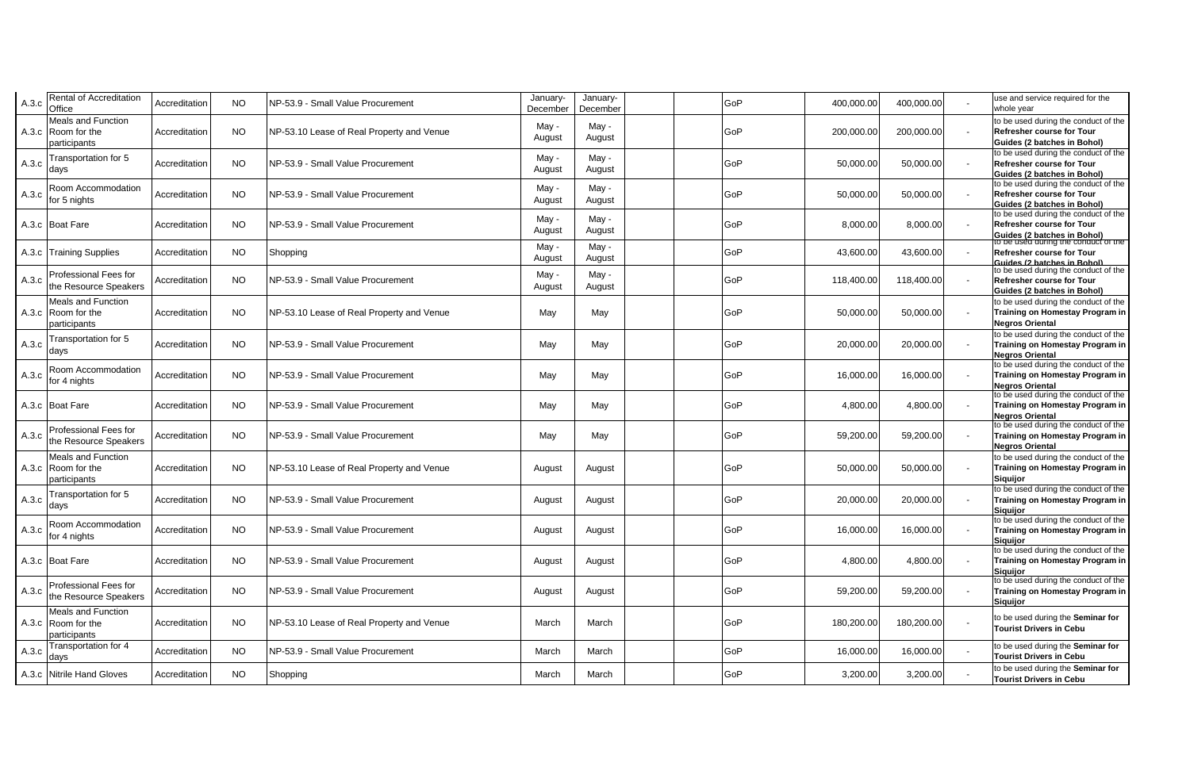| A.3.c | Rental of Accreditation Office | Accreditation | NO | NP-53.9 - Small Value Procurement | January-December | January-December | | | GoP | 400,000.00 | 400,000.00 | - | use and service required for the whole year |
|---|---|---|---|---|---|---|---|---|---|---|---|---|---|
| A.3.c | Meals and Function Room for the participants | Accreditation | NO | NP-53.10 Lease of Real Property and Venue | May - August | May - August | | | GoP | 200,000.00 | 200,000.00 | - | to be used during the conduct of the **Refresher course for Tour Guides (2 batches in Bohol)** |
| A.3.c | Transportation for 5 days | Accreditation | NO | NP-53.9 - Small Value Procurement | May - August | May - August | | | GoP | 50,000.00 | 50,000.00 | - | to be used during the conduct of the **Refresher course for Tour Guides (2 batches in Bohol)** |
| A.3.c | Room Accommodation for 5 nights | Accreditation | NO | NP-53.9 - Small Value Procurement | May - August | May - August | | | GoP | 50,000.00 | 50,000.00 | - | to be used during the conduct of the **Refresher course for Tour Guides (2 batches in Bohol)** |
| A.3.c | Boat Fare | Accreditation | NO | NP-53.9 - Small Value Procurement | May - August | May - August | | | GoP | 8,000.00 | 8,000.00 | - | to be used during the conduct of the **Refresher course for Tour Guides (2 batches in Bohol)** |
| A.3.c | Training Supplies | Accreditation | NO | Shopping | May - August | May - August | | | GoP | 43,600.00 | 43,600.00 | - | to be used during the conduct of the **Refresher course for Tour Guides (2 batches in Bohol)** |
| A.3.c | Professional Fees for the Resource Speakers | Accreditation | NO | NP-53.9 - Small Value Procurement | May - August | May - August | | | GoP | 118,400.00 | 118,400.00 | - | to be used during the conduct of the **Refresher course for Tour Guides (2 batches in Bohol)** |
| A.3.c | Meals and Function Room for the participants | Accreditation | NO | NP-53.10 Lease of Real Property and Venue | May | May | | | GoP | 50,000.00 | 50,000.00 | - | to be used during the conduct of the **Training on Homestay Program in Negros Oriental** |
| A.3.c | Transportation for 5 days | Accreditation | NO | NP-53.9 - Small Value Procurement | May | May | | | GoP | 20,000.00 | 20,000.00 | - | to be used during the conduct of the **Training on Homestay Program in Negros Oriental** |
| A.3.c | Room Accommodation for 4 nights | Accreditation | NO | NP-53.9 - Small Value Procurement | May | May | | | GoP | 16,000.00 | 16,000.00 | - | to be used during the conduct of the **Training on Homestay Program in Negros Oriental** |
| A.3.c | Boat Fare | Accreditation | NO | NP-53.9 - Small Value Procurement | May | May | | | GoP | 4,800.00 | 4,800.00 | - | to be used during the conduct of the **Training on Homestay Program in Negros Oriental** |
| A.3.c | Professional Fees for the Resource Speakers | Accreditation | NO | NP-53.9 - Small Value Procurement | May | May | | | GoP | 59,200.00 | 59,200.00 | - | to be used during the conduct of the **Training on Homestay Program in Negros Oriental** |
| A.3.c | Meals and Function Room for the participants | Accreditation | NO | NP-53.10 Lease of Real Property and Venue | August | August | | | GoP | 50,000.00 | 50,000.00 | - | to be used during the conduct of the **Training on Homestay Program in Siquijor** |
| A.3.c | Transportation for 5 days | Accreditation | NO | NP-53.9 - Small Value Procurement | August | August | | | GoP | 20,000.00 | 20,000.00 | - | to be used during the conduct of the **Training on Homestay Program in Siquijor** |
| A.3.c | Room Accommodation for 4 nights | Accreditation | NO | NP-53.9 - Small Value Procurement | August | August | | | GoP | 16,000.00 | 16,000.00 | - | to be used during the conduct of the **Training on Homestay Program in Siquijor** |
| A.3.c | Boat Fare | Accreditation | NO | NP-53.9 - Small Value Procurement | August | August | | | GoP | 4,800.00 | 4,800.00 | - | to be used during the conduct of the **Training on Homestay Program in Siquijor** |
| A.3.c | Professional Fees for the Resource Speakers | Accreditation | NO | NP-53.9 - Small Value Procurement | August | August | | | GoP | 59,200.00 | 59,200.00 | - | to be used during the conduct of the **Training on Homestay Program in Siquijor** |
| A.3.c | Meals and Function Room for the participants | Accreditation | NO | NP-53.10 Lease of Real Property and Venue | March | March | | | GoP | 180,200.00 | 180,200.00 | - | to be used during the **Seminar for Tourist Drivers in Cebu** |
| A.3.c | Transportation for 4 days | Accreditation | NO | NP-53.9 - Small Value Procurement | March | March | | | GoP | 16,000.00 | 16,000.00 | - | to be used during the **Seminar for Tourist Drivers in Cebu** |
| A.3.c | Nitrile Hand Gloves | Accreditation | NO | Shopping | March | March | | | GoP | 3,200.00 | 3,200.00 | - | to be used during the **Seminar for Tourist Drivers in Cebu** |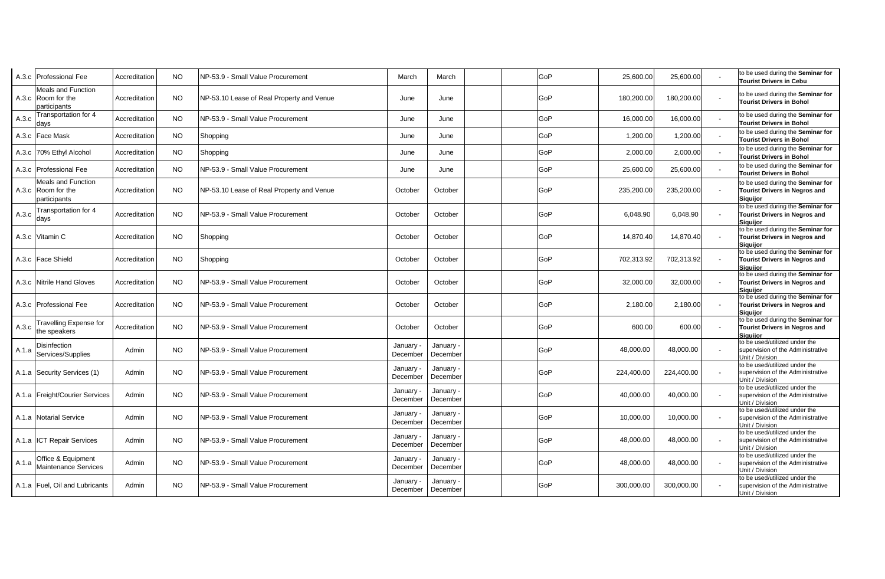| | | | | | | | | | | | | | |
|---|---|---|---|---|---|---|---|---|---|---|---|---|---|
| A.3.c | Professional Fee | Accreditation | NO | NP-53.9 - Small Value Procurement | March | March | | | GoP | 25,600.00 | 25,600.00 | - | to be used during the **Seminar for Tourist Drivers in Cebu** |
| A.3.c | Meals and Function Room for the participants | Accreditation | NO | NP-53.10 Lease of Real Property and Venue | June | June | | | GoP | 180,200.00 | 180,200.00 | - | to be used during the **Seminar for Tourist Drivers in Bohol** |
| A.3.c | Transportation for 4 days | Accreditation | NO | NP-53.9 - Small Value Procurement | June | June | | | GoP | 16,000.00 | 16,000.00 | - | to be used during the **Seminar for Tourist Drivers in Bohol** |
| A.3.c | Face Mask | Accreditation | NO | Shopping | June | June | | | GoP | 1,200.00 | 1,200.00 | - | to be used during the **Seminar for Tourist Drivers in Bohol** |
| A.3.c | 70% Ethyl Alcohol | Accreditation | NO | Shopping | June | June | | | GoP | 2,000.00 | 2,000.00 | - | to be used during the **Seminar for Tourist Drivers in Bohol** |
| A.3.c | Professional Fee | Accreditation | NO | NP-53.9 - Small Value Procurement | June | June | | | GoP | 25,600.00 | 25,600.00 | - | to be used during the **Seminar for Tourist Drivers in Bohol** |
| A.3.c | Meals and Function Room for the participants | Accreditation | NO | NP-53.10 Lease of Real Property and Venue | October | October | | | GoP | 235,200.00 | 235,200.00 | - | to be used during the **Seminar for Tourist Drivers in Negros and Siquijor** |
| A.3.c | Transportation for 4 days | Accreditation | NO | NP-53.9 - Small Value Procurement | October | October | | | GoP | 6,048.90 | 6,048.90 | - | to be used during the **Seminar for Tourist Drivers in Negros and Siquijor** |
| A.3.c | Vitamin C | Accreditation | NO | Shopping | October | October | | | GoP | 14,870.40 | 14,870.40 | - | to be used during the **Seminar for Tourist Drivers in Negros and Siquijor** |
| A.3.c | Face Shield | Accreditation | NO | Shopping | October | October | | | GoP | 702,313.92 | 702,313.92 | - | to be used during the **Seminar for Tourist Drivers in Negros and Siquijor** |
| A.3.c | Nitrile Hand Gloves | Accreditation | NO | NP-53.9 - Small Value Procurement | October | October | | | GoP | 32,000.00 | 32,000.00 | - | to be used during the **Seminar for Tourist Drivers in Negros and Siquijor** |
| A.3.c | Professional Fee | Accreditation | NO | NP-53.9 - Small Value Procurement | October | October | | | GoP | 2,180.00 | 2,180.00 | - | to be used during the **Seminar for Tourist Drivers in Negros and Siquijor** |
| A.3.c | Travelling Expense for the speakers | Accreditation | NO | NP-53.9 - Small Value Procurement | October | October | | | GoP | 600.00 | 600.00 | - | to be used during the **Seminar for Tourist Drivers in Negros and Siquijor** |
| A.1.a | Disinfection Services/Supplies | Admin | NO | NP-53.9 - Small Value Procurement | January - December | January - December | | | GoP | 48,000.00 | 48,000.00 | - | to be used/utilized under the supervision of the Administrative Unit / Division |
| A.1.a | Security Services (1) | Admin | NO | NP-53.9 - Small Value Procurement | January - December | January - December | | | GoP | 224,400.00 | 224,400.00 | - | to be used/utilized under the supervision of the Administrative Unit / Division |
| A.1.a | Freight/Courier Services | Admin | NO | NP-53.9 - Small Value Procurement | January - December | January - December | | | GoP | 40,000.00 | 40,000.00 | - | to be used/utilized under the supervision of the Administrative Unit / Division |
| A.1.a | Notarial Service | Admin | NO | NP-53.9 - Small Value Procurement | January - December | January - December | | | GoP | 10,000.00 | 10,000.00 | - | to be used/utilized under the supervision of the Administrative Unit / Division |
| A.1.a | ICT Repair Services | Admin | NO | NP-53.9 - Small Value Procurement | January - December | January - December | | | GoP | 48,000.00 | 48,000.00 | - | to be used/utilized under the supervision of the Administrative Unit / Division |
| A.1.a | Office & Equipment Maintenance Services | Admin | NO | NP-53.9 - Small Value Procurement | January - December | January - December | | | GoP | 48,000.00 | 48,000.00 | - | to be used/utilized under the supervision of the Administrative Unit / Division |
| A.1.a | Fuel, Oil and Lubricants | Admin | NO | NP-53.9 - Small Value Procurement | January - December | January - December | | | GoP | 300,000.00 | 300,000.00 | - | to be used/utilized under the supervision of the Administrative Unit / Division |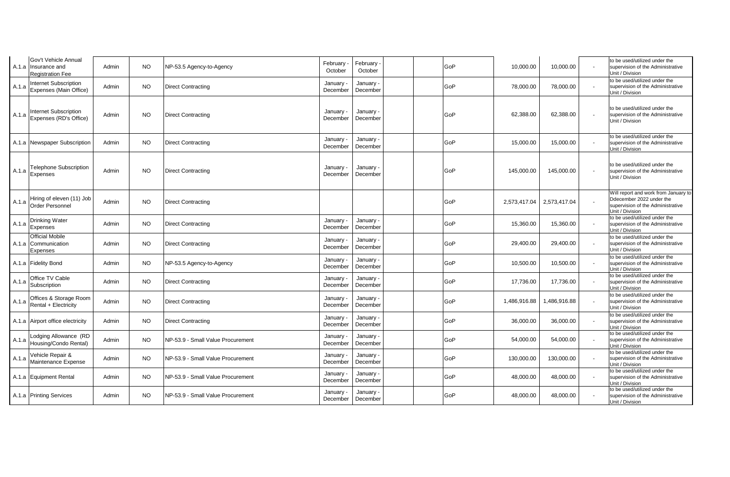| | | | | | | | | | | | | | |
|---|---|---|---|---|---|---|---|---|---|---|---|---|---|
| A.1.a | Gov't Vehicle Annual Insurance and Registration Fee | Admin | NO | NP-53.5 Agency-to-Agency | February - October | February - October | | | GoP | 10,000.00 | 10,000.00 | - | to be used/utilized under the supervision of the Administrative Unit / Division |
| A.1.a | Internet Subscription Expenses (Main Office) | Admin | NO | Direct Contracting | January - December | January - December | | | GoP | 78,000.00 | 78,000.00 | - | to be used/utilized under the supervision of the Administrative Unit / Division |
| A.1.a | Internet Subscription Expenses (RD's Office) | Admin | NO | Direct Contracting | January - December | January - December | | | GoP | 62,388.00 | 62,388.00 | - | to be used/utilized under the supervision of the Administrative Unit / Division |
| A.1.a | Newspaper Subscription | Admin | NO | Direct Contracting | January - December | January - December | | | GoP | 15,000.00 | 15,000.00 | - | to be used/utilized under the supervision of the Administrative Unit / Division |
| A.1.a | Telephone Subscription Expenses | Admin | NO | Direct Contracting | January - December | January - December | | | GoP | 145,000.00 | 145,000.00 | - | to be used/utilized under the supervision of the Administrative Unit / Division |
| A.1.a | Hiring of eleven (11) Job Order Personnel | Admin | NO | Direct Contracting | | | | | GoP | 2,573,417.04 | 2,573,417.04 | - | Will report and work from January to Ddecember 2022 under the supervision of the Administrative Unit / Division |
| A.1.a | Drinking Water Expenses | Admin | NO | Direct Contracting | January - December | January - December | | | GoP | 15,360.00 | 15,360.00 | - | to be used/utilized under the supervision of the Administrative Unit / Division |
| A.1.a | Official Mobile Communication Expenses | Admin | NO | Direct Contracting | January - December | January - December | | | GoP | 29,400.00 | 29,400.00 | - | to be used/utilized under the supervision of the Administrative Unit / Division |
| A.1.a | Fidelity Bond | Admin | NO | NP-53.5 Agency-to-Agency | January - December | January - December | | | GoP | 10,500.00 | 10,500.00 | - | to be used/utilized under the supervision of the Administrative Unit / Division |
| A.1.a | Office TV Cable Subscription | Admin | NO | Direct Contracting | January - December | January - December | | | GoP | 17,736.00 | 17,736.00 | - | to be used/utilized under the supervision of the Administrative Unit / Division |
| A.1.a | Offices & Storage Room Rental + Electricity | Admin | NO | Direct Contracting | January - December | January - December | | | GoP | 1,486,916.88 | 1,486,916.88 | - | to be used/utilized under the supervision of the Administrative Unit / Division |
| A.1.a | Airport office electricity | Admin | NO | Direct Contracting | January - December | January - December | | | GoP | 36,000.00 | 36,000.00 | - | to be used/utilized under the supervision of the Administrative Unit / Division |
| A.1.a | Lodging Allowance (RD Housing/Condo Rental) | Admin | NO | NP-53.9 - Small Value Procurement | January - December | January - December | | | GoP | 54,000.00 | 54,000.00 | - | to be used/utilized under the supervision of the Administrative Unit / Division |
| A.1.a | Vehicle Repair & Maintenance Expense | Admin | NO | NP-53.9 - Small Value Procurement | January - December | January - December | | | GoP | 130,000.00 | 130,000.00 | - | to be used/utilized under the supervision of the Administrative Unit / Division |
| A.1.a | Equipment Rental | Admin | NO | NP-53.9 - Small Value Procurement | January - December | January - December | | | GoP | 48,000.00 | 48,000.00 | - | to be used/utilized under the supervision of the Administrative Unit / Division |
| A.1.a | Printing Services | Admin | NO | NP-53.9 - Small Value Procurement | January - December | January - December | | | GoP | 48,000.00 | 48,000.00 | - | to be used/utilized under the supervision of the Administrative Unit / Division |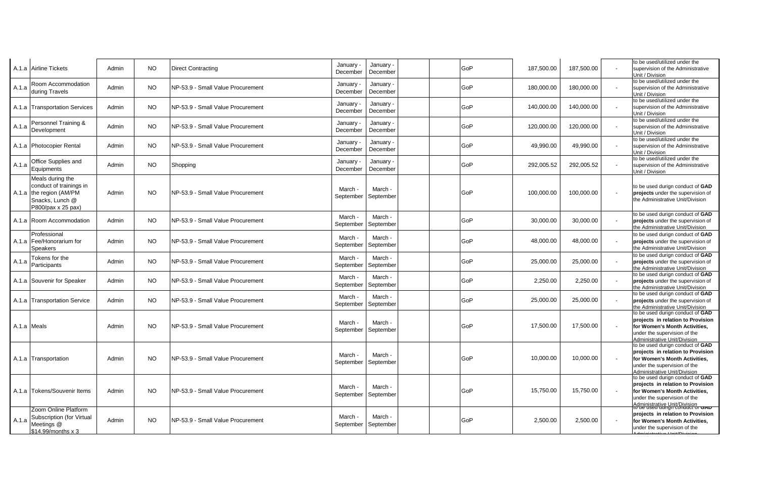| | | | | | | | | | | | | | |
|---|---|---|---|---|---|---|---|---|---|---|---|---|---|
| A.1.a | Airline Tickets | Admin | NO | Direct Contracting | January - December | January - December | | | GoP | 187,500.00 | 187,500.00 | - | to be used/utilized under the supervision of the Administrative Unit / Division |
| A.1.a | Room Accommodation during Travels | Admin | NO | NP-53.9 - Small Value Procurement | January - December | January - December | | | GoP | 180,000.00 | 180,000.00 | - | to be used/utilized under the supervision of the Administrative Unit / Division |
| A.1.a | Transportation Services | Admin | NO | NP-53.9 - Small Value Procurement | January - December | January - December | | | GoP | 140,000.00 | 140,000.00 | - | to be used/utilized under the supervision of the Administrative Unit / Division |
| A.1.a | Personnel Training & Development | Admin | NO | NP-53.9 - Small Value Procurement | January - December | January - December | | | GoP | 120,000.00 | 120,000.00 | - | to be used/utilized under the supervision of the Administrative Unit / Division |
| A.1.a | Photocopier Rental | Admin | NO | NP-53.9 - Small Value Procurement | January - December | January - December | | | GoP | 49,990.00 | 49,990.00 | - | to be used/utilized under the supervision of the Administrative Unit / Division |
| A.1.a | Office Supplies and Equipments | Admin | NO | Shopping | January - December | January - December | | | GoP | 292,005.52 | 292,005.52 | - | to be used/utilized under the supervision of the Administrative Unit / Division |
| A.1.a | Meals during the conduct of trainings in the region (AM/PM Snacks, Lunch @ P800/pax x 25 pax) | Admin | NO | NP-53.9 - Small Value Procurement | March - September | March - September | | | GoP | 100,000.00 | 100,000.00 | - | to be used durign conduct of **GAD projects** under the supervision of the Administrative Unit/Division |
| A.1.a | Room Accommodation | Admin | NO | NP-53.9 - Small Value Procurement | March - September | March - September | | | GoP | 30,000.00 | 30,000.00 | - | to be used durign conduct of **GAD projects** under the supervision of the Administrative Unit/Division |
| A.1.a | Professional Fee/Honorarium for Speakers | Admin | NO | NP-53.9 - Small Value Procurement | March - September | March - September | | | GoP | 48,000.00 | 48,000.00 | - | to be used durign conduct of **GAD projects** under the supervision of the Administrative Unit/Division |
| A.1.a | Tokens for the Participants | Admin | NO | NP-53.9 - Small Value Procurement | March - September | March - September | | | GoP | 25,000.00 | 25,000.00 | - | to be used durign conduct of **GAD projects** under the supervision of the Administrative Unit/Division |
| A.1.a | Souvenir for Speaker | Admin | NO | NP-53.9 - Small Value Procurement | March - September | March - September | | | GoP | 2,250.00 | 2,250.00 | - | to be used durign conduct of **GAD projects** under the supervision of the Administrative Unit/Division |
| A.1.a | Transportation Service | Admin | NO | NP-53.9 - Small Value Procurement | March - September | March - September | | | GoP | 25,000.00 | 25,000.00 | - | to be used durign conduct of **GAD projects** under the supervision of the Administrative Unit/Division |
| A.1.a | Meals | Admin | NO | NP-53.9 - Small Value Procurement | March - September | March - September | | | GoP | 17,500.00 | 17,500.00 | - | to be used durign conduct of **GAD projects in relation to Provision for Women's Month Activities,** under the supervision of the Administrative Unit/Division |
| A.1.a | Transportation | Admin | NO | NP-53.9 - Small Value Procurement | March - September | March - September | | | GoP | 10,000.00 | 10,000.00 | - | to be used durign conduct of **GAD projects in relation to Provision for Women's Month Activities,** under the supervision of the Administrative Unit/Division |
| A.1.a | Tokens/Souvenir Items | Admin | NO | NP-53.9 - Small Value Procurement | March - September | March - September | | | GoP | 15,750.00 | 15,750.00 | - | to be used durign conduct of **GAD projects in relation to Provision for Women's Month Activities,** under the supervision of the Administrative Unit/Division |
| A.1.a | Zoom Online Platform Subscription (for Virtual Meetings @ $14.99/months x 3 | Admin | NO | NP-53.9 - Small Value Procurement | March - September | March - September | | | GoP | 2,500.00 | 2,500.00 | - | to be used durign conduct of **GAD projects in relation to Provision for Women's Month Activities,** under the supervision of the Administrative Unit/Division |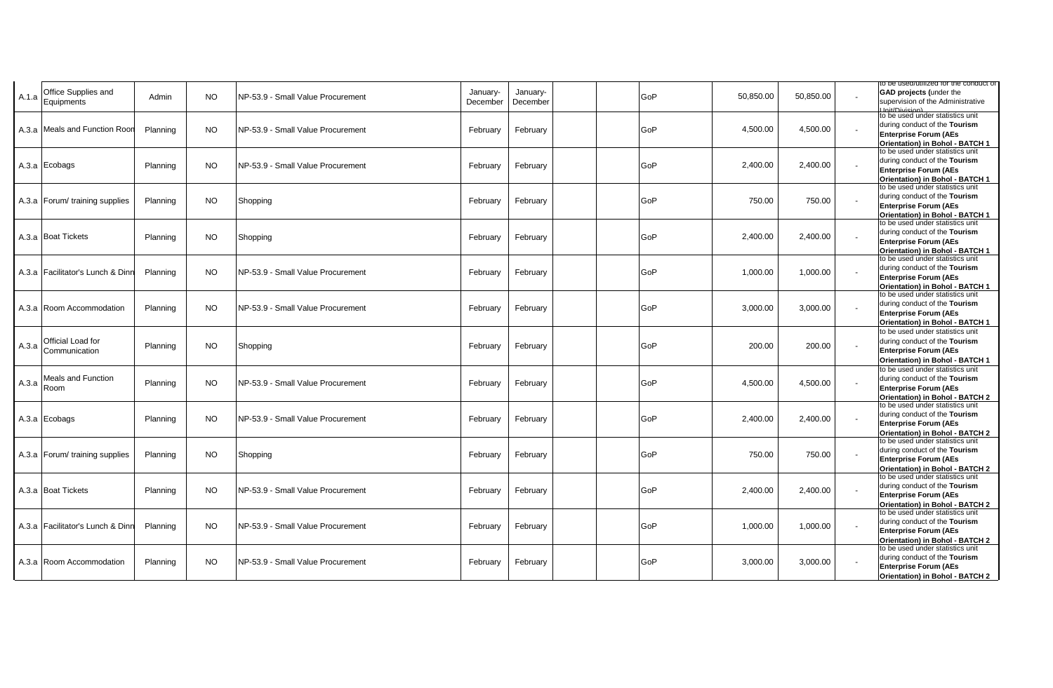| A.1.a | Office Supplies and Equipments | Admin | NO | NP-53.9 - Small Value Procurement | January-December | January-December | | | GoP | 50,850.00 | 50,850.00 | - | to be used/utilized for the conduct of **GAD projects (**under the supervision of the Administrative Unit/Division) |
|---|---|---|---|---|---|---|---|---|---|---|---|---|---|
| A.3.a | Meals and Function Room | Planning | NO | NP-53.9 - Small Value Procurement | February | February | | | GoP | 4,500.00 | 4,500.00 | - | to be used under statistics unit during conduct of the **Tourism Enterprise Forum (AEs Orientation) in Bohol - BATCH 1** |
| A.3.a | Ecobags | Planning | NO | NP-53.9 - Small Value Procurement | February | February | | | GoP | 2,400.00 | 2,400.00 | - | to be used under statistics unit during conduct of the **Tourism Enterprise Forum (AEs Orientation) in Bohol - BATCH 1** |
| A.3.a | Forum/ training supplies | Planning | NO | Shopping | February | February | | | GoP | 750.00 | 750.00 | - | to be used under statistics unit during conduct of the **Tourism Enterprise Forum (AEs Orientation) in Bohol - BATCH 1** |
| A.3.a | Boat Tickets | Planning | NO | Shopping | February | February | | | GoP | 2,400.00 | 2,400.00 | - | to be used under statistics unit during conduct of the **Tourism Enterprise Forum (AEs Orientation) in Bohol - BATCH 1** |
| A.3.a | Facilitator's Lunch & Dinn | Planning | NO | NP-53.9 - Small Value Procurement | February | February | | | GoP | 1,000.00 | 1,000.00 | - | to be used under statistics unit during conduct of the **Tourism Enterprise Forum (AEs Orientation) in Bohol - BATCH 1** |
| A.3.a | Room Accommodation | Planning | NO | NP-53.9 - Small Value Procurement | February | February | | | GoP | 3,000.00 | 3,000.00 | - | to be used under statistics unit during conduct of the **Tourism Enterprise Forum (AEs Orientation) in Bohol - BATCH 1** |
| A.3.a | Official Load for Communication | Planning | NO | Shopping | February | February | | | GoP | 200.00 | 200.00 | - | to be used under statistics unit during conduct of the **Tourism Enterprise Forum (AEs Orientation) in Bohol - BATCH 1** |
| A.3.a | Meals and Function Room | Planning | NO | NP-53.9 - Small Value Procurement | February | February | | | GoP | 4,500.00 | 4,500.00 | - | to be used under statistics unit during conduct of the **Tourism Enterprise Forum (AEs Orientation) in Bohol - BATCH 2** |
| A.3.a | Ecobags | Planning | NO | NP-53.9 - Small Value Procurement | February | February | | | GoP | 2,400.00 | 2,400.00 | - | to be used under statistics unit during conduct of the **Tourism Enterprise Forum (AEs Orientation) in Bohol - BATCH 2** |
| A.3.a | Forum/ training supplies | Planning | NO | Shopping | February | February | | | GoP | 750.00 | 750.00 | - | to be used under statistics unit during conduct of the **Tourism Enterprise Forum (AEs Orientation) in Bohol - BATCH 2** |
| A.3.a | Boat Tickets | Planning | NO | NP-53.9 - Small Value Procurement | February | February | | | GoP | 2,400.00 | 2,400.00 | - | to be used under statistics unit during conduct of the **Tourism Enterprise Forum (AEs Orientation) in Bohol - BATCH 2** |
| A.3.a | Facilitator's Lunch & Dinn | Planning | NO | NP-53.9 - Small Value Procurement | February | February | | | GoP | 1,000.00 | 1,000.00 | - | to be used under statistics unit during conduct of the **Tourism Enterprise Forum (AEs Orientation) in Bohol - BATCH 2** |
| A.3.a | Room Accommodation | Planning | NO | NP-53.9 - Small Value Procurement | February | February | | | GoP | 3,000.00 | 3,000.00 | - | to be used under statistics unit during conduct of the **Tourism Enterprise Forum (AEs Orientation) in Bohol - BATCH 2** |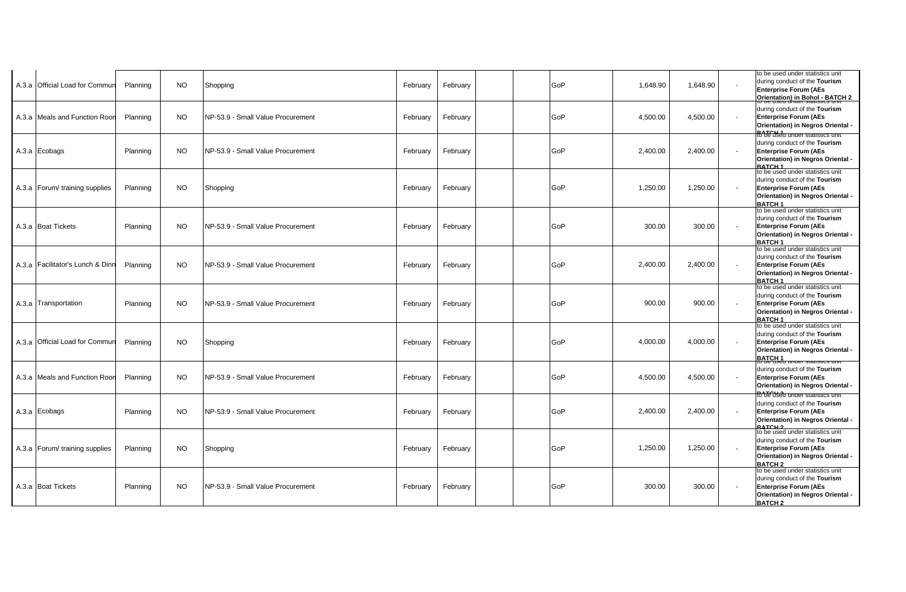| | | | | | | | | | | | | | |
|---|---|---|---|---|---|---|---|---|---|---|---|---|---|
| A.3.a | Official Load for Commun | Planning | NO | Shopping | February | February | | | GoP | 1,648.90 | 1,648.90 | - | to be used under statistics unit during conduct of the **Tourism Enterprise Forum (AEs Orientation) in Bohol - BATCH 2** |
| A.3.a | Meals and Function Roon | Planning | NO | NP-53.9 - Small Value Procurement | February | February | | | GoP | 4,500.00 | 4,500.00 | - | to be used under statistics unit during conduct of the **Tourism Enterprise Forum (AEs Orientation) in Negros Oriental - BATCH 1** |
| A.3.a | Ecobags | Planning | NO | NP-53.9 - Small Value Procurement | February | February | | | GoP | 2,400.00 | 2,400.00 | - | to be used under statistics unit during conduct of the **Tourism Enterprise Forum (AEs Orientation) in Negros Oriental - BATCH 1** |
| A.3.a | Forum/ training supplies | Planning | NO | Shopping | February | February | | | GoP | 1,250.00 | 1,250.00 | - | to be used under statistics unit during conduct of the **Tourism Enterprise Forum (AEs Orientation) in Negros Oriental - BATCH 1** |
| A.3.a | Boat Tickets | Planning | NO | NP-53.9 - Small Value Procurement | February | February | | | GoP | 300.00 | 300.00 | - | to be used under statistics unit during conduct of the **Tourism Enterprise Forum (AEs Orientation) in Negros Oriental - BATCH 1** |
| A.3.a | Facilitator's Lunch & Dinn | Planning | NO | NP-53.9 - Small Value Procurement | February | February | | | GoP | 2,400.00 | 2,400.00 | - | to be used under statistics unit during conduct of the **Tourism Enterprise Forum (AEs Orientation) in Negros Oriental - BATCH 1** |
| A.3.a | Transportation | Planning | NO | NP-53.9 - Small Value Procurement | February | February | | | GoP | 900.00 | 900.00 | - | to be used under statistics unit during conduct of the **Tourism Enterprise Forum (AEs Orientation) in Negros Oriental - BATCH 1** |
| A.3.a | Official Load for Commun | Planning | NO | Shopping | February | February | | | GoP | 4,000.00 | 4,000.00 | - | to be used under statistics unit during conduct of the **Tourism Enterprise Forum (AEs Orientation) in Negros Oriental - BATCH 1** |
| A.3.a | Meals and Function Roon | Planning | NO | NP-53.9 - Small Value Procurement | February | February | | | GoP | 4,500.00 | 4,500.00 | - | to be used under statistics unit during conduct of the **Tourism Enterprise Forum (AEs Orientation) in Negros Oriental - BATCH 2** |
| A.3.a | Ecobags | Planning | NO | NP-53.9 - Small Value Procurement | February | February | | | GoP | 2,400.00 | 2,400.00 | - | to be used under statistics unit during conduct of the **Tourism Enterprise Forum (AEs Orientation) in Negros Oriental - BATCH 2** |
| A.3.a | Forum/ training supplies | Planning | NO | Shopping | February | February | | | GoP | 1,250.00 | 1,250.00 | - | to be used under statistics unit during conduct of the **Tourism Enterprise Forum (AEs Orientation) in Negros Oriental - BATCH 2** |
| A.3.a | Boat Tickets | Planning | NO | NP-53.9 - Small Value Procurement | February | February | | | GoP | 300.00 | 300.00 | - | to be used under statistics unit during conduct of the **Tourism Enterprise Forum (AEs Orientation) in Negros Oriental - BATCH 2** |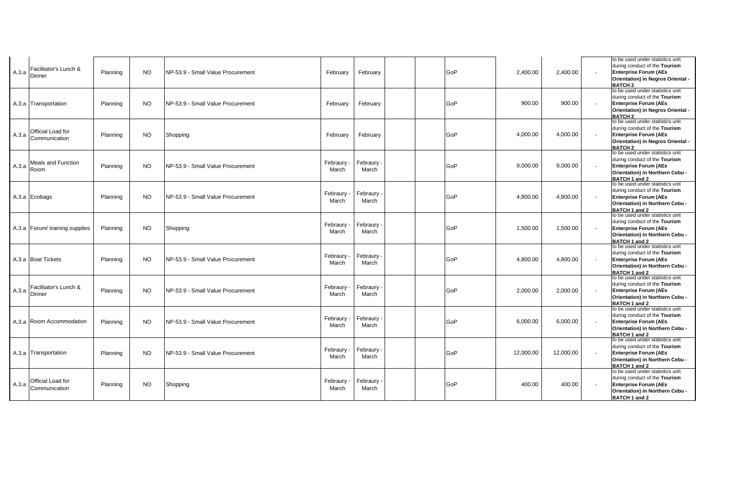| | | | | | | | | | | | | | |
|---|---|---|---|---|---|---|---|---|---|---|---|---|---|
| A.3.a | Facilitator's Lunch & Dinner | Planning | NO | NP-53.9 - Small Value Procurement | February | February | | | GoP | 2,400.00 | 2,400.00 | - | to be used under statistics unit during conduct of the **Tourism Enterprise Forum (AEs Orientation) in Negros Oriental - BATCH 2** |
| A.3.a | Transportation | Planning | NO | NP-53.9 - Small Value Procurement | February | February | | | GoP | 900.00 | 900.00 | - | to be used under statistics unit during conduct of the **Tourism Enterprise Forum (AEs Orientation) in Negros Oriental - BATCH 2** |
| A.3.a | Official Load for Communication | Planning | NO | Shopping | February | February | | | GoP | 4,000.00 | 4,000.00 | - | to be used under statistics unit during conduct of the **Tourism Enterprise Forum (AEs Orientation) in Negros Oriental - BATCH 2** |
| A.3.a | Meals and Function Room | Planning | NO | NP-53.9 - Small Value Procurement | Febraury - March | Febraury - March | | | GoP | 9,000.00 | 9,000.00 | - | to be used under statistics unit during conduct of the **Tourism Enterprise Forum (AEs Orientation) in Northern Cebu - BATCH 1 and 2** |
| A.3.a | Ecobags | Planning | NO | NP-53.9 - Small Value Procurement | Febraury - March | Febraury - March | | | GoP | 4,800.00 | 4,800.00 | - | to be used under statistics unit during conduct of the **Tourism Enterprise Forum (AEs Orientation) in Northern Cebu - BATCH 1 and 2** |
| A.3.a | Forum/ training supplies | Planning | NO | Shopping | Febraury - March | Febraury - March | | | GoP | 1,500.00 | 1,500.00 | - | to be used under statistics unit during conduct of the **Tourism Enterprise Forum (AEs Orientation) in Northern Cebu - BATCH 1 and 2** |
| A.3.a | Boat Tickets | Planning | NO | NP-53.9 - Small Value Procurement | Febraury - March | Febraury - March | | | GoP | 4,800.00 | 4,800.00 | - | to be used under statistics unit during conduct of the **Tourism Enterprise Forum (AEs Orientation) in Northern Cebu - BATCH 1 and 2** |
| A.3.a | Facilitator's Lunch & Dinner | Planning | NO | NP-53.9 - Small Value Procurement | Febraury - March | Febraury - March | | | GoP | 2,000.00 | 2,000.00 | - | to be used under statistics unit during conduct of the **Tourism Enterprise Forum (AEs Orientation) in Northern Cebu - BATCH 1 and 2** |
| A.3.a | Room Accommodation | Planning | NO | NP-53.9 - Small Value Procurement | Febraury - March | Febraury - March | | | GoP | 6,000.00 | 6,000.00 | - | to be used under statistics unit during conduct of the **Tourism Enterprise Forum (AEs Orientation) in Northern Cebu - BATCH 1 and 2** |
| A.3.a | Transportation | Planning | NO | NP-53.9 - Small Value Procurement | Febraury - March | Febraury - March | | | GoP | 12,000.00 | 12,000.00 | - | to be used under statistics unit during conduct of the **Tourism Enterprise Forum (AEs Orientation) in Northern Cebu - BATCH 1 and 2** |
| A.3.a | Official Load for Communication | Planning | NO | Shopping | Febraury - March | Febraury - March | | | GoP | 400.00 | 400.00 | - | to be used under statistics unit during conduct of the **Tourism Enterprise Forum (AEs Orientation) in Northern Cebu - BATCH 1 and 2** |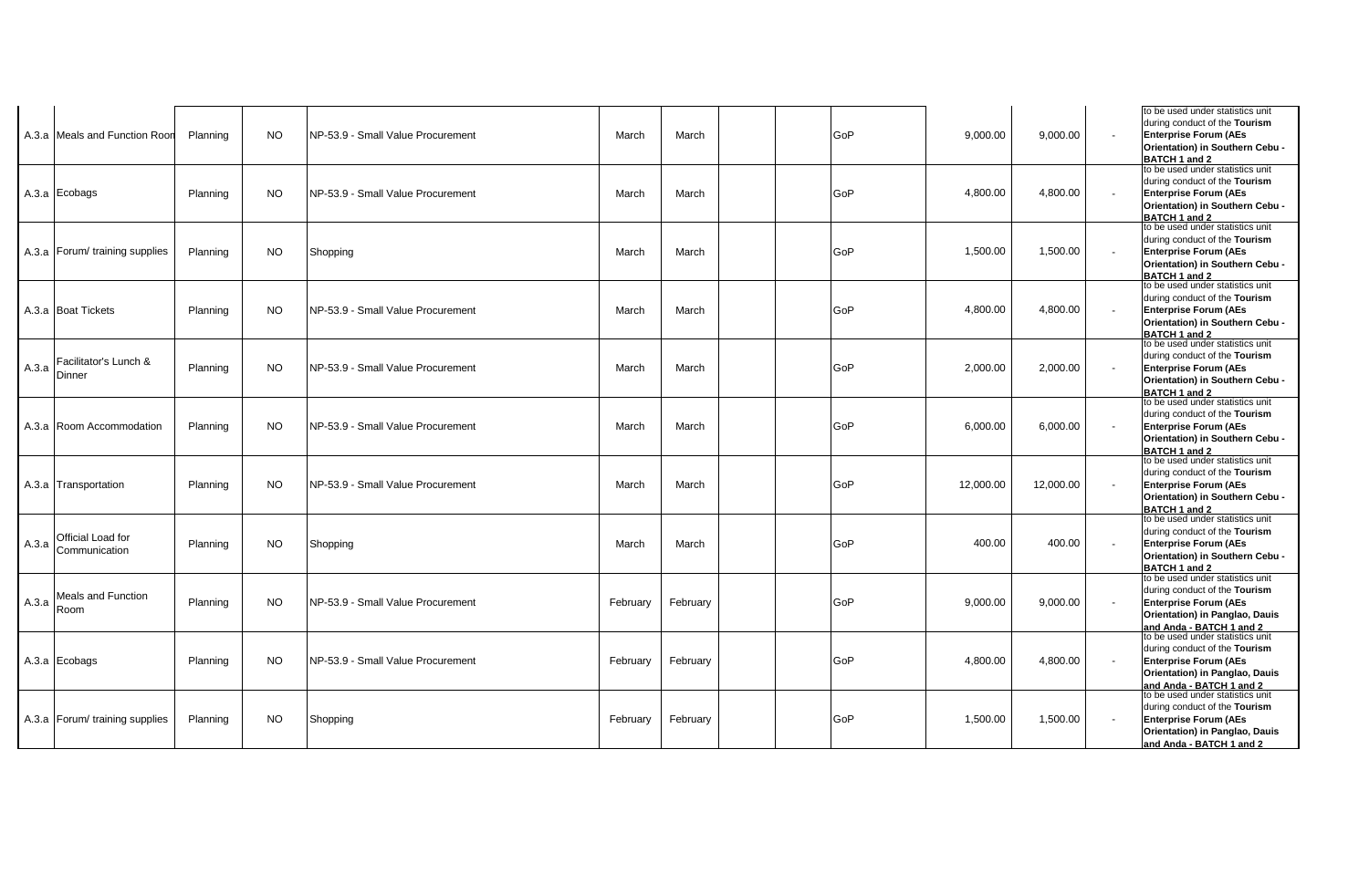| | | | | | | | | | | | | | |
|---|---|---|---|---|---|---|---|---|---|---|---|---|---|
| A.3.a | Meals and Function Roon | Planning | NO | NP-53.9 - Small Value Procurement | March | March | | | GoP | 9,000.00 | 9,000.00 | - | to be used under statistics unit during conduct of the **Tourism Enterprise Forum (AEs Orientation) in Southern Cebu - BATCH 1 and 2** |
| A.3.a | Ecobags | Planning | NO | NP-53.9 - Small Value Procurement | March | March | | | GoP | 4,800.00 | 4,800.00 | - | to be used under statistics unit during conduct of the **Tourism Enterprise Forum (AEs Orientation) in Southern Cebu - BATCH 1 and 2** |
| A.3.a | Forum/ training supplies | Planning | NO | Shopping | March | March | | | GoP | 1,500.00 | 1,500.00 | - | to be used under statistics unit during conduct of the **Tourism Enterprise Forum (AEs Orientation) in Southern Cebu - BATCH 1 and 2** |
| A.3.a | Boat Tickets | Planning | NO | NP-53.9 - Small Value Procurement | March | March | | | GoP | 4,800.00 | 4,800.00 | - | to be used under statistics unit during conduct of the **Tourism Enterprise Forum (AEs Orientation) in Southern Cebu - BATCH 1 and 2** |
| A.3.a | Facilitator's Lunch & Dinner | Planning | NO | NP-53.9 - Small Value Procurement | March | March | | | GoP | 2,000.00 | 2,000.00 | - | to be used under statistics unit during conduct of the **Tourism Enterprise Forum (AEs Orientation) in Southern Cebu - BATCH 1 and 2** |
| A.3.a | Room Accommodation | Planning | NO | NP-53.9 - Small Value Procurement | March | March | | | GoP | 6,000.00 | 6,000.00 | - | to be used under statistics unit during conduct of the **Tourism Enterprise Forum (AEs Orientation) in Southern Cebu - BATCH 1 and 2** |
| A.3.a | Transportation | Planning | NO | NP-53.9 - Small Value Procurement | March | March | | | GoP | 12,000.00 | 12,000.00 | - | to be used under statistics unit during conduct of the **Tourism Enterprise Forum (AEs Orientation) in Southern Cebu - BATCH 1 and 2** |
| A.3.a | Official Load for Communication | Planning | NO | Shopping | March | March | | | GoP | 400.00 | 400.00 | - | to be used under statistics unit during conduct of the **Tourism Enterprise Forum (AEs Orientation) in Southern Cebu - BATCH 1 and 2** |
| A.3.a | Meals and Function Room | Planning | NO | NP-53.9 - Small Value Procurement | February | February | | | GoP | 9,000.00 | 9,000.00 | - | to be used under statistics unit during conduct of the **Tourism Enterprise Forum (AEs Orientation) in Panglao, Dauis and Anda - BATCH 1 and 2** |
| A.3.a | Ecobags | Planning | NO | NP-53.9 - Small Value Procurement | February | February | | | GoP | 4,800.00 | 4,800.00 | - | to be used under statistics unit during conduct of the **Tourism Enterprise Forum (AEs Orientation) in Panglao, Dauis and Anda - BATCH 1 and 2** |
| A.3.a | Forum/ training supplies | Planning | NO | Shopping | February | February | | | GoP | 1,500.00 | 1,500.00 | - | to be used under statistics unit during conduct of the **Tourism Enterprise Forum (AEs Orientation) in Panglao, Dauis and Anda - BATCH 1 and 2** |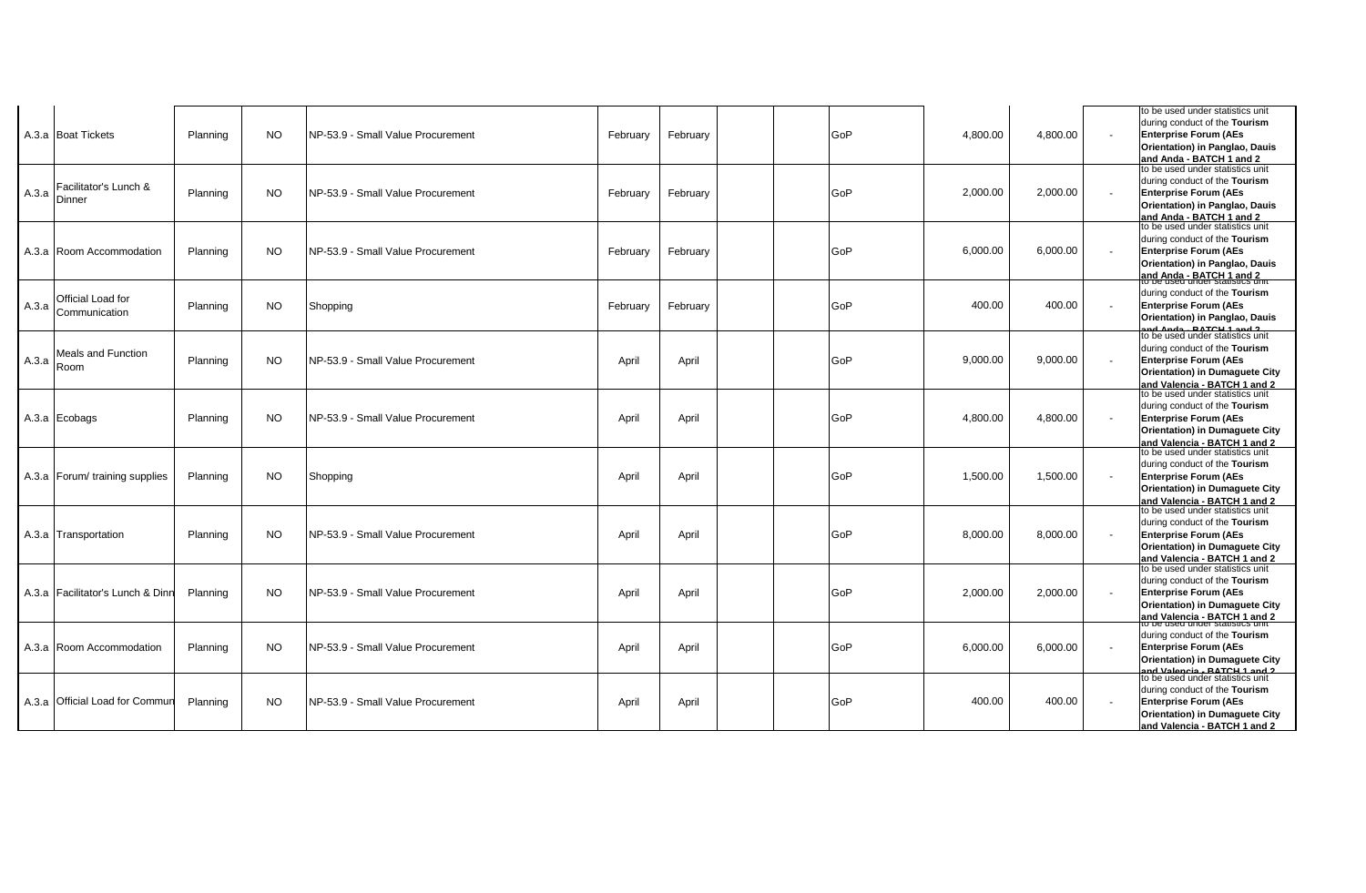| | | | | | | | | | | | | | |
|---|---|---|---|---|---|---|---|---|---|---|---|---|---|
| A.3.a | Boat Tickets | Planning | NO | NP-53.9 - Small Value Procurement | February | February | | | GoP | 4,800.00 | 4,800.00 | - | to be used under statistics unit during conduct of the **Tourism Enterprise Forum (AEs Orientation) in Panglao, Dauis and Anda - BATCH 1 and 2** |
| A.3.a | Facilitator's Lunch & Dinner | Planning | NO | NP-53.9 - Small Value Procurement | February | February | | | GoP | 2,000.00 | 2,000.00 | - | to be used under statistics unit during conduct of the **Tourism Enterprise Forum (AEs Orientation) in Panglao, Dauis and Anda - BATCH 1 and 2** |
| A.3.a | Room Accommodation | Planning | NO | NP-53.9 - Small Value Procurement | February | February | | | GoP | 6,000.00 | 6,000.00 | - | to be used under statistics unit during conduct of the **Tourism Enterprise Forum (AEs Orientation) in Panglao, Dauis and Anda - BATCH 1 and 2** |
| A.3.a | Official Load for Communication | Planning | NO | Shopping | February | February | | | GoP | 400.00 | 400.00 | - | to be used under statistics unit during conduct of the **Tourism Enterprise Forum (AEs Orientation) in Panglao, Dauis and Anda - BATCH 1 and 2** |
| A.3.a | Meals and Function Room | Planning | NO | NP-53.9 - Small Value Procurement | April | April | | | GoP | 9,000.00 | 9,000.00 | - | to be used under statistics unit during conduct of the **Tourism Enterprise Forum (AEs Orientation) in Dumaguete City and Valencia - BATCH 1 and 2** |
| A.3.a | Ecobags | Planning | NO | NP-53.9 - Small Value Procurement | April | April | | | GoP | 4,800.00 | 4,800.00 | - | to be used under statistics unit during conduct of the **Tourism Enterprise Forum (AEs Orientation) in Dumaguete City and Valencia - BATCH 1 and 2** |
| A.3.a | Forum/ training supplies | Planning | NO | Shopping | April | April | | | GoP | 1,500.00 | 1,500.00 | - | to be used under statistics unit during conduct of the **Tourism Enterprise Forum (AEs Orientation) in Dumaguete City and Valencia - BATCH 1 and 2** |
| A.3.a | Transportation | Planning | NO | NP-53.9 - Small Value Procurement | April | April | | | GoP | 8,000.00 | 8,000.00 | - | to be used under statistics unit during conduct of the **Tourism Enterprise Forum (AEs Orientation) in Dumaguete City and Valencia - BATCH 1 and 2** |
| A.3.a | Facilitator's Lunch & Dinn | Planning | NO | NP-53.9 - Small Value Procurement | April | April | | | GoP | 2,000.00 | 2,000.00 | - | to be used under statistics unit during conduct of the **Tourism Enterprise Forum (AEs Orientation) in Dumaguete City and Valencia - BATCH 1 and 2** |
| A.3.a | Room Accommodation | Planning | NO | NP-53.9 - Small Value Procurement | April | April | | | GoP | 6,000.00 | 6,000.00 | - | to be used under statistics unit during conduct of the **Tourism Enterprise Forum (AEs Orientation) in Dumaguete City and Valencia - BATCH 1 and 2** |
| A.3.a | Official Load for Commun | Planning | NO | NP-53.9 - Small Value Procurement | April | April | | | GoP | 400.00 | 400.00 | - | to be used under statistics unit during conduct of the **Tourism Enterprise Forum (AEs Orientation) in Dumaguete City and Valencia - BATCH 1 and 2** |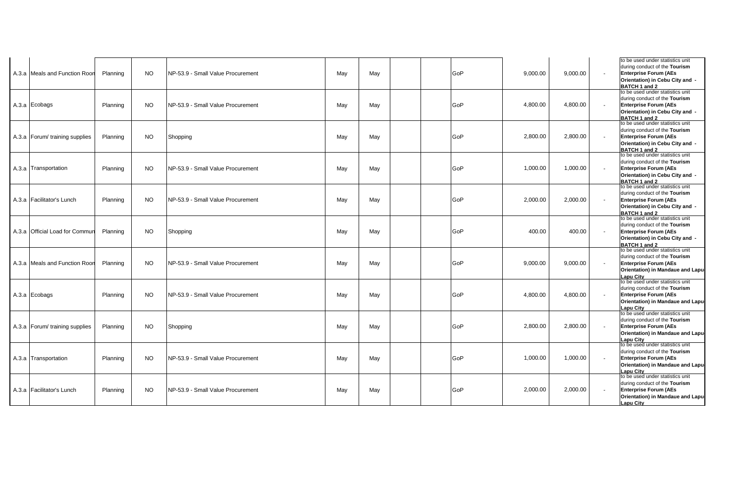| | | | | | | | | | | | | |
|---|---|---|---|---|---|---|---|---|---|---|---|---|
| A.3.a | Meals and Function Roon | Planning | NO | NP-53.9 - Small Value Procurement | May | May | | | GoP | 9,000.00 | 9,000.00 | - | to be used under statistics unit during conduct of the **Tourism Enterprise Forum (AEs Orientation) in Cebu City and - BATCH 1 and 2** |
| A.3.a | Ecobags | Planning | NO | NP-53.9 - Small Value Procurement | May | May | | | GoP | 4,800.00 | 4,800.00 | - | to be used under statistics unit during conduct of the **Tourism Enterprise Forum (AEs Orientation) in Cebu City and - BATCH 1 and 2** |
| A.3.a | Forum/ training supplies | Planning | NO | Shopping | May | May | | | GoP | 2,800.00 | 2,800.00 | - | to be used under statistics unit during conduct of the **Tourism Enterprise Forum (AEs Orientation) in Cebu City and - BATCH 1 and 2** |
| A.3.a | Transportation | Planning | NO | NP-53.9 - Small Value Procurement | May | May | | | GoP | 1,000.00 | 1,000.00 | - | to be used under statistics unit during conduct of the **Tourism Enterprise Forum (AEs Orientation) in Cebu City and - BATCH 1 and 2** |
| A.3.a | Facilitator's Lunch | Planning | NO | NP-53.9 - Small Value Procurement | May | May | | | GoP | 2,000.00 | 2,000.00 | - | to be used under statistics unit during conduct of the **Tourism Enterprise Forum (AEs Orientation) in Cebu City and - BATCH 1 and 2** |
| A.3.a | Official Load for Commun | Planning | NO | Shopping | May | May | | | GoP | 400.00 | 400.00 | - | to be used under statistics unit during conduct of the **Tourism Enterprise Forum (AEs Orientation) in Cebu City and - BATCH 1 and 2** |
| A.3.a | Meals and Function Roon | Planning | NO | NP-53.9 - Small Value Procurement | May | May | | | GoP | 9,000.00 | 9,000.00 | - | to be used under statistics unit during conduct of the **Tourism Enterprise Forum (AEs Orientation) in Mandaue and Lapu Lapu City** |
| A.3.a | Ecobags | Planning | NO | NP-53.9 - Small Value Procurement | May | May | | | GoP | 4,800.00 | 4,800.00 | - | to be used under statistics unit during conduct of the **Tourism Enterprise Forum (AEs Orientation) in Mandaue and Lapu Lapu City** |
| A.3.a | Forum/ training supplies | Planning | NO | Shopping | May | May | | | GoP | 2,800.00 | 2,800.00 | - | to be used under statistics unit during conduct of the **Tourism Enterprise Forum (AEs Orientation) in Mandaue and Lapu Lapu City** |
| A.3.a | Transportation | Planning | NO | NP-53.9 - Small Value Procurement | May | May | | | GoP | 1,000.00 | 1,000.00 | - | to be used under statistics unit during conduct of the **Tourism Enterprise Forum (AEs Orientation) in Mandaue and Lapu Lapu City** |
| A.3.a | Facilitator's Lunch | Planning | NO | NP-53.9 - Small Value Procurement | May | May | | | GoP | 2,000.00 | 2,000.00 | - | to be used under statistics unit during conduct of the **Tourism Enterprise Forum (AEs Orientation) in Mandaue and Lapu Lapu City** |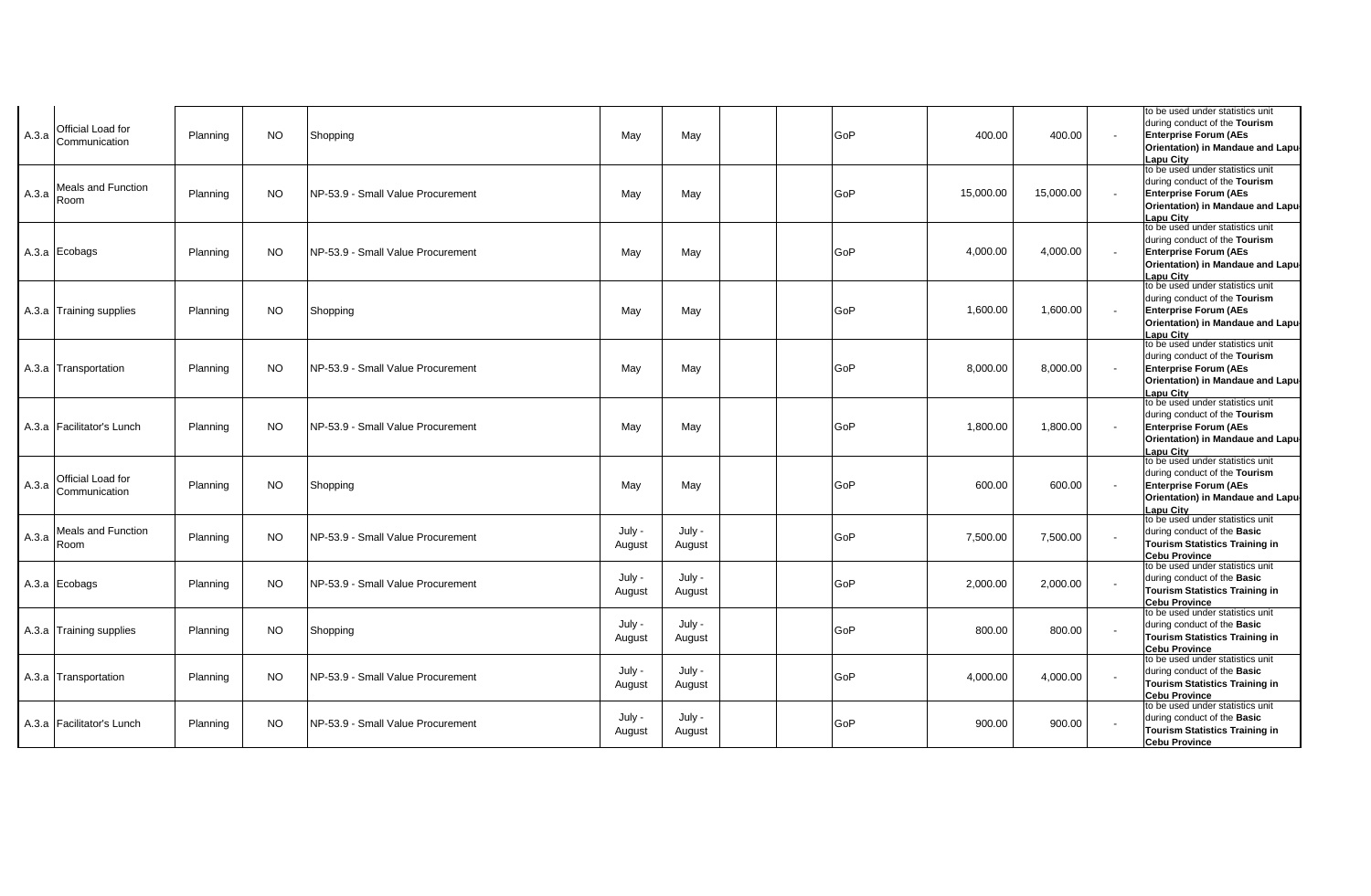| | | | | | | | | | | | | | |
|---|---|---|---|---|---|---|---|---|---|---|---|---|---|
| A.3.a | Official Load for Communication | Planning | NO | Shopping | May | May | | | GoP | 400.00 | 400.00 | - | to be used under statistics unit during conduct of the **Tourism Enterprise Forum (AEs Orientation) in Mandaue and Lapu Lapu City** |
| A.3.a | Meals and Function Room | Planning | NO | NP-53.9 - Small Value Procurement | May | May | | | GoP | 15,000.00 | 15,000.00 | - | to be used under statistics unit during conduct of the **Tourism Enterprise Forum (AEs Orientation) in Mandaue and Lapu Lapu City** |
| A.3.a | Ecobags | Planning | NO | NP-53.9 - Small Value Procurement | May | May | | | GoP | 4,000.00 | 4,000.00 | - | to be used under statistics unit during conduct of the **Tourism Enterprise Forum (AEs Orientation) in Mandaue and Lapu Lapu City** |
| A.3.a | Training supplies | Planning | NO | Shopping | May | May | | | GoP | 1,600.00 | 1,600.00 | - | to be used under statistics unit during conduct of the **Tourism Enterprise Forum (AEs Orientation) in Mandaue and Lapu Lapu City** |
| A.3.a | Transportation | Planning | NO | NP-53.9 - Small Value Procurement | May | May | | | GoP | 8,000.00 | 8,000.00 | - | to be used under statistics unit during conduct of the **Tourism Enterprise Forum (AEs Orientation) in Mandaue and Lapu Lapu City** |
| A.3.a | Facilitator's Lunch | Planning | NO | NP-53.9 - Small Value Procurement | May | May | | | GoP | 1,800.00 | 1,800.00 | - | to be used under statistics unit during conduct of the **Tourism Enterprise Forum (AEs Orientation) in Mandaue and Lapu Lapu City** |
| A.3.a | Official Load for Communication | Planning | NO | Shopping | May | May | | | GoP | 600.00 | 600.00 | - | to be used under statistics unit during conduct of the **Tourism Enterprise Forum (AEs Orientation) in Mandaue and Lapu Lapu City** |
| A.3.a | Meals and Function Room | Planning | NO | NP-53.9 - Small Value Procurement | July - August | July - August | | | GoP | 7,500.00 | 7,500.00 | - | to be used under statistics unit during conduct of the **Basic Tourism Statistics Training in Cebu Province** |
| A.3.a | Ecobags | Planning | NO | NP-53.9 - Small Value Procurement | July - August | July - August | | | GoP | 2,000.00 | 2,000.00 | - | to be used under statistics unit during conduct of the **Basic Tourism Statistics Training in Cebu Province** |
| A.3.a | Training supplies | Planning | NO | Shopping | July - August | July - August | | | GoP | 800.00 | 800.00 | - | to be used under statistics unit during conduct of the **Basic Tourism Statistics Training in Cebu Province** |
| A.3.a | Transportation | Planning | NO | NP-53.9 - Small Value Procurement | July - August | July - August | | | GoP | 4,000.00 | 4,000.00 | - | to be used under statistics unit during conduct of the **Basic Tourism Statistics Training in Cebu Province** |
| A.3.a | Facilitator's Lunch | Planning | NO | NP-53.9 - Small Value Procurement | July - August | July - August | | | GoP | 900.00 | 900.00 | - | to be used under statistics unit during conduct of the **Basic Tourism Statistics Training in Cebu Province** |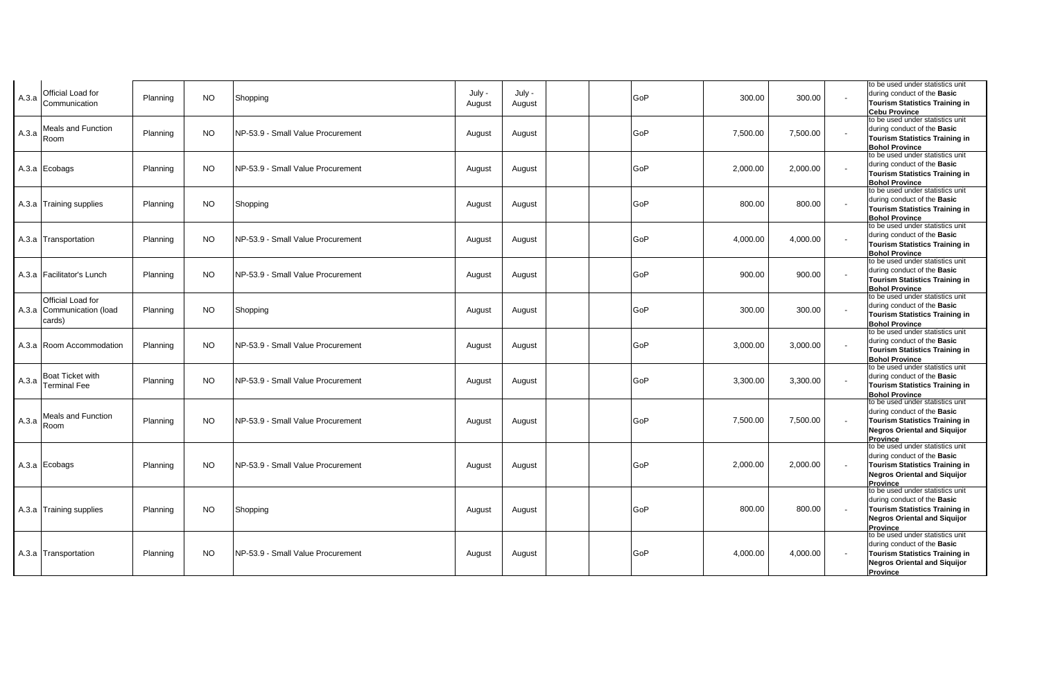| | | | | | | | | | | | | | |
|---|---|---|---|---|---|---|---|---|---|---|---|---|---|
| A.3.a | Official Load for Communication | Planning | NO | Shopping | July - August | July - August | | | GoP | 300.00 | 300.00 | - | to be used under statistics unit during conduct of the **Basic Tourism Statistics Training in Cebu Province** |
| A.3.a | Meals and Function Room | Planning | NO | NP-53.9 - Small Value Procurement | August | August | | | GoP | 7,500.00 | 7,500.00 | - | to be used under statistics unit during conduct of the **Basic Tourism Statistics Training in Bohol Province** |
| A.3.a | Ecobags | Planning | NO | NP-53.9 - Small Value Procurement | August | August | | | GoP | 2,000.00 | 2,000.00 | - | to be used under statistics unit during conduct of the **Basic Tourism Statistics Training in Bohol Province** |
| A.3.a | Training supplies | Planning | NO | Shopping | August | August | | | GoP | 800.00 | 800.00 | - | to be used under statistics unit during conduct of the **Basic Tourism Statistics Training in Bohol Province** |
| A.3.a | Transportation | Planning | NO | NP-53.9 - Small Value Procurement | August | August | | | GoP | 4,000.00 | 4,000.00 | - | to be used under statistics unit during conduct of the **Basic Tourism Statistics Training in Bohol Province** |
| A.3.a | Facilitator's Lunch | Planning | NO | NP-53.9 - Small Value Procurement | August | August | | | GoP | 900.00 | 900.00 | - | to be used under statistics unit during conduct of the **Basic Tourism Statistics Training in Bohol Province** |
| A.3.a | Official Load for Communication (load cards) | Planning | NO | Shopping | August | August | | | GoP | 300.00 | 300.00 | - | to be used under statistics unit during conduct of the **Basic Tourism Statistics Training in Bohol Province** |
| A.3.a | Room Accommodation | Planning | NO | NP-53.9 - Small Value Procurement | August | August | | | GoP | 3,000.00 | 3,000.00 | - | to be used under statistics unit during conduct of the **Basic Tourism Statistics Training in Bohol Province** |
| A.3.a | Boat Ticket with Terminal Fee | Planning | NO | NP-53.9 - Small Value Procurement | August | August | | | GoP | 3,300.00 | 3,300.00 | - | to be used under statistics unit during conduct of the **Basic Tourism Statistics Training in Bohol Province** |
| A.3.a | Meals and Function Room | Planning | NO | NP-53.9 - Small Value Procurement | August | August | | | GoP | 7,500.00 | 7,500.00 | - | to be used under statistics unit during conduct of the **Basic Tourism Statistics Training in Negros Oriental and Siquijor Province** |
| A.3.a | Ecobags | Planning | NO | NP-53.9 - Small Value Procurement | August | August | | | GoP | 2,000.00 | 2,000.00 | - | to be used under statistics unit during conduct of the **Basic Tourism Statistics Training in Negros Oriental and Siquijor Province** |
| A.3.a | Training supplies | Planning | NO | Shopping | August | August | | | GoP | 800.00 | 800.00 | - | to be used under statistics unit during conduct of the **Basic Tourism Statistics Training in Negros Oriental and Siquijor Province** |
| A.3.a | Transportation | Planning | NO | NP-53.9 - Small Value Procurement | August | August | | | GoP | 4,000.00 | 4,000.00 | - | to be used under statistics unit during conduct of the **Basic Tourism Statistics Training in Negros Oriental and Siquijor Province** |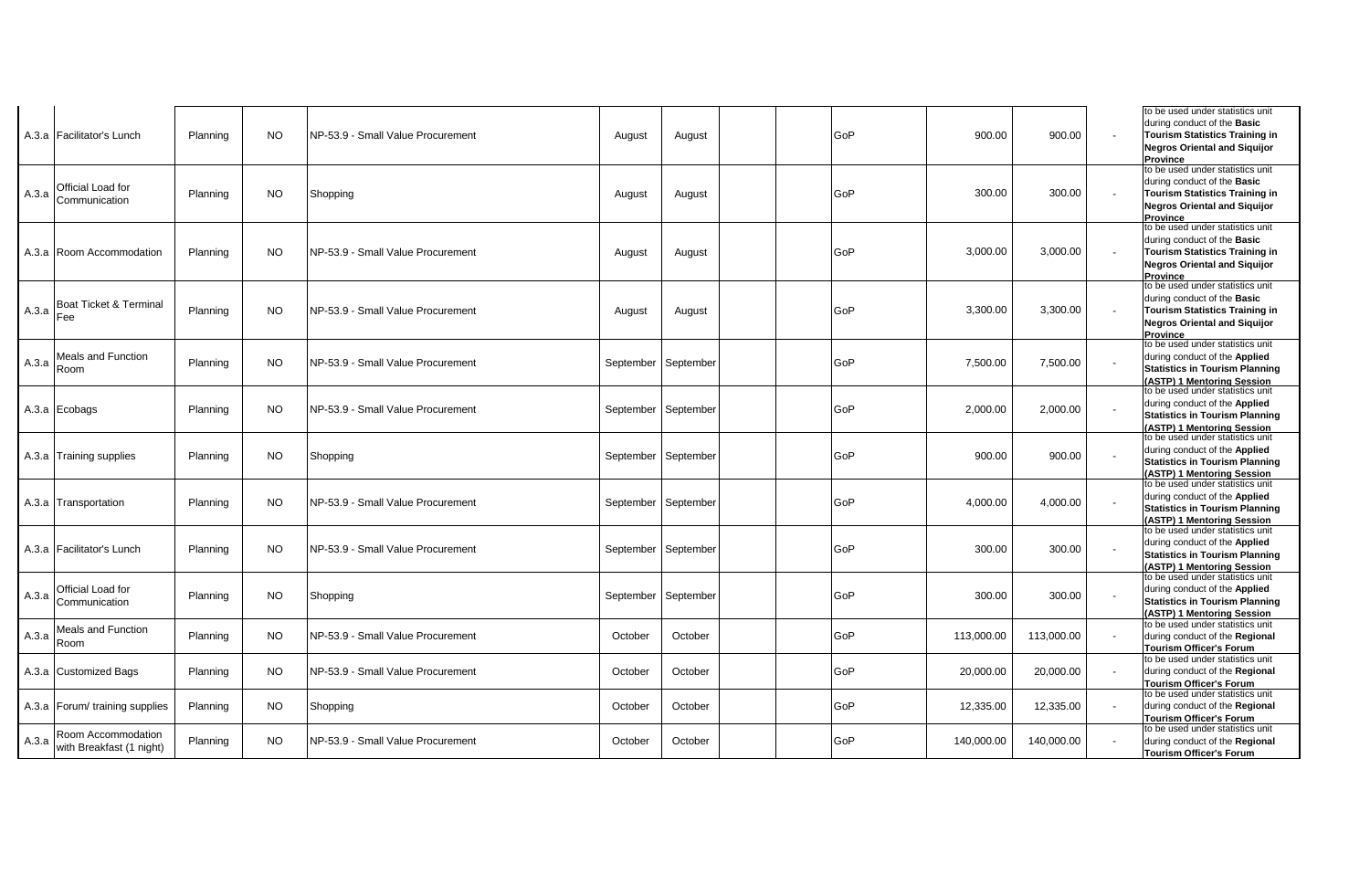| | | | | | | | | | | | | | |
|---|---|---|---|---|---|---|---|---|---|---|---|---|---|
| A.3.a | Facilitator's Lunch | Planning | NO | NP-53.9 - Small Value Procurement | August | August | | | GoP | 900.00 | 900.00 | - | to be used under statistics unit during conduct of the **Basic Tourism Statistics Training in Negros Oriental and Siquijor Province** |
| A.3.a | Official Load for Communication | Planning | NO | Shopping | August | August | | | GoP | 300.00 | 300.00 | - | to be used under statistics unit during conduct of the **Basic Tourism Statistics Training in Negros Oriental and Siquijor Province** |
| A.3.a | Room Accommodation | Planning | NO | NP-53.9 - Small Value Procurement | August | August | | | GoP | 3,000.00 | 3,000.00 | - | to be used under statistics unit during conduct of the **Basic Tourism Statistics Training in Negros Oriental and Siquijor Province** |
| A.3.a | Boat Ticket & Terminal Fee | Planning | NO | NP-53.9 - Small Value Procurement | August | August | | | GoP | 3,300.00 | 3,300.00 | - | to be used under statistics unit during conduct of the **Basic Tourism Statistics Training in Negros Oriental and Siquijor Province** |
| A.3.a | Meals and Function Room | Planning | NO | NP-53.9 - Small Value Procurement | September | September | | | GoP | 7,500.00 | 7,500.00 | - | to be used under statistics unit during conduct of the **Applied Statistics in Tourism Planning (ASTP) 1 Mentoring Session** |
| A.3.a | Ecobags | Planning | NO | NP-53.9 - Small Value Procurement | September | September | | | GoP | 2,000.00 | 2,000.00 | - | to be used under statistics unit during conduct of the **Applied Statistics in Tourism Planning (ASTP) 1 Mentoring Session** |
| A.3.a | Training supplies | Planning | NO | Shopping | September | September | | | GoP | 900.00 | 900.00 | - | to be used under statistics unit during conduct of the **Applied Statistics in Tourism Planning (ASTP) 1 Mentoring Session** |
| A.3.a | Transportation | Planning | NO | NP-53.9 - Small Value Procurement | September | September | | | GoP | 4,000.00 | 4,000.00 | - | to be used under statistics unit during conduct of the **Applied Statistics in Tourism Planning (ASTP) 1 Mentoring Session** |
| A.3.a | Facilitator's Lunch | Planning | NO | NP-53.9 - Small Value Procurement | September | September | | | GoP | 300.00 | 300.00 | - | to be used under statistics unit during conduct of the **Applied Statistics in Tourism Planning (ASTP) 1 Mentoring Session** |
| A.3.a | Official Load for Communication | Planning | NO | Shopping | September | September | | | GoP | 300.00 | 300.00 | - | to be used under statistics unit during conduct of the **Applied Statistics in Tourism Planning (ASTP) 1 Mentoring Session** |
| A.3.a | Meals and Function Room | Planning | NO | NP-53.9 - Small Value Procurement | October | October | | | GoP | 113,000.00 | 113,000.00 | - | to be used under statistics unit during conduct of the **Regional Tourism Officer's Forum** |
| A.3.a | Customized Bags | Planning | NO | NP-53.9 - Small Value Procurement | October | October | | | GoP | 20,000.00 | 20,000.00 | - | to be used under statistics unit during conduct of the **Regional Tourism Officer's Forum** |
| A.3.a | Forum/ training supplies | Planning | NO | Shopping | October | October | | | GoP | 12,335.00 | 12,335.00 | - | to be used under statistics unit during conduct of the **Regional Tourism Officer's Forum** |
| A.3.a | Room Accommodation with Breakfast (1 night) | Planning | NO | NP-53.9 - Small Value Procurement | October | October | | | GoP | 140,000.00 | 140,000.00 | - | to be used under statistics unit during conduct of the **Regional Tourism Officer's Forum** |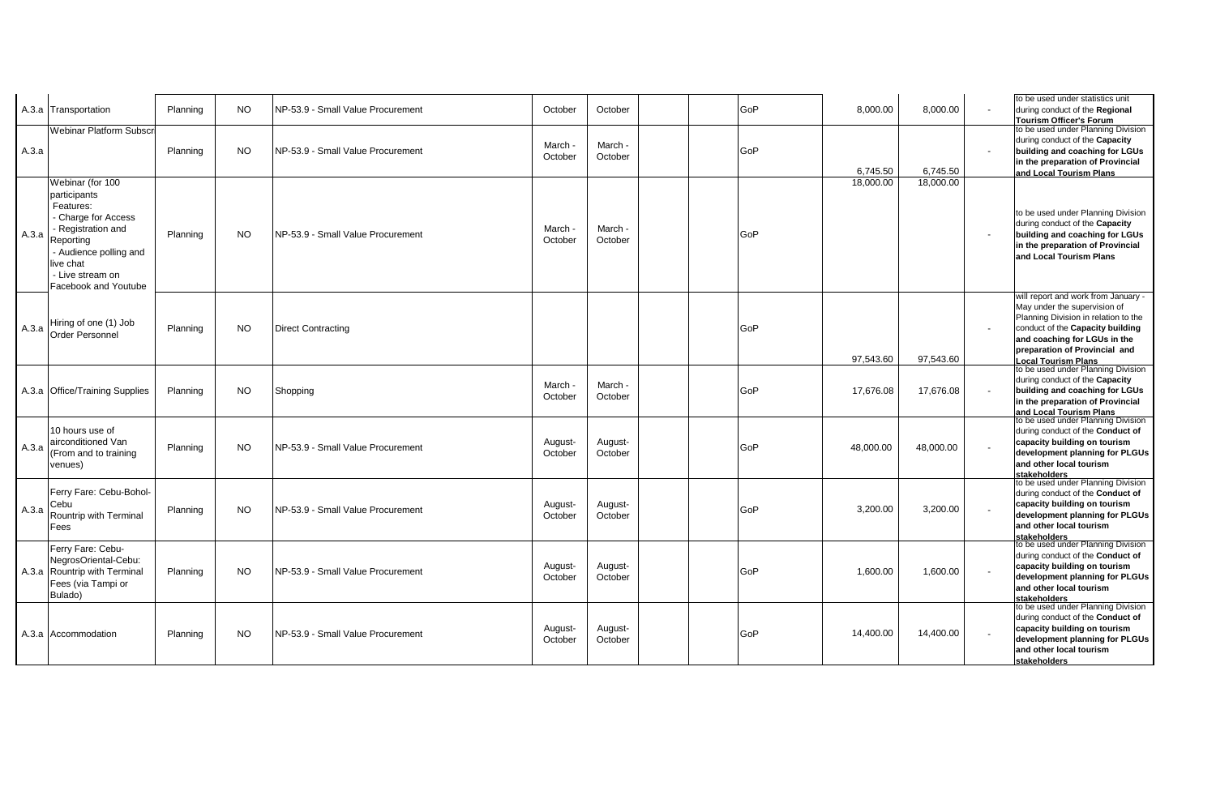| | | | | | | | | | | | | | |
|---|---|---|---|---|---|---|---|---|---|---|---|---|---|
| A.3.a | Transportation | Planning | NO | NP-53.9 - Small Value Procurement | October | October | | | GoP | 8,000.00 | 8,000.00 | - | to be used under statistics unit during conduct of the **Regional Tourism Officer's Forum** |
| A.3.a | Webinar Platform Subscr | Planning | NO | NP-53.9 - Small Value Procurement | March - October | March - October | | | GoP | 6,745.50 | 6,745.50 | - | to be used under Planning Division during conduct of the **Capacity building and coaching for LGUs in the preparation of Provincial and Local Tourism Plans** |
| A.3.a | Webinar (for 100 participants Features: - Charge for Access - Registration and Reporting - Audience polling and live chat - Live stream on Facebook and Youtube | Planning | NO | NP-53.9 - Small Value Procurement | March - October | March - October | | | GoP | 18,000.00 | 18,000.00 | - | to be used under Planning Division during conduct of the **Capacity building and coaching for LGUs in the preparation of Provincial and Local Tourism Plans** |
| A.3.a | Hiring of one (1) Job Order Personnel | Planning | NO | Direct Contracting | | | | | GoP | 97,543.60 | 97,543.60 | - | will report and work from January - May under the supervision of Planning Division in relation to the conduct of the **Capacity building and coaching for LGUs in the preparation of Provincial and Local Tourism Plans** |
| A.3.a | Office/Training Supplies | Planning | NO | Shopping | March - October | March - October | | | GoP | 17,676.08 | 17,676.08 | - | to be used under Planning Division during conduct of the **Capacity building and coaching for LGUs in the preparation of Provincial and Local Tourism Plans** |
| A.3.a | 10 hours use of airconditioned Van (From and to training venues) | Planning | NO | NP-53.9 - Small Value Procurement | August- October | August- October | | | GoP | 48,000.00 | 48,000.00 | - | to be used under Planning Division during conduct of the **Conduct of capacity building on tourism development planning for PLGUs and other local tourism stakeholders** |
| A.3.a | Ferry Fare: Cebu-Bohol-Cebu Rountrip with Terminal Fees | Planning | NO | NP-53.9 - Small Value Procurement | August- October | August- October | | | GoP | 3,200.00 | 3,200.00 | - | to be used under Planning Division during conduct of the **Conduct of capacity building on tourism development planning for PLGUs and other local tourism stakeholders** |
| A.3.a | Ferry Fare: Cebu-NegrosOriental-Cebu: Rountrip with Terminal Fees (via Tampi or Bulado) | Planning | NO | NP-53.9 - Small Value Procurement | August- October | August- October | | | GoP | 1,600.00 | 1,600.00 | - | to be used under Planning Division during conduct of the **Conduct of capacity building on tourism development planning for PLGUs and other local tourism stakeholders** |
| A.3.a | Accommodation | Planning | NO | NP-53.9 - Small Value Procurement | August- October | August- October | | | GoP | 14,400.00 | 14,400.00 | - | to be used under Planning Division during conduct of the **Conduct of capacity building on tourism development planning for PLGUs and other local tourism stakeholders** |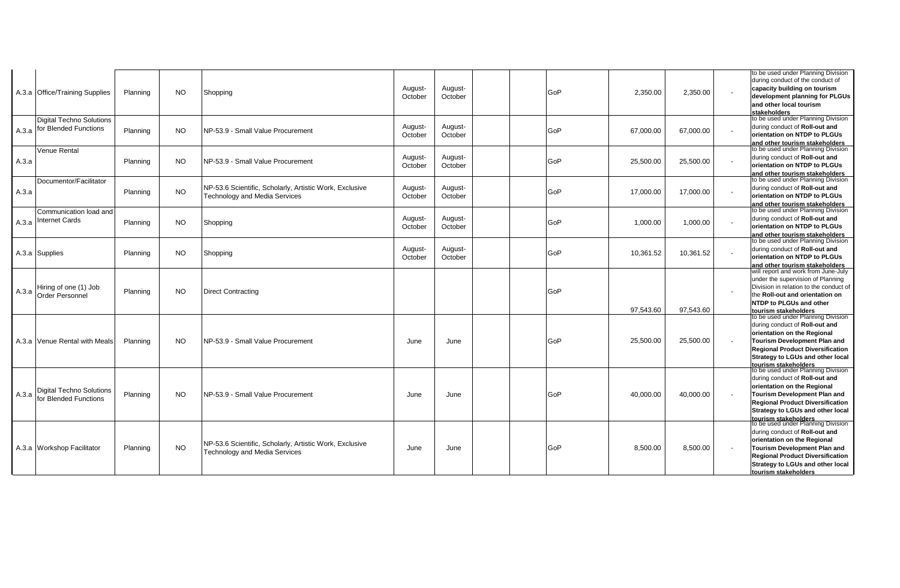| | | | | | | | | | | | | | |
|---|---|---|---|---|---|---|---|---|---|---|---|---|---|
| A.3.a | Office/Training Supplies | Planning | NO | Shopping | August-October | August-October | | | GoP | 2,350.00 | 2,350.00 | - | to be used under Planning Division during conduct of the conduct of **capacity building on tourism development planning for PLGUs and other local tourism stakeholders** |
| A.3.a | Digital Techno Solutions for Blended Functions | Planning | NO | NP-53.9 - Small Value Procurement | August-October | August-October | | | GoP | 67,000.00 | 67,000.00 | - | to be used under Planning Division during conduct of **Roll-out and orientation on NTDP to PLGUs and other tourism stakeholders** |
| A.3.a | Venue Rental | Planning | NO | NP-53.9 - Small Value Procurement | August-October | August-October | | | GoP | 25,500.00 | 25,500.00 | - | to be used under Planning Division during conduct of **Roll-out and orientation on NTDP to PLGUs and other tourism stakeholders** |
| A.3.a | Documentor/Facilitator | Planning | NO | NP-53.6 Scientific, Scholarly, Artistic Work, Exclusive Technology and Media Services | August-October | August-October | | | GoP | 17,000.00 | 17,000.00 | - | to be used under Planning Division during conduct of **Roll-out and orientation on NTDP to PLGUs and other tourism stakeholders** |
| A.3.a | Communication load and Internet Cards | Planning | NO | Shopping | August-October | August-October | | | GoP | 1,000.00 | 1,000.00 | - | to be used under Planning Division during conduct of **Roll-out and orientation on NTDP to PLGUs and other tourism stakeholders** |
| A.3.a | Supplies | Planning | NO | Shopping | August-October | August-October | | | GoP | 10,361.52 | 10,361.52 | - | to be used under Planning Division during conduct of **Roll-out and orientation on NTDP to PLGUs and other tourism stakeholders** |
| A.3.a | Hiring of one (1) Job Order Personnel | Planning | NO | Direct Contracting | | | | | GoP | 97,543.60 | 97,543.60 | - | will report and work from June-July under the supervision of Planning Division in relation to the conduct of the **Roll-out and orientation on NTDP to PLGUs and other tourism stakeholders** |
| A.3.a | Venue Rental with Meals | Planning | NO | NP-53.9 - Small Value Procurement | June | June | | | GoP | 25,500.00 | 25,500.00 | - | to be used under Planning Division during conduct of **Roll-out and orientation on the Regional Tourism Development Plan and Regional Product Diversification Strategy to LGUs and other local tourism stakeholders** |
| A.3.a | Digital Techno Solutions for Blended Functions | Planning | NO | NP-53.9 - Small Value Procurement | June | June | | | GoP | 40,000.00 | 40,000.00 | - | to be used under Planning Division during conduct of **Roll-out and orientation on the Regional Tourism Development Plan and Regional Product Diversification Strategy to LGUs and other local tourism stakeholders** |
| A.3.a | Workshop Facilitator | Planning | NO | NP-53.6 Scientific, Scholarly, Artistic Work, Exclusive Technology and Media Services | June | June | | | GoP | 8,500.00 | 8,500.00 | - | to be used under Planning Division during conduct of **Roll-out and orientation on the Regional Tourism Development Plan and Regional Product Diversification Strategy to LGUs and other local tourism stakeholders** |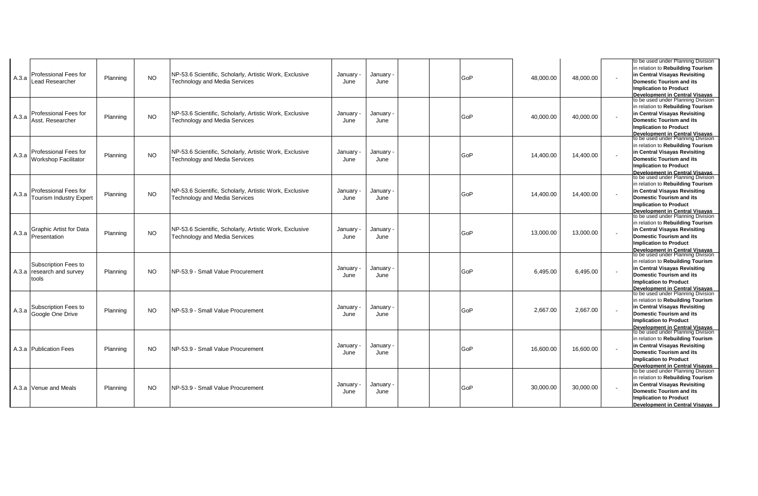| | | | | | | | | | | | | | |
|---|---|---|---|---|---|---|---|---|---|---|---|---|---|
| A.3.a | Professional Fees for Lead Researcher | Planning | NO | NP-53.6 Scientific, Scholarly, Artistic Work, Exclusive Technology and Media Services | January - June | January - June | | | GoP | 48,000.00 | 48,000.00 | - | to be used under Planning Division in relation to **Rebuilding Tourism in Central Visayas Revisiting Domestic Tourism and its Implication to Product Development in Central Visayas** |
| A.3.a | Professional Fees for Asst. Researcher | Planning | NO | NP-53.6 Scientific, Scholarly, Artistic Work, Exclusive Technology and Media Services | January - June | January - June | | | GoP | 40,000.00 | 40,000.00 | - | to be used under Planning Division in relation to **Rebuilding Tourism in Central Visayas Revisiting Domestic Tourism and its Implication to Product Development in Central Visayas** |
| A.3.a | Professional Fees for Workshop Facilitator | Planning | NO | NP-53.6 Scientific, Scholarly, Artistic Work, Exclusive Technology and Media Services | January - June | January - June | | | GoP | 14,400.00 | 14,400.00 | - | to be used under Planning Division in relation to **Rebuilding Tourism in Central Visayas Revisiting Domestic Tourism and its Implication to Product Development in Central Visayas** |
| A.3.a | Professional Fees for Tourism Industry Expert | Planning | NO | NP-53.6 Scientific, Scholarly, Artistic Work, Exclusive Technology and Media Services | January - June | January - June | | | GoP | 14,400.00 | 14,400.00 | - | to be used under Planning Division in relation to **Rebuilding Tourism in Central Visayas Revisiting Domestic Tourism and its Implication to Product Development in Central Visayas** |
| A.3.a | Graphic Artist for Data Presentation | Planning | NO | NP-53.6 Scientific, Scholarly, Artistic Work, Exclusive Technology and Media Services | January - June | January - June | | | GoP | 13,000.00 | 13,000.00 | - | to be used under Planning Division in relation to **Rebuilding Tourism in Central Visayas Revisiting Domestic Tourism and its Implication to Product Development in Central Visayas** |
| A.3.a | Subscription Fees to research and survey tools | Planning | NO | NP-53.9 - Small Value Procurement | January - June | January - June | | | GoP | 6,495.00 | 6,495.00 | - | to be used under Planning Division in relation to **Rebuilding Tourism in Central Visayas Revisiting Domestic Tourism and its Implication to Product Development in Central Visayas** |
| A.3.a | Subscription Fees to Google One Drive | Planning | NO | NP-53.9 - Small Value Procurement | January - June | January - June | | | GoP | 2,667.00 | 2,667.00 | - | to be used under Planning Division in relation to **Rebuilding Tourism in Central Visayas Revisiting Domestic Tourism and its Implication to Product Development in Central Visayas** |
| A.3.a | Publication Fees | Planning | NO | NP-53.9 - Small Value Procurement | January - June | January - June | | | GoP | 16,600.00 | 16,600.00 | - | to be used under Planning Division in relation to **Rebuilding Tourism in Central Visayas Revisiting Domestic Tourism and its Implication to Product Development in Central Visayas** |
| A.3.a | Venue and Meals | Planning | NO | NP-53.9 - Small Value Procurement | January - June | January - June | | | GoP | 30,000.00 | 30,000.00 | - | to be used under Planning Division in relation to **Rebuilding Tourism in Central Visayas Revisiting Domestic Tourism and its Implication to Product Development in Central Visayas** |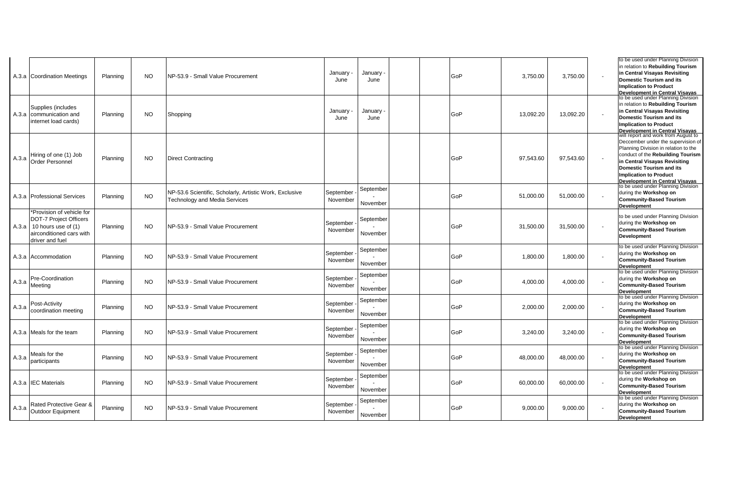| A.3.a | Coordination Meetings | Planning | NO | NP-53.9 - Small Value Procurement | January - June | January - June | | | GoP | 3,750.00 | 3,750.00 | - | to be used under Planning Division in relation to **Rebuilding Tourism in Central Visayas Revisiting Domestic Tourism and its Implication to Product Development in Central Visayas** |
|---|---|---|---|---|---|---|---|---|---|---|---|---|---|
| A.3.a | Supplies (includes communication and internet load cards) | Planning | NO | Shopping | January - June | January - June | | | GoP | 13,092.20 | 13,092.20 | - | to be used under Planning Division in relation to **Rebuilding Tourism in Central Visayas Revisiting Domestic Tourism and its Implication to Product Development in Central Visayas** |
| A.3.a | Hiring of one (1) Job Order Personnel | Planning | NO | Direct Contracting | | | | | GoP | 97,543.60 | 97,543.60 | - | will report and work from August to Deccember under the supervision of Planning Division in relation to the conduct of the **Rebuilding Tourism in Central Visayas Revisiting Domestic Tourism and its Implication to Product Development in Central Visayas** |
| A.3.a | Professional Services | Planning | NO | NP-53.6 Scientific, Scholarly, Artistic Work, Exclusive Technology and Media Services | September - November | September - November | | | GoP | 51,000.00 | 51,000.00 | - | to be used under Planning Division during the **Workshop on Community-Based Tourism Development** |
| A.3.a | *Provision of vehicle for DOT-7 Project Officers 10 hours use of (1) airconditioned cars with driver and fuel | Planning | NO | NP-53.9 - Small Value Procurement | September - November | September - November | | | GoP | 31,500.00 | 31,500.00 | - | to be used under Planning Division during the **Workshop on Community-Based Tourism Development** |
| A.3.a | Accommodation | Planning | NO | NP-53.9 - Small Value Procurement | September - November | September - November | | | GoP | 1,800.00 | 1,800.00 | - | to be used under Planning Division during the **Workshop on Community-Based Tourism Development** |
| A.3.a | Pre-Coordination Meeting | Planning | NO | NP-53.9 - Small Value Procurement | September - November | September - November | | | GoP | 4,000.00 | 4,000.00 | - | to be used under Planning Division during the **Workshop on Community-Based Tourism Development** |
| A.3.a | Post-Activity coordination meeting | Planning | NO | NP-53.9 - Small Value Procurement | September - November | September - November | | | GoP | 2,000.00 | 2,000.00 | - | to be used under Planning Division during the **Workshop on Community-Based Tourism Development** |
| A.3.a | Meals for the team | Planning | NO | NP-53.9 - Small Value Procurement | September - November | September - November | | | GoP | 3,240.00 | 3,240.00 | - | to be used under Planning Division during the **Workshop on Community-Based Tourism Development** |
| A.3.a | Meals for the participants | Planning | NO | NP-53.9 - Small Value Procurement | September - November | September - November | | | GoP | 48,000.00 | 48,000.00 | - | to be used under Planning Division during the **Workshop on Community-Based Tourism Development** |
| A.3.a | IEC Materials | Planning | NO | NP-53.9 - Small Value Procurement | September - November | September - November | | | GoP | 60,000.00 | 60,000.00 | - | to be used under Planning Division during the **Workshop on Community-Based Tourism Development** |
| A.3.a | Rated Protective Gear & Outdoor Equipment | Planning | NO | NP-53.9 - Small Value Procurement | September - November | September - November | | | GoP | 9,000.00 | 9,000.00 | - | to be used under Planning Division during the **Workshop on Community-Based Tourism Development** |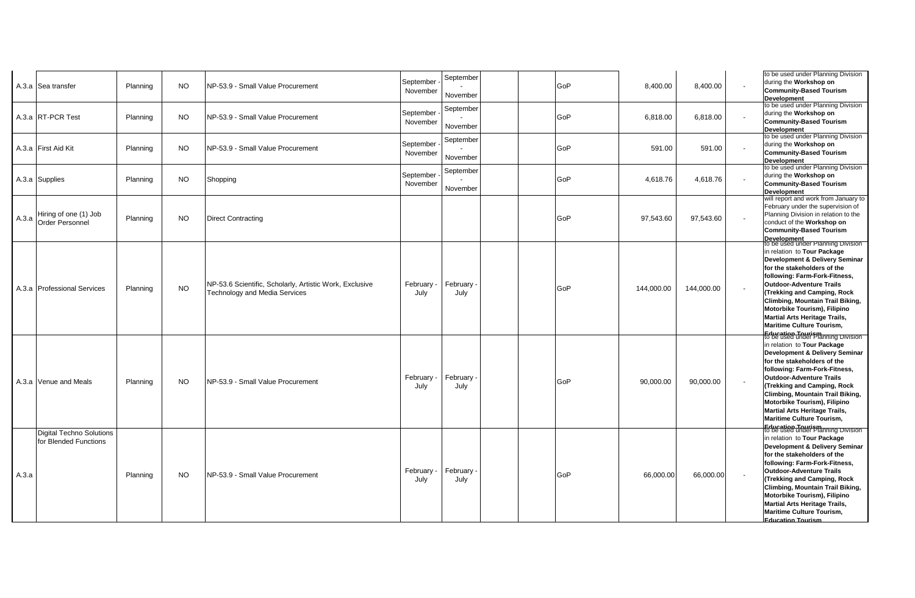| | | | | | | | | | | | | | |
|---|---|---|---|---|---|---|---|---|---|---|---|---|---|
| A.3.a | Sea transfer | Planning | NO | NP-53.9 - Small Value Procurement | September - November | September - November | | | GoP | 8,400.00 | 8,400.00 | - | to be used under Planning Division during the **Workshop on Community-Based Tourism Development** |
| A.3.a | RT-PCR Test | Planning | NO | NP-53.9 - Small Value Procurement | September - November | September - November | | | GoP | 6,818.00 | 6,818.00 | - | to be used under Planning Division during the **Workshop on Community-Based Tourism Development** |
| A.3.a | First Aid Kit | Planning | NO | NP-53.9 - Small Value Procurement | September - November | September - November | | | GoP | 591.00 | 591.00 | - | to be used under Planning Division during the **Workshop on Community-Based Tourism Development** |
| A.3.a | Supplies | Planning | NO | Shopping | September - November | September - November | | | GoP | 4,618.76 | 4,618.76 | - | to be used under Planning Division during the **Workshop on Community-Based Tourism Development** |
| A.3.a | Hiring of one (1) Job Order Personnel | Planning | NO | Direct Contracting | | | | | GoP | 97,543.60 | 97,543.60 | - | will report and work from January to February under the supervision of Planning Division in relation to the conduct of the **Workshop on Community-Based Tourism Development** |
| A.3.a | Professional Services | Planning | NO | NP-53.6 Scientific, Scholarly, Artistic Work, Exclusive Technology and Media Services | February - July | February - July | | | GoP | 144,000.00 | 144,000.00 | - | to be used under Planning Division in relation to **Tour Package Development & Delivery Seminar for the stakeholders of the following: Farm-Fork-Fitness, Outdoor-Adventure Trails (Trekking and Camping, Rock Climbing, Mountain Trail Biking, Motorbike Tourism), Filipino Martial Arts Heritage Trails, Maritime Culture Tourism, Education Tourism** |
| A.3.a | Venue and Meals | Planning | NO | NP-53.9 - Small Value Procurement | February - July | February - July | | | GoP | 90,000.00 | 90,000.00 | - | to be used under Planning Division in relation to **Tour Package Development & Delivery Seminar for the stakeholders of the following: Farm-Fork-Fitness, Outdoor-Adventure Trails (Trekking and Camping, Rock Climbing, Mountain Trail Biking, Motorbike Tourism), Filipino Martial Arts Heritage Trails, Maritime Culture Tourism, Education Tourism** |
| A.3.a | Digital Techno Solutions for Blended Functions | Planning | NO | NP-53.9 - Small Value Procurement | February - July | February - July | | | GoP | 66,000.00 | 66,000.00 | - | to be used under Planning Division in relation to **Tour Package Development & Delivery Seminar for the stakeholders of the following: Farm-Fork-Fitness, Outdoor-Adventure Trails (Trekking and Camping, Rock Climbing, Mountain Trail Biking, Motorbike Tourism), Filipino Martial Arts Heritage Trails, Maritime Culture Tourism, Education Tourism** |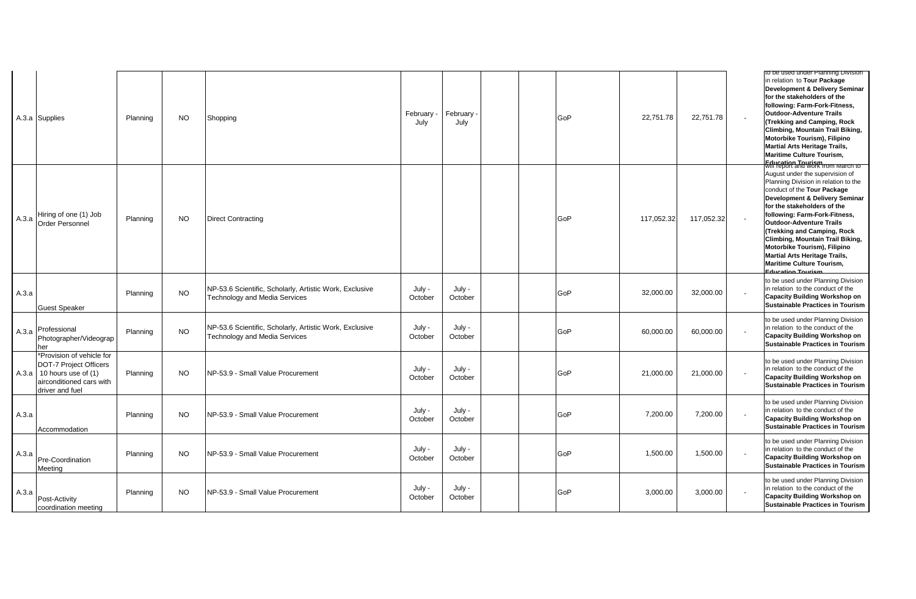| | | | | | | | | | | | | | |
|---|---|---|---|---|---|---|---|---|---|---|---|---|---|
| A.3.a | Supplies | Planning | NO | Shopping | February - July | February - July | | | GoP | 22,751.78 | 22,751.78 | - | to be used under Planning Division in relation to **Tour Package Development & Delivery Seminar for the stakeholders of the following: Farm-Fork-Fitness, Outdoor-Adventure Trails (Trekking and Camping, Rock Climbing, Mountain Trail Biking, Motorbike Tourism), Filipino Martial Arts Heritage Trails, Maritime Culture Tourism, Education Tourism** |
| A.3.a | Hiring of one (1) Job Order Personnel | Planning | NO | Direct Contracting | | | | | GoP | 117,052.32 | 117,052.32 | - | will report and work from March to August under the supervision of Planning Division in relation to the conduct of the **Tour Package Development & Delivery Seminar for the stakeholders of the following: Farm-Fork-Fitness, Outdoor-Adventure Trails (Trekking and Camping, Rock Climbing, Mountain Trail Biking, Motorbike Tourism), Filipino Martial Arts Heritage Trails, Maritime Culture Tourism, Education Tourism** |
| A.3.a | Guest Speaker | Planning | NO | NP-53.6 Scientific, Scholarly, Artistic Work, Exclusive Technology and Media Services | July - October | July - October | | | GoP | 32,000.00 | 32,000.00 | - | to be used under Planning Division in relation to the conduct of the **Capacity Building Workshop on Sustainable Practices in Tourism** |
| A.3.a | Professional Photographer/Videographer | Planning | NO | NP-53.6 Scientific, Scholarly, Artistic Work, Exclusive Technology and Media Services | July - October | July - October | | | GoP | 60,000.00 | 60,000.00 | - | to be used under Planning Division in relation to the conduct of the **Capacity Building Workshop on Sustainable Practices in Tourism** |
| A.3.a | *Provision of vehicle for DOT-7 Project Officers 10 hours use of (1) airconditioned cars with driver and fuel | Planning | NO | NP-53.9 - Small Value Procurement | July - October | July - October | | | GoP | 21,000.00 | 21,000.00 | - | to be used under Planning Division in relation to the conduct of the **Capacity Building Workshop on Sustainable Practices in Tourism** |
| A.3.a | Accommodation | Planning | NO | NP-53.9 - Small Value Procurement | July - October | July - October | | | GoP | 7,200.00 | 7,200.00 | - | to be used under Planning Division in relation to the conduct of the **Capacity Building Workshop on Sustainable Practices in Tourism** |
| A.3.a | Pre-Coordination Meeting | Planning | NO | NP-53.9 - Small Value Procurement | July - October | July - October | | | GoP | 1,500.00 | 1,500.00 | - | to be used under Planning Division in relation to the conduct of the **Capacity Building Workshop on Sustainable Practices in Tourism** |
| A.3.a | Post-Activity coordination meeting | Planning | NO | NP-53.9 - Small Value Procurement | July - October | July - October | | | GoP | 3,000.00 | 3,000.00 | - | to be used under Planning Division in relation to the conduct of the **Capacity Building Workshop on Sustainable Practices in Tourism** |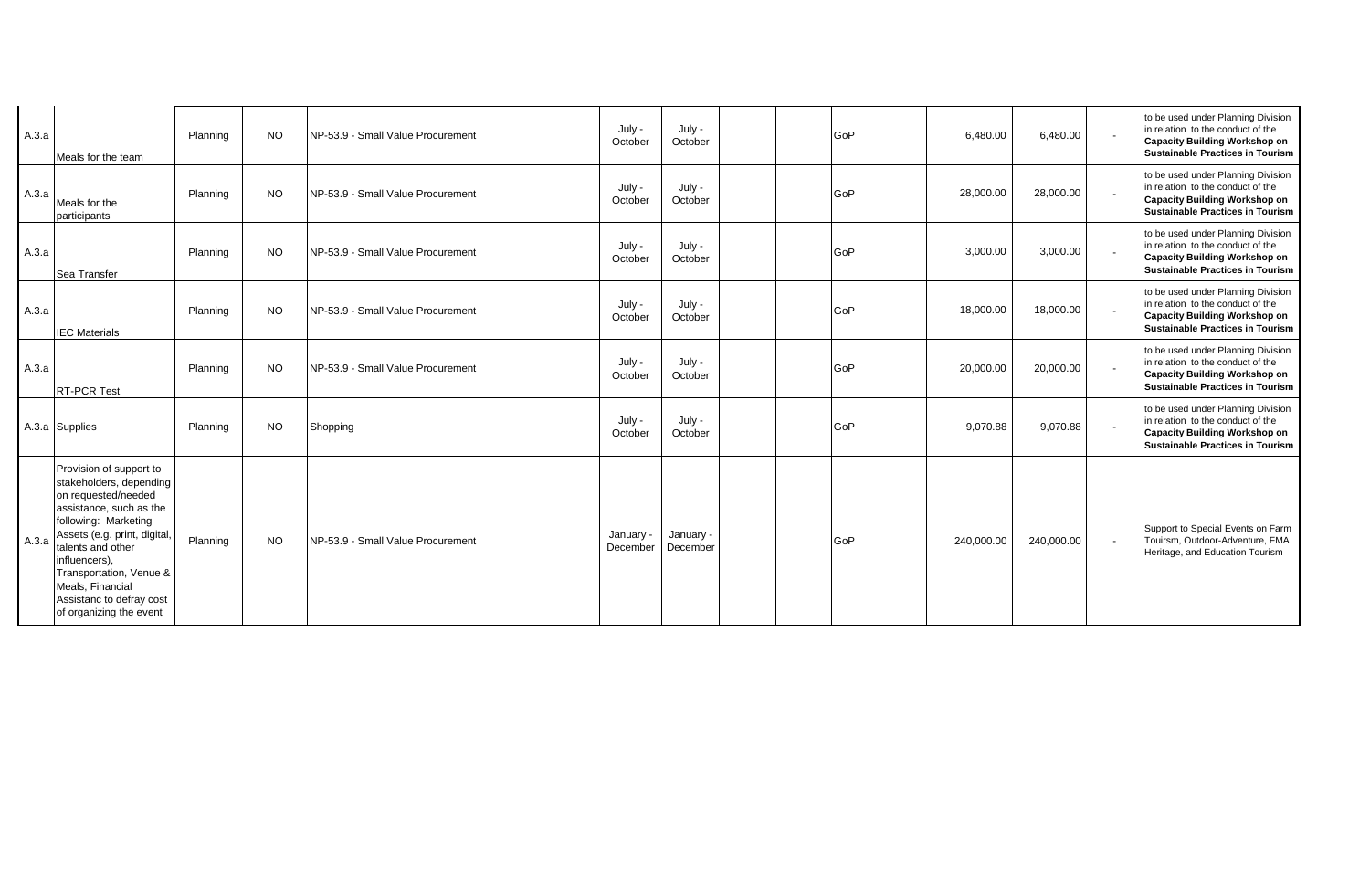| A.3.a | Meals for the team | Planning | NO | NP-53.9 - Small Value Procurement | July - October | July - October | | | GoP | 6,480.00 | 6,480.00 | - | to be used under Planning Division in relation to the conduct of the **Capacity Building Workshop on Sustainable Practices in Tourism** |
|---|---|---|---|---|---|---|---|---|---|---|---|---|---|
| A.3.a | Meals for the participants | Planning | NO | NP-53.9 - Small Value Procurement | July - October | July - October | | | GoP | 28,000.00 | 28,000.00 | - | to be used under Planning Division in relation to the conduct of the **Capacity Building Workshop on Sustainable Practices in Tourism** |
| A.3.a | Sea Transfer | Planning | NO | NP-53.9 - Small Value Procurement | July - October | July - October | | | GoP | 3,000.00 | 3,000.00 | - | to be used under Planning Division in relation to the conduct of the **Capacity Building Workshop on Sustainable Practices in Tourism** |
| A.3.a | IEC Materials | Planning | NO | NP-53.9 - Small Value Procurement | July - October | July - October | | | GoP | 18,000.00 | 18,000.00 | - | to be used under Planning Division in relation to the conduct of the **Capacity Building Workshop on Sustainable Practices in Tourism** |
| A.3.a | RT-PCR Test | Planning | NO | NP-53.9 - Small Value Procurement | July - October | July - October | | | GoP | 20,000.00 | 20,000.00 | - | to be used under Planning Division in relation to the conduct of the **Capacity Building Workshop on Sustainable Practices in Tourism** |
| A.3.a | Supplies | Planning | NO | Shopping | July - October | July - October | | | GoP | 9,070.88 | 9,070.88 | - | to be used under Planning Division in relation to the conduct of the **Capacity Building Workshop on Sustainable Practices in Tourism** |
| A.3.a | Provision of support to stakeholders, depending on requested/needed assistance, such as the following: Marketing Assets (e.g. print, digital, talents and other influencers), Transportation, Venue & Meals, Financial Assistanc to defray cost of organizing the event | Planning | NO | NP-53.9 - Small Value Procurement | January - December | January - December | | | GoP | 240,000.00 | 240,000.00 | - | Support to Special Events on Farm Touirsm, Outdoor-Adventure, FMA Heritage, and Education Tourism |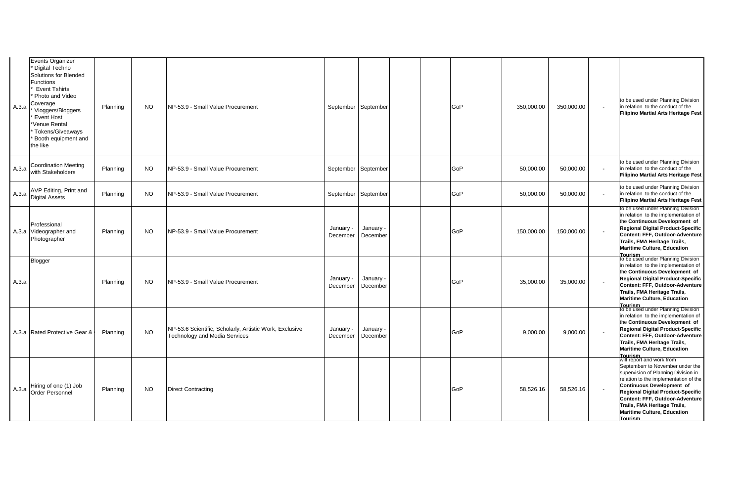| | | | | | | | | | | | | | |
|---|---|---|---|---|---|---|---|---|---|---|---|---|---|
| A.3.a | Events Organizer<br>* Digital Techno Solutions for Blended Functions<br>* Event Tshirts<br>* Photo and Video Coverage<br>* Vloggers/Bloggers<br>* Event Host<br>*Venue Rental<br>* Tokens/Giveaways<br>* Booth equipment and the like | Planning | NO | NP-53.9 - Small Value Procurement | September | September | | | GoP | 350,000.00 | 350,000.00 | - | to be used under Planning Division in relation to the conduct of the **Filipino Martial Arts Heritage Fest** |
| A.3.a | Coordination Meeting with Stakeholders | Planning | NO | NP-53.9 - Small Value Procurement | September | September | | | GoP | 50,000.00 | 50,000.00 | - | to be used under Planning Division in relation to the conduct of the **Filipino Martial Arts Heritage Fest** |
| A.3.a | AVP Editing, Print and Digital Assets | Planning | NO | NP-53.9 - Small Value Procurement | September | September | | | GoP | 50,000.00 | 50,000.00 | - | to be used under Planning Division in relation to the conduct of the **Filipino Martial Arts Heritage Fest** |
| A.3.a | Professional Videographer and Photographer | Planning | NO | NP-53.9 - Small Value Procurement | January - December | January - December | | | GoP | 150,000.00 | 150,000.00 | - | to be used under Planning Division in relation to the implementation of the **Continuous Development of Regional Digital Product-Specific Content: FFF, Outdoor-Adventure Trails, FMA Heritage Trails, Maritime Culture, Education Tourism** |
| A.3.a | Blogger | Planning | NO | NP-53.9 - Small Value Procurement | January - December | January - December | | | GoP | 35,000.00 | 35,000.00 | - | to be used under Planning Division in relation to the implementation of the **Continuous Development of Regional Digital Product-Specific Content: FFF, Outdoor-Adventure Trails, FMA Heritage Trails, Maritime Culture, Education Tourism** |
| A.3.a | Rated Protective Gear & | Planning | NO | NP-53.6 Scientific, Scholarly, Artistic Work, Exclusive Technology and Media Services | January - December | January - December | | | GoP | 9,000.00 | 9,000.00 | - | to be used under Planning Division in relation to the implementation of the **Continuous Development of Regional Digital Product-Specific Content: FFF, Outdoor-Adventure Trails, FMA Heritage Trails, Maritime Culture, Education Tourism** |
| A.3.a | Hiring of one (1) Job Order Personnel | Planning | NO | Direct Contracting | | | | | GoP | 58,526.16 | 58,526.16 | - | will report and work from Septemberr to November under the supervision of Planning Division in relation to the implementation of the **Continuous Development of Regional Digital Product-Specific Content: FFF, Outdoor-Adventure Trails, FMA Heritage Trails, Maritime Culture, Education Tourism** |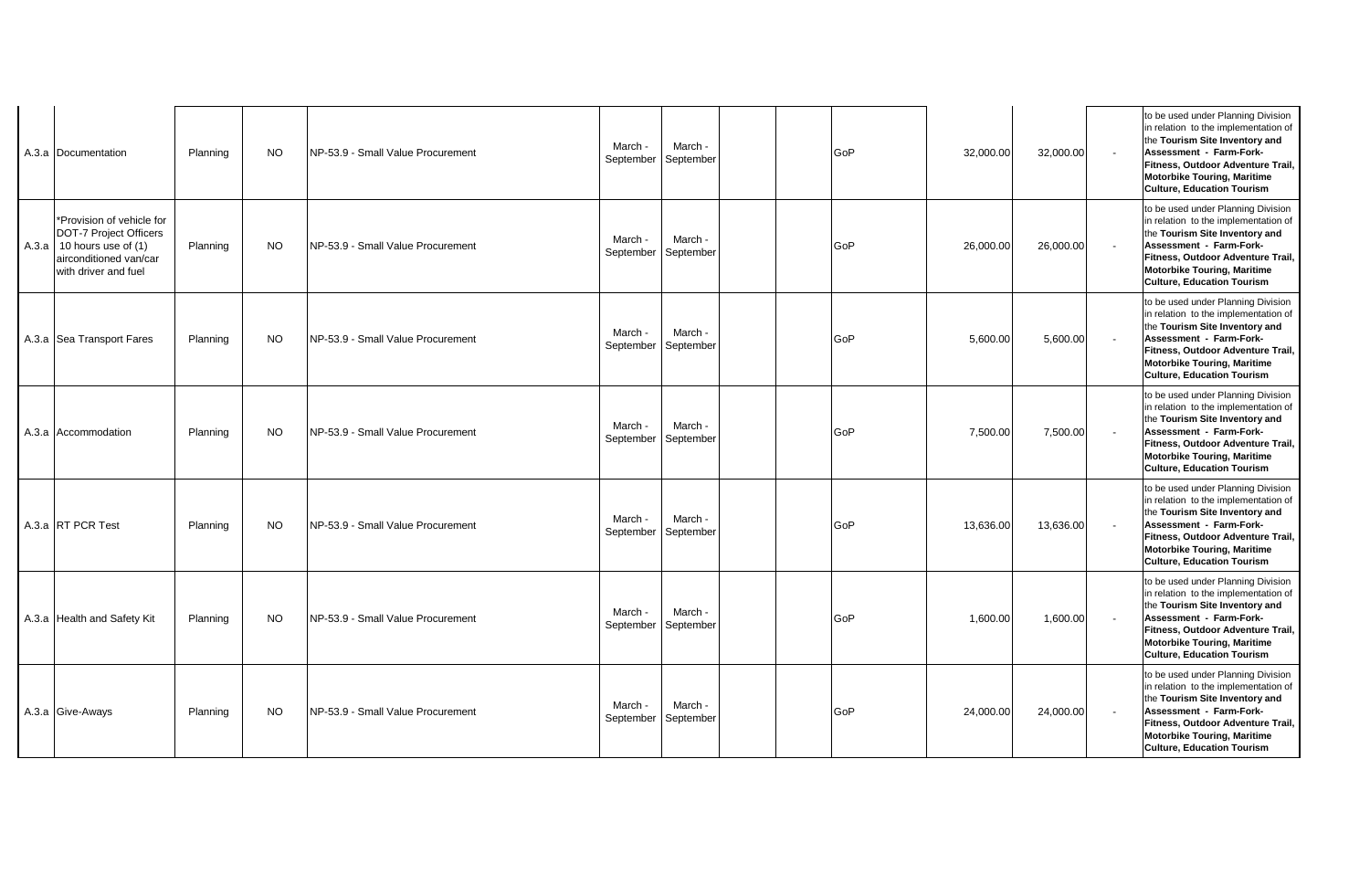| | | | | | | | | | | | | | |
|---|---|---|---|---|---|---|---|---|---|---|---|---|---|
| A.3.a | Documentation | Planning | NO | NP-53.9 - Small Value Procurement | March - September | March - September | | | GoP | 32,000.00 | 32,000.00 | - | to be used under Planning Division in relation to the implementation of the **Tourism Site Inventory and Assessment - Farm-Fork-Fitness, Outdoor Adventure Trail, Motorbike Touring, Maritime Culture, Education Tourism** |
| A.3.a | *Provision of vehicle for DOT-7 Project Officers 10 hours use of (1) airconditioned van/car with driver and fuel | Planning | NO | NP-53.9 - Small Value Procurement | March - September | March - September | | | GoP | 26,000.00 | 26,000.00 | - | to be used under Planning Division in relation to the implementation of the **Tourism Site Inventory and Assessment - Farm-Fork-Fitness, Outdoor Adventure Trail, Motorbike Touring, Maritime Culture, Education Tourism** |
| A.3.a | Sea Transport Fares | Planning | NO | NP-53.9 - Small Value Procurement | March - September | March - September | | | GoP | 5,600.00 | 5,600.00 | - | to be used under Planning Division in relation to the implementation of the **Tourism Site Inventory and Assessment - Farm-Fork-Fitness, Outdoor Adventure Trail, Motorbike Touring, Maritime Culture, Education Tourism** |
| A.3.a | Accommodation | Planning | NO | NP-53.9 - Small Value Procurement | March - September | March - September | | | GoP | 7,500.00 | 7,500.00 | - | to be used under Planning Division in relation to the implementation of the **Tourism Site Inventory and Assessment - Farm-Fork-Fitness, Outdoor Adventure Trail, Motorbike Touring, Maritime Culture, Education Tourism** |
| A.3.a | RT PCR Test | Planning | NO | NP-53.9 - Small Value Procurement | March - September | March - September | | | GoP | 13,636.00 | 13,636.00 | - | to be used under Planning Division in relation to the implementation of the **Tourism Site Inventory and Assessment - Farm-Fork-Fitness, Outdoor Adventure Trail, Motorbike Touring, Maritime Culture, Education Tourism** |
| A.3.a | Health and Safety Kit | Planning | NO | NP-53.9 - Small Value Procurement | March - September | March - September | | | GoP | 1,600.00 | 1,600.00 | - | to be used under Planning Division in relation to the implementation of the **Tourism Site Inventory and Assessment - Farm-Fork-Fitness, Outdoor Adventure Trail, Motorbike Touring, Maritime Culture, Education Tourism** |
| A.3.a | Give-Aways | Planning | NO | NP-53.9 - Small Value Procurement | March - September | March - September | | | GoP | 24,000.00 | 24,000.00 | - | to be used under Planning Division in relation to the implementation of the **Tourism Site Inventory and Assessment - Farm-Fork-Fitness, Outdoor Adventure Trail, Motorbike Touring, Maritime Culture, Education Tourism** |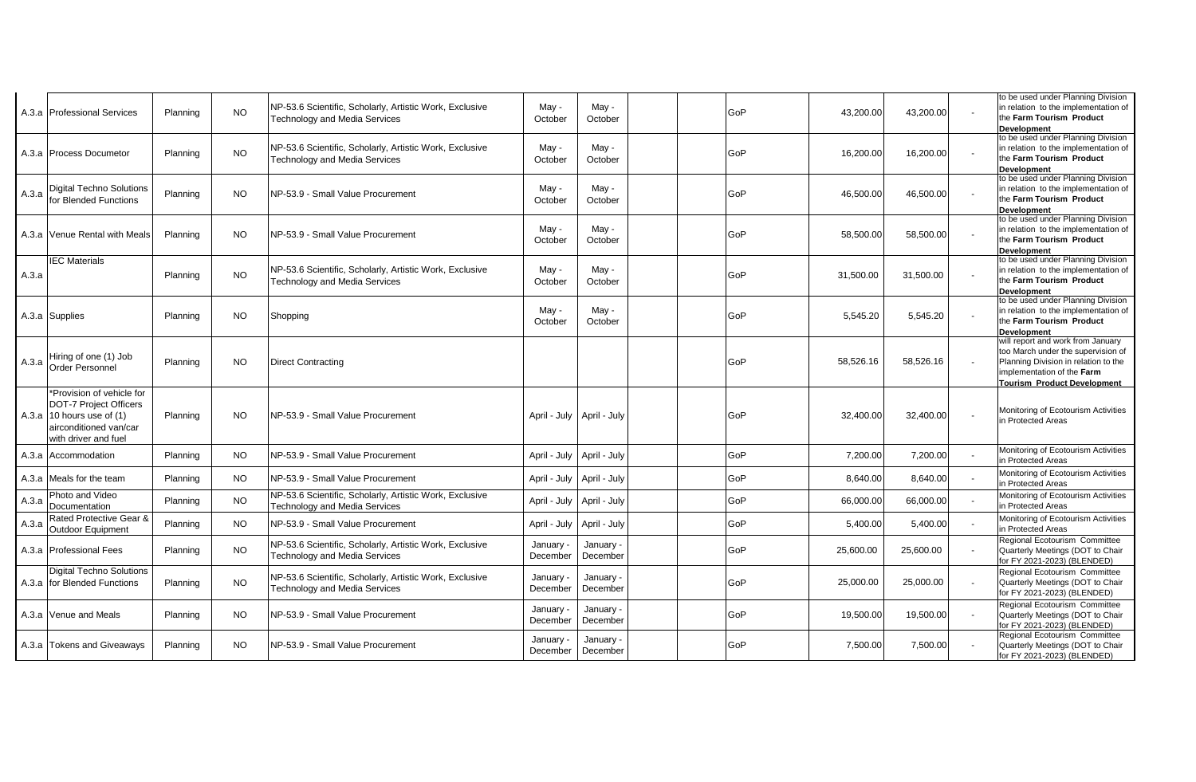| | | | | | | | | | | | | | |
|---|---|---|---|---|---|---|---|---|---|---|---|---|---|
| A.3.a | Professional Services | Planning | NO | NP-53.6 Scientific, Scholarly, Artistic Work, Exclusive Technology and Media Services | May - October | May - October | | | GoP | 43,200.00 | 43,200.00 | - | to be used under Planning Division in relation to the implementation of the **Farm Tourism Product Development** |
| A.3.a | Process Documetor | Planning | NO | NP-53.6 Scientific, Scholarly, Artistic Work, Exclusive Technology and Media Services | May - October | May - October | | | GoP | 16,200.00 | 16,200.00 | - | to be used under Planning Division in relation to the implementation of the **Farm Tourism Product Development** |
| A.3.a | Digital Techno Solutions for Blended Functions | Planning | NO | NP-53.9 - Small Value Procurement | May - October | May - October | | | GoP | 46,500.00 | 46,500.00 | - | to be used under Planning Division in relation to the implementation of the **Farm Tourism Product Development** |
| A.3.a | Venue Rental with Meals | Planning | NO | NP-53.9 - Small Value Procurement | May - October | May - October | | | GoP | 58,500.00 | 58,500.00 | - | to be used under Planning Division in relation to the implementation of the **Farm Tourism Product Development** |
| A.3.a | IEC Materials | Planning | NO | NP-53.6 Scientific, Scholarly, Artistic Work, Exclusive Technology and Media Services | May - October | May - October | | | GoP | 31,500.00 | 31,500.00 | - | to be used under Planning Division in relation to the implementation of the **Farm Tourism Product Development** |
| A.3.a | Supplies | Planning | NO | Shopping | May - October | May - October | | | GoP | 5,545.20 | 5,545.20 | - | to be used under Planning Division in relation to the implementation of the **Farm Tourism Product Development** |
| A.3.a | Hiring of one (1) Job Order Personnel | Planning | NO | Direct Contracting | | | | | GoP | 58,526.16 | 58,526.16 | - | will report and work from January too March under the supervision of Planning Division in relation to the implementation of the **Farm Tourism Product Development** |
| A.3.a | *Provision of vehicle for DOT-7 Project Officers 10 hours use of (1) airconditioned van/car with driver and fuel | Planning | NO | NP-53.9 - Small Value Procurement | April - July | April - July | | | GoP | 32,400.00 | 32,400.00 | - | Monitoring of Ecotourism Activities in Protected Areas |
| A.3.a | Accommodation | Planning | NO | NP-53.9 - Small Value Procurement | April - July | April - July | | | GoP | 7,200.00 | 7,200.00 | - | Monitoring of Ecotourism Activities in Protected Areas |
| A.3.a | Meals for the team | Planning | NO | NP-53.9 - Small Value Procurement | April - July | April - July | | | GoP | 8,640.00 | 8,640.00 | - | Monitoring of Ecotourism Activities in Protected Areas |
| A.3.a | Photo and Video Documentation | Planning | NO | NP-53.6 Scientific, Scholarly, Artistic Work, Exclusive Technology and Media Services | April - July | April - July | | | GoP | 66,000.00 | 66,000.00 | - | Monitoring of Ecotourism Activities in Protected Areas |
| A.3.a | Rated Protective Gear & Outdoor Equipment | Planning | NO | NP-53.9 - Small Value Procurement | April - July | April - July | | | GoP | 5,400.00 | 5,400.00 | - | Monitoring of Ecotourism Activities in Protected Areas |
| A.3.a | Professional Fees | Planning | NO | NP-53.6 Scientific, Scholarly, Artistic Work, Exclusive Technology and Media Services | January - December | January - December | | | GoP | 25,600.00 | 25,600.00 | - | Regional Ecotourism Committee Quarterly Meetings (DOT to Chair for FY 2021-2023) (BLENDED) |
| A.3.a | Digital Techno Solutions for Blended Functions | Planning | NO | NP-53.6 Scientific, Scholarly, Artistic Work, Exclusive Technology and Media Services | January - December | January - December | | | GoP | 25,000.00 | 25,000.00 | - | Regional Ecotourism Committee Quarterly Meetings (DOT to Chair for FY 2021-2023) (BLENDED) |
| A.3.a | Venue and Meals | Planning | NO | NP-53.9 - Small Value Procurement | January - December | January - December | | | GoP | 19,500.00 | 19,500.00 | - | Regional Ecotourism Committee Quarterly Meetings (DOT to Chair for FY 2021-2023) (BLENDED) |
| A.3.a | Tokens and Giveaways | Planning | NO | NP-53.9 - Small Value Procurement | January - December | January - December | | | GoP | 7,500.00 | 7,500.00 | - | Regional Ecotourism Committee Quarterly Meetings (DOT to Chair for FY 2021-2023) (BLENDED) |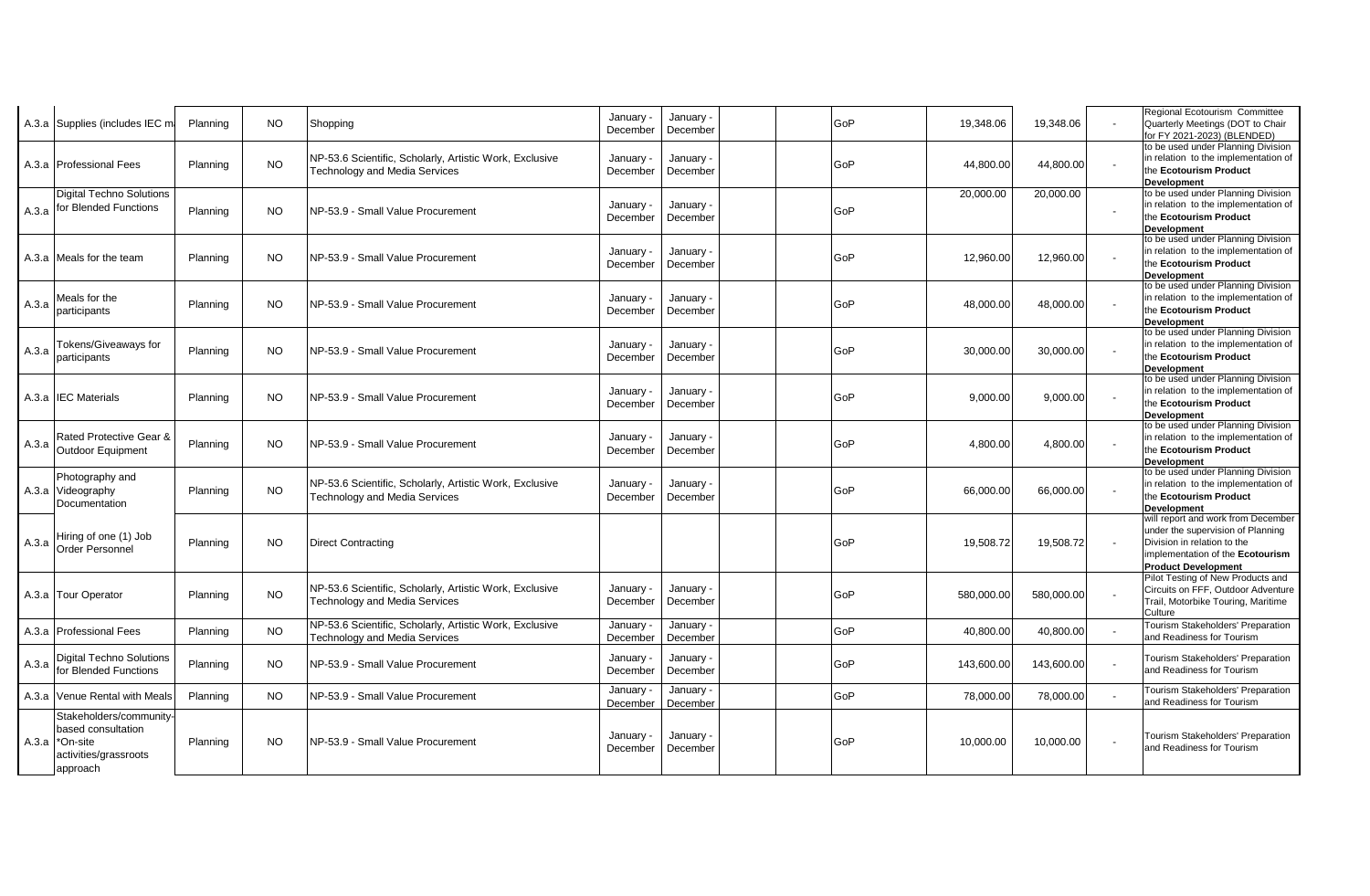| | | | | | | | | | | | | | |
|---|---|---|---|---|---|---|---|---|---|---|---|---|---|
| A.3.a | Supplies (includes IEC m | Planning | NO | Shopping | January - December | January - December | | | GoP | 19,348.06 | 19,348.06 | - | Regional Ecotourism Committee Quarterly Meetings (DOT to Chair for FY 2021-2023) (BLENDED) |
| A.3.a | Professional Fees | Planning | NO | NP-53.6 Scientific, Scholarly, Artistic Work, Exclusive Technology and Media Services | January - December | January - December | | | GoP | 44,800.00 | 44,800.00 | - | to be used under Planning Division in relation to the implementation of the **Ecotourism Product Development** |
| A.3.a | Digital Techno Solutions for Blended Functions | Planning | NO | NP-53.9 - Small Value Procurement | January - December | January - December | | | GoP | 20,000.00 | 20,000.00 | - | to be used under Planning Division in relation to the implementation of the **Ecotourism Product Development** |
| A.3.a | Meals for the team | Planning | NO | NP-53.9 - Small Value Procurement | January - December | January - December | | | GoP | 12,960.00 | 12,960.00 | - | to be used under Planning Division in relation to the implementation of the **Ecotourism Product Development** |
| A.3.a | Meals for the participants | Planning | NO | NP-53.9 - Small Value Procurement | January - December | January - December | | | GoP | 48,000.00 | 48,000.00 | - | to be used under Planning Division in relation to the implementation of the **Ecotourism Product Development** |
| A.3.a | Tokens/Giveaways for participants | Planning | NO | NP-53.9 - Small Value Procurement | January - December | January - December | | | GoP | 30,000.00 | 30,000.00 | - | to be used under Planning Division in relation to the implementation of the **Ecotourism Product Development** |
| A.3.a | IEC Materials | Planning | NO | NP-53.9 - Small Value Procurement | January - December | January - December | | | GoP | 9,000.00 | 9,000.00 | - | to be used under Planning Division in relation to the implementation of the **Ecotourism Product Development** |
| A.3.a | Rated Protective Gear & Outdoor Equipment | Planning | NO | NP-53.9 - Small Value Procurement | January - December | January - December | | | GoP | 4,800.00 | 4,800.00 | - | to be used under Planning Division in relation to the implementation of the **Ecotourism Product Development** |
| A.3.a | Photography and Videography Documentation | Planning | NO | NP-53.6 Scientific, Scholarly, Artistic Work, Exclusive Technology and Media Services | January - December | January - December | | | GoP | 66,000.00 | 66,000.00 | - | to be used under Planning Division in relation to the implementation of the **Ecotourism Product Development** |
| A.3.a | Hiring of one (1) Job Order Personnel | Planning | NO | Direct Contracting | | | | | GoP | 19,508.72 | 19,508.72 | - | will report and work from December under the supervision of Planning Division in relation to the implementation of the **Ecotourism Product Development** |
| A.3.a | Tour Operator | Planning | NO | NP-53.6 Scientific, Scholarly, Artistic Work, Exclusive Technology and Media Services | January - December | January - December | | | GoP | 580,000.00 | 580,000.00 | - | Pilot Testing of New Products and Circuits on FFF, Outdoor Adventure Trail, Motorbike Touring, Maritime Culture |
| A.3.a | Professional Fees | Planning | NO | NP-53.6 Scientific, Scholarly, Artistic Work, Exclusive Technology and Media Services | January - December | January - December | | | GoP | 40,800.00 | 40,800.00 | - | Tourism Stakeholders' Preparation and Readiness for Tourism |
| A.3.a | Digital Techno Solutions for Blended Functions | Planning | NO | NP-53.9 - Small Value Procurement | January - December | January - December | | | GoP | 143,600.00 | 143,600.00 | - | Tourism Stakeholders' Preparation and Readiness for Tourism |
| A.3.a | Venue Rental with Meals | Planning | NO | NP-53.9 - Small Value Procurement | January - December | January - December | | | GoP | 78,000.00 | 78,000.00 | - | Tourism Stakeholders' Preparation and Readiness for Tourism |
| A.3.a | Stakeholders/community-based consultation *On-site activities/grassroots approach | Planning | NO | NP-53.9 - Small Value Procurement | January - December | January - December | | | GoP | 10,000.00 | 10,000.00 | - | Tourism Stakeholders' Preparation and Readiness for Tourism |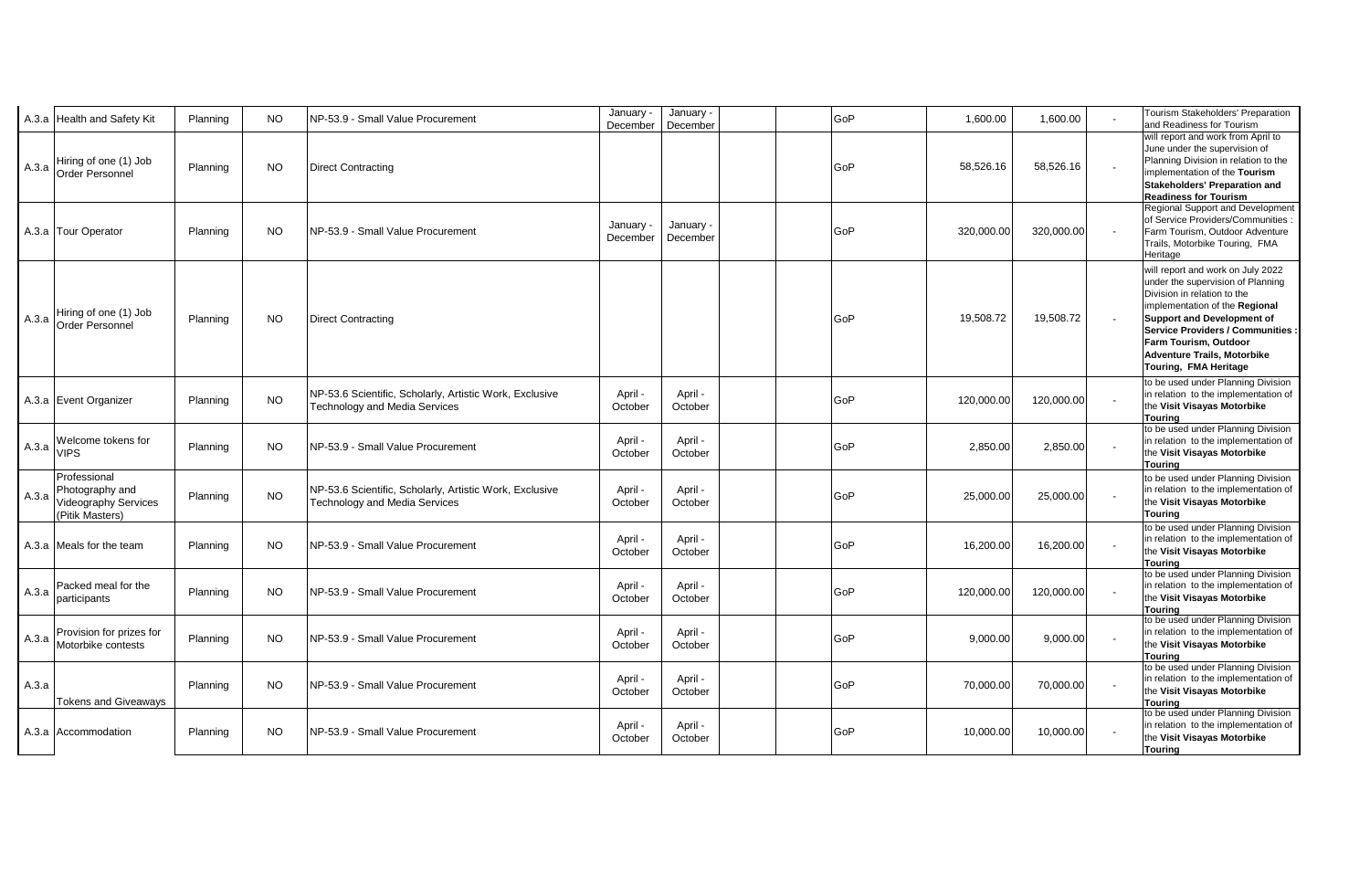| | | | | | | | | | | | | | |
|---|---|---|---|---|---|---|---|---|---|---|---|---|---|
| A.3.a | Health and Safety Kit | Planning | NO | NP-53.9 - Small Value Procurement | January - December | January - December | | | GoP | 1,600.00 | 1,600.00 | - | Tourism Stakeholders' Preparation and Readiness for Tourism |
| A.3.a | Hiring of one (1) Job Order Personnel | Planning | NO | Direct Contracting | | | | | GoP | 58,526.16 | 58,526.16 | - | will report and work from April to June under the supervision of Planning Division in relation to the implementation of the **Tourism Stakeholders' Preparation and Readiness for Tourism** |
| A.3.a | Tour Operator | Planning | NO | NP-53.9 - Small Value Procurement | January - December | January - December | | | GoP | 320,000.00 | 320,000.00 | - | Regional Support and Development of Service Providers/Communities : Farm Tourism, Outdoor Adventure Trails, Motorbike Touring, FMA Heritage |
| A.3.a | Hiring of one (1) Job Order Personnel | Planning | NO | Direct Contracting | | | | | GoP | 19,508.72 | 19,508.72 | - | will report and work on July 2022 under the supervision of Planning Division in relation to the implementation of the **Regional Support and Development of Service Providers / Communities : Farm Tourism, Outdoor Adventure Trails, Motorbike Touring, FMA Heritage** |
| A.3.a | Event Organizer | Planning | NO | NP-53.6 Scientific, Scholarly, Artistic Work, Exclusive Technology and Media Services | April - October | April - October | | | GoP | 120,000.00 | 120,000.00 | - | to be used under Planning Division in relation to the implementation of the **Visit Visayas Motorbike Touring** |
| A.3.a | Welcome tokens for VIPS | Planning | NO | NP-53.9 - Small Value Procurement | April - October | April - October | | | GoP | 2,850.00 | 2,850.00 | - | to be used under Planning Division in relation to the implementation of the **Visit Visayas Motorbike Touring** |
| A.3.a | Professional Photography and Videography Services (Pitik Masters) | Planning | NO | NP-53.6 Scientific, Scholarly, Artistic Work, Exclusive Technology and Media Services | April - October | April - October | | | GoP | 25,000.00 | 25,000.00 | - | to be used under Planning Division in relation to the implementation of the **Visit Visayas Motorbike Touring** |
| A.3.a | Meals for the team | Planning | NO | NP-53.9 - Small Value Procurement | April - October | April - October | | | GoP | 16,200.00 | 16,200.00 | - | to be used under Planning Division in relation to the implementation of the **Visit Visayas Motorbike Touring** |
| A.3.a | Packed meal for the participants | Planning | NO | NP-53.9 - Small Value Procurement | April - October | April - October | | | GoP | 120,000.00 | 120,000.00 | - | to be used under Planning Division in relation to the implementation of the **Visit Visayas Motorbike Touring** |
| A.3.a | Provision for prizes for Motorbike contests | Planning | NO | NP-53.9 - Small Value Procurement | April - October | April - October | | | GoP | 9,000.00 | 9,000.00 | - | to be used under Planning Division in relation to the implementation of the **Visit Visayas Motorbike Touring** |
| A.3.a | Tokens and Giveaways | Planning | NO | NP-53.9 - Small Value Procurement | April - October | April - October | | | GoP | 70,000.00 | 70,000.00 | - | to be used under Planning Division in relation to the implementation of the **Visit Visayas Motorbike Touring** |
| A.3.a | Accommodation | Planning | NO | NP-53.9 - Small Value Procurement | April - October | April - October | | | GoP | 10,000.00 | 10,000.00 | - | to be used under Planning Division in relation to the implementation of the **Visit Visayas Motorbike Touring** |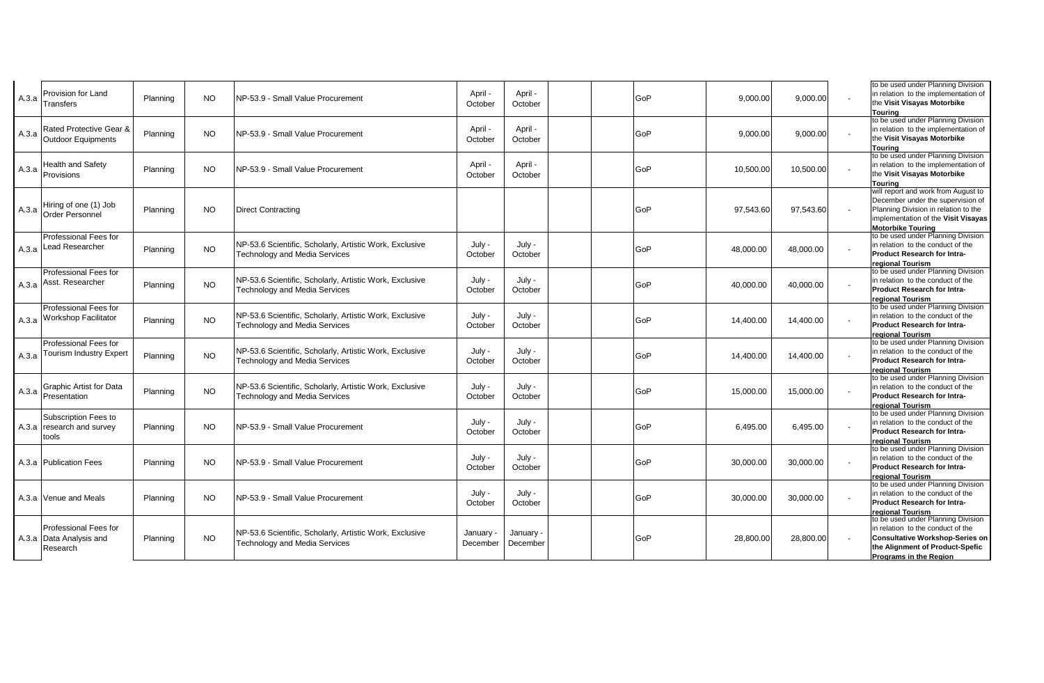| | | | | | | | | | | | | | |
|---|---|---|---|---|---|---|---|---|---|---|---|---|---|
| A.3.a | Provision for Land Transfers | Planning | NO | NP-53.9 - Small Value Procurement | April - October | April - October | | | GoP | 9,000.00 | 9,000.00 | - | to be used under Planning Division in relation to the implementation of the **Visit Visayas Motorbike Touring** |
| A.3.a | Rated Protective Gear & Outdoor Equipments | Planning | NO | NP-53.9 - Small Value Procurement | April - October | April - October | | | GoP | 9,000.00 | 9,000.00 | - | to be used under Planning Division in relation to the implementation of the **Visit Visayas Motorbike Touring** |
| A.3.a | Health and Safety Provisions | Planning | NO | NP-53.9 - Small Value Procurement | April - October | April - October | | | GoP | 10,500.00 | 10,500.00 | - | to be used under Planning Division in relation to the implementation of the **Visit Visayas Motorbike Touring** |
| A.3.a | Hiring of one (1) Job Order Personnel | Planning | NO | Direct Contracting | | | | | GoP | 97,543.60 | 97,543.60 | - | will report and work from August to December under the supervision of Planning Division in relation to the implementation of the **Visit Visayas Motorbike Touring** |
| A.3.a | Professional Fees for Lead Researcher | Planning | NO | NP-53.6 Scientific, Scholarly, Artistic Work, Exclusive Technology and Media Services | July - October | July - October | | | GoP | 48,000.00 | 48,000.00 | - | to be used under Planning Division in relation to the conduct of the **Product Research for Intra-regional Tourism** |
| A.3.a | Professional Fees for Asst. Researcher | Planning | NO | NP-53.6 Scientific, Scholarly, Artistic Work, Exclusive Technology and Media Services | July - October | July - October | | | GoP | 40,000.00 | 40,000.00 | - | to be used under Planning Division in relation to the conduct of the **Product Research for Intra-regional Tourism** |
| A.3.a | Professional Fees for Workshop Facilitator | Planning | NO | NP-53.6 Scientific, Scholarly, Artistic Work, Exclusive Technology and Media Services | July - October | July - October | | | GoP | 14,400.00 | 14,400.00 | - | to be used under Planning Division in relation to the conduct of the **Product Research for Intra-regional Tourism** |
| A.3.a | Professional Fees for Tourism Industry Expert | Planning | NO | NP-53.6 Scientific, Scholarly, Artistic Work, Exclusive Technology and Media Services | July - October | July - October | | | GoP | 14,400.00 | 14,400.00 | - | to be used under Planning Division in relation to the conduct of the **Product Research for Intra-regional Tourism** |
| A.3.a | Graphic Artist for Data Presentation | Planning | NO | NP-53.6 Scientific, Scholarly, Artistic Work, Exclusive Technology and Media Services | July - October | July - October | | | GoP | 15,000.00 | 15,000.00 | - | to be used under Planning Division in relation to the conduct of the **Product Research for Intra-regional Tourism** |
| A.3.a | Subscription Fees to research and survey tools | Planning | NO | NP-53.9 - Small Value Procurement | July - October | July - October | | | GoP | 6,495.00 | 6,495.00 | - | to be used under Planning Division in relation to the conduct of the **Product Research for Intra-regional Tourism** |
| A.3.a | Publication Fees | Planning | NO | NP-53.9 - Small Value Procurement | July - October | July - October | | | GoP | 30,000.00 | 30,000.00 | - | to be used under Planning Division in relation to the conduct of the **Product Research for Intra-regional Tourism** |
| A.3.a | Venue and Meals | Planning | NO | NP-53.9 - Small Value Procurement | July - October | July - October | | | GoP | 30,000.00 | 30,000.00 | - | to be used under Planning Division in relation to the conduct of the **Product Research for Intra-regional Tourism** |
| A.3.a | Professional Fees for Data Analysis and Research | Planning | NO | NP-53.6 Scientific, Scholarly, Artistic Work, Exclusive Technology and Media Services | January - December | January - December | | | GoP | 28,800.00 | 28,800.00 | - | to be used under Planning Division in relation to the conduct of the **Consultative Workshop-Series on the Alignment of Product-Spefic Programs in the Region** |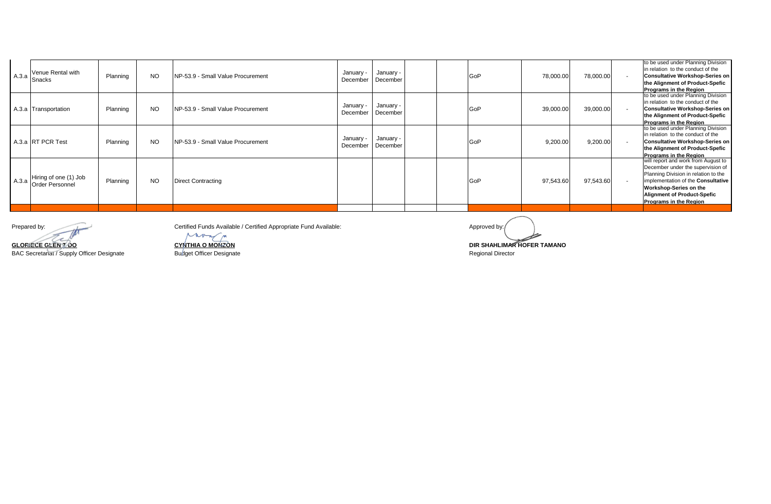| | | | | | | | | | | | | | |
|---|---|---|---|---|---|---|---|---|---|---|---|---|---|
| A.3.a | Venue Rental with Snacks | Planning | NO | NP-53.9 - Small Value Procurement | January - December | January - December | | | GoP | 78,000.00 | 78,000.00 | - | to be used under Planning Division in relation to the conduct of the **Consultative Workshop-Series on the Alignment of Product-Spefic Programs in the Region** |
| A.3.a | Transportation | Planning | NO | NP-53.9 - Small Value Procurement | January - December | January - December | | | GoP | 39,000.00 | 39,000.00 | - | to be used under Planning Division in relation to the conduct of the **Consultative Workshop-Series on the Alignment of Product-Spefic Programs in the Region** |
| A.3.a | RT PCR Test | Planning | NO | NP-53.9 - Small Value Procurement | January - December | January - December | | | GoP | 9,200.00 | 9,200.00 | - | to be used under Planning Division in relation to the conduct of the **Consultative Workshop-Series on the Alignment of Product-Spefic Programs in the Region** |
| A.3.a | Hiring of one (1) Job Order Personnel | Planning | NO | Direct Contracting | | | | | GoP | 97,543.60 | 97,543.60 | - | will report and work from August to December under the supervision of Planning Division in relation to the implementation of the **Consultative Workshop-Series on the Alignment of Product-Spefic Programs in the Region** |
| | | | | | | | | | | | | | |

Prepared by:

**GLORIECE GLEN T. DO**
BAC Secretariat / Supply Officer Designate

Certified Funds Available / Certified Appropriate Fund Available:

**CYNTHIA O MONZON**
Budget Officer Designate

Approved by:

**DIR SHAHLIMAR HOFER TAMANO**
Regional Director